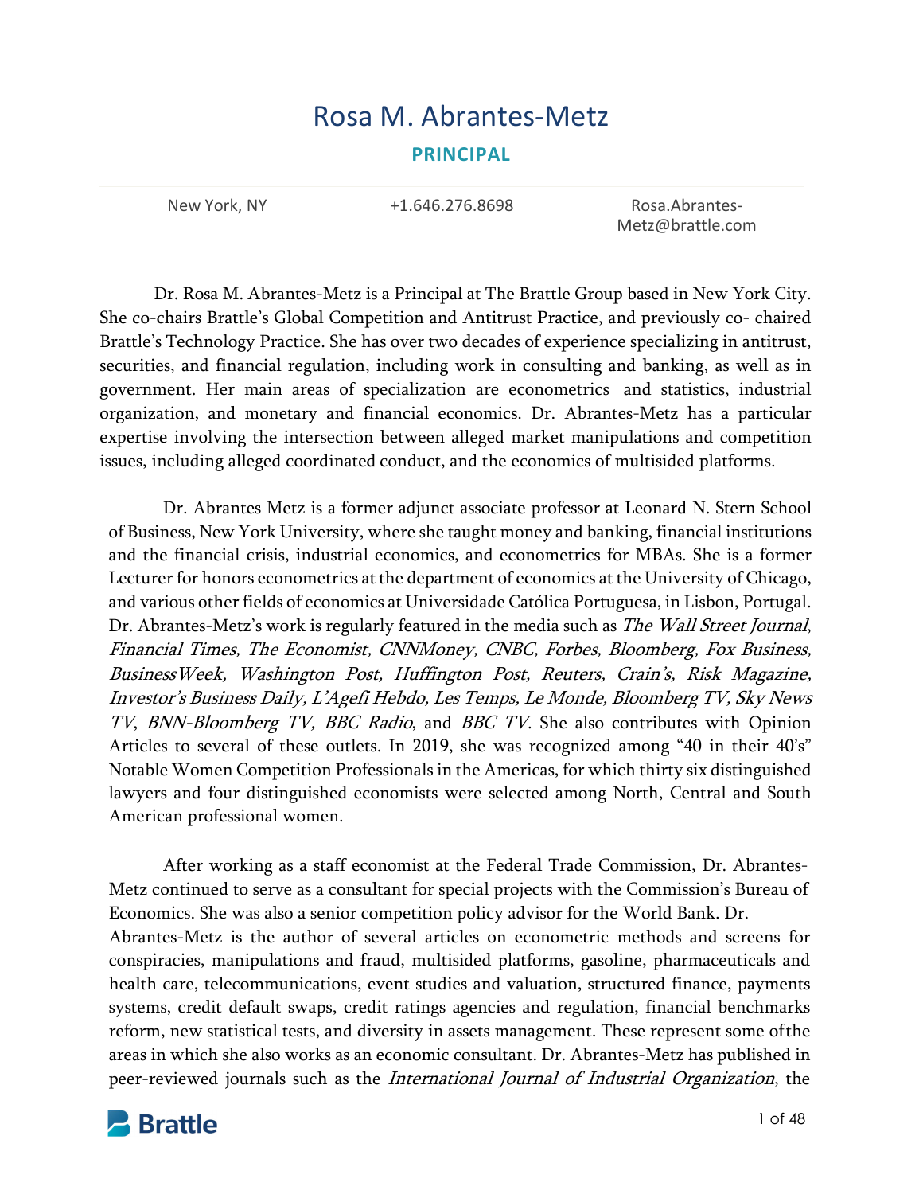# Rosa M. Abrantes-Metz

**PRINCIPAL**

New York, NY | +1.646.276.8698 | Rosa.Abrantes-Metz@brattle.com

Dr. Rosa M. Abrantes-Metz is a Principal at The Brattle Group based in New York City. She co-chairs Brattle's Global Competition and Antitrust Practice, and previously co- chaired Brattle's Technology Practice. She has over two decades of experience specializing in antitrust, securities, and financial regulation, including work in consulting and banking, as well as in government. Her main areas of specialization are econometrics and statistics, industrial organization, and monetary and financial economics. Dr. Abrantes-Metz has a particular expertise involving the intersection between alleged market manipulations and competition issues, including alleged coordinated conduct, and the economics of multisided platforms.

Dr. Abrantes Metz is a former adjunct associate professor at Leonard N. Stern School of Business, New York University, where she taught money and banking, financial institutions and the financial crisis, industrial economics, and econometrics for MBAs. She is a former Lecturer for honors econometrics at the department of economics at the University of Chicago, and various other fields of economics at Universidade Católica Portuguesa, in Lisbon, Portugal. Dr. Abrantes-Metz's work is regularly featured in the media such as *The Wall Street Journal*, *Financial Times, The Economist, CNNMoney, CNBC, Forbes, Bloomberg, Fox Business, BusinessWeek, Washington Post, Huffington Post, Reuters, Crain's, Risk Magazine, Investor's Business Daily, L'Agefi Hebdo, Les Temps, Le Monde, Bloomberg TV, Sky News TV*, *BNN-Bloomberg TV, BBC Radio*, and *BBC TV*. She also contributes with Opinion Articles to several of these outlets. In 2019, she was recognized among "40 in their 40's" Notable Women Competition Professionals in the Americas, for which thirty six distinguished lawyers and four distinguished economists were selected among North, Central and South American professional women.

After working as a staff economist at the Federal Trade Commission, Dr. Abrantes-Metz continued to serve as a consultant for special projects with the Commission's Bureau of Economics. She was also a senior competition policy advisor for the World Bank. Dr. Abrantes-Metz is the author of several articles on econometric methods and screens for conspiracies, manipulations and fraud, multisided platforms, gasoline, pharmaceuticals and health care, telecommunications, event studies and valuation, structured finance, payments systems, credit default swaps, credit ratings agencies and regulation, financial benchmarks reform, new statistical tests, and diversity in assets management. These represent some ofthe areas in which she also works as an economic consultant. Dr. Abrantes-Metz has published in peer-reviewed journals such as the *International Journal of Industrial Organization*, the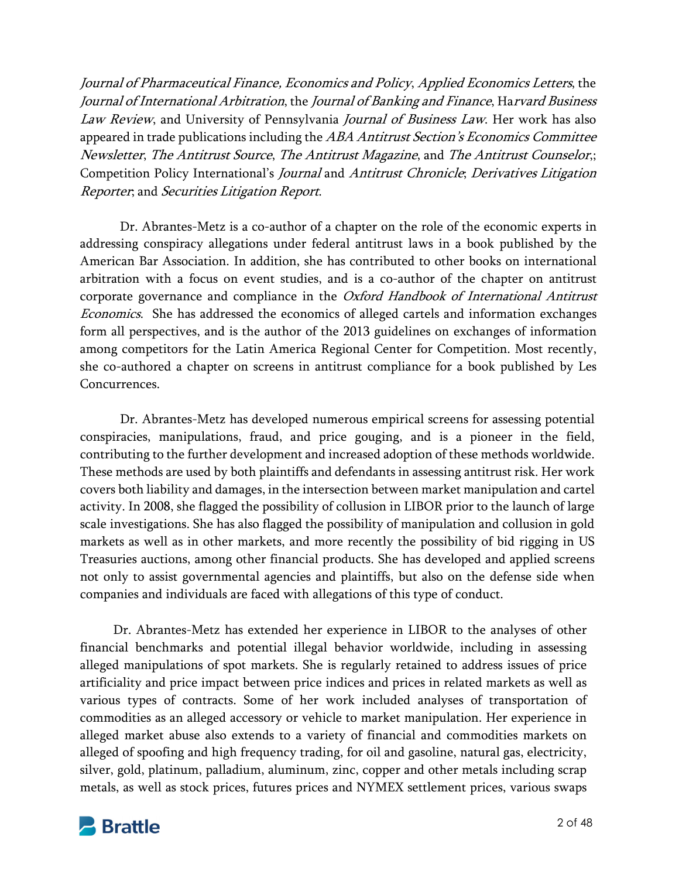*Journal of Pharmaceutical Finance, Economics and Policy*, *Applied Economics Letters*, the *Journal of International Arbitration*, the *Journal of Banking and Finance*, Ha*rvard Business Law Review*, and University of Pennsylvania *Journal of Business Law*. Her work has also appeared in trade publications including the *ABA Antitrust Section's Economics Committee Newsletter*, *The Antitrust Source*, *The Antitrust Magazine*, and *The Antitrust Counselor*,; Competition Policy International's *Journal* and *Antitrust Chronicle*; *Derivatives Litigation Reporter*; and *Securities Litigation Report*.

Dr. Abrantes-Metz is a co-author of a chapter on the role of the economic experts in addressing conspiracy allegations under federal antitrust laws in a book published by the American Bar Association. In addition, she has contributed to other books on international arbitration with a focus on event studies, and is a co-author of the chapter on antitrust corporate governance and compliance in the *Oxford Handbook of International Antitrust Economics*. She has addressed the economics of alleged cartels and information exchanges form all perspectives, and is the author of the 2013 guidelines on exchanges of information among competitors for the Latin America Regional Center for Competition. Most recently, she co-authored a chapter on screens in antitrust compliance for a book published by Les Concurrences.

Dr. Abrantes-Metz has developed numerous empirical screens for assessing potential conspiracies, manipulations, fraud, and price gouging, and is a pioneer in the field, contributing to the further development and increased adoption of these methods worldwide. These methods are used by both plaintiffs and defendants in assessing antitrust risk. Her work covers both liability and damages, in the intersection between market manipulation and cartel activity. In 2008, she flagged the possibility of collusion in LIBOR prior to the launch of large scale investigations. She has also flagged the possibility of manipulation and collusion in gold markets as well as in other markets, and more recently the possibility of bid rigging in US Treasuries auctions, among other financial products. She has developed and applied screens not only to assist governmental agencies and plaintiffs, but also on the defense side when companies and individuals are faced with allegations of this type of conduct.

Dr. Abrantes-Metz has extended her experience in LIBOR to the analyses of other financial benchmarks and potential illegal behavior worldwide, including in assessing alleged manipulations of spot markets. She is regularly retained to address issues of price artificiality and price impact between price indices and prices in related markets as well as various types of contracts. Some of her work included analyses of transportation of commodities as an alleged accessory or vehicle to market manipulation. Her experience in alleged market abuse also extends to a variety of financial and commodities markets on alleged of spoofing and high frequency trading, for oil and gasoline, natural gas, electricity, silver, gold, platinum, palladium, aluminum, zinc, copper and other metals including scrap metals, as well as stock prices, futures prices and NYMEX settlement prices, various swaps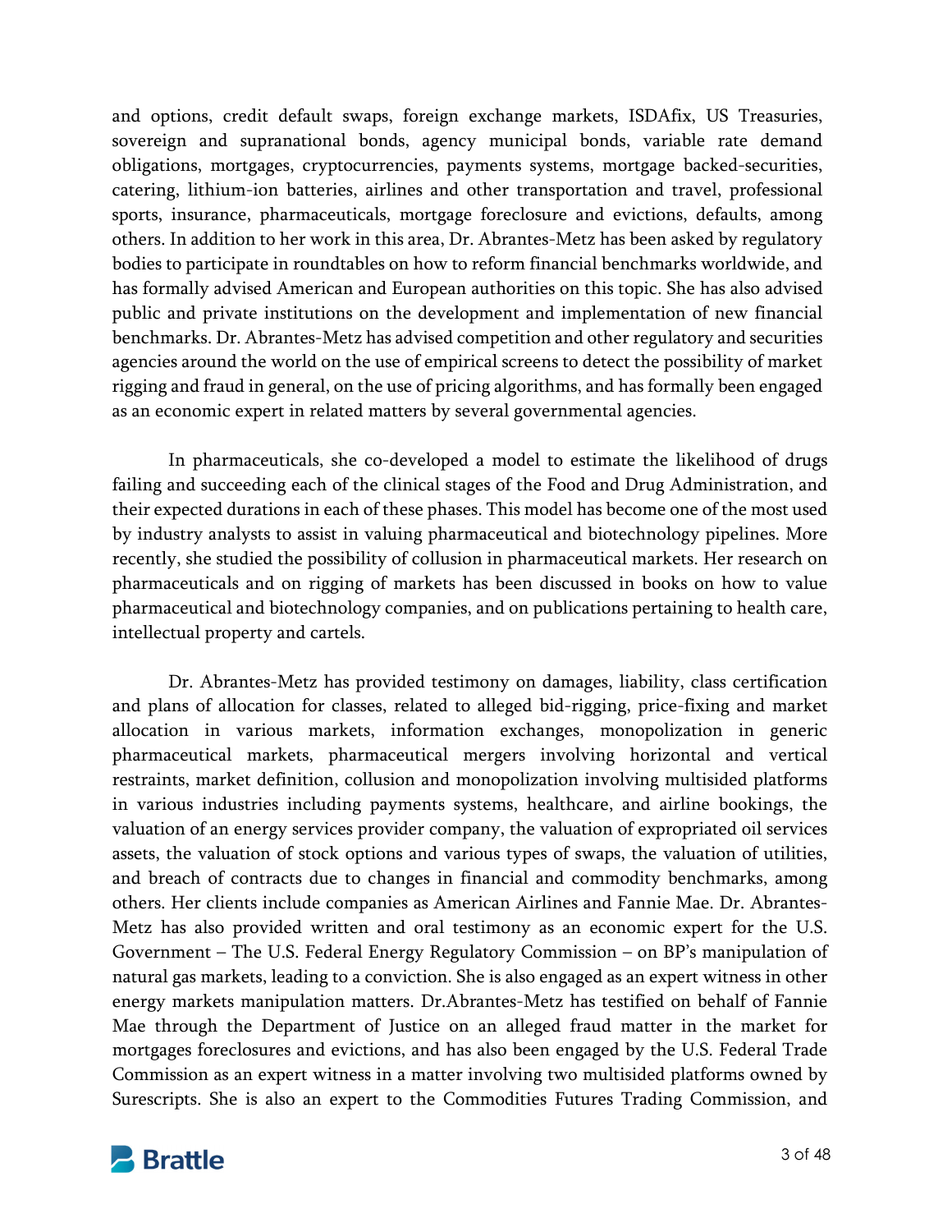and options, credit default swaps, foreign exchange markets, ISDAfix, US Treasuries, sovereign and supranational bonds, agency municipal bonds, variable rate demand obligations, mortgages, cryptocurrencies, payments systems, mortgage backed-securities, catering, lithium-ion batteries, airlines and other transportation and travel, professional sports, insurance, pharmaceuticals, mortgage foreclosure and evictions, defaults, among others. In addition to her work in this area, Dr. Abrantes-Metz has been asked by regulatory bodies to participate in roundtables on how to reform financial benchmarks worldwide, and has formally advised American and European authorities on this topic. She has also advised public and private institutions on the development and implementation of new financial benchmarks. Dr. Abrantes-Metz has advised competition and other regulatory and securities agencies around the world on the use of empirical screens to detect the possibility of market rigging and fraud in general, on the use of pricing algorithms, and has formally been engaged as an economic expert in related matters by several governmental agencies.

In pharmaceuticals, she co-developed a model to estimate the likelihood of drugs failing and succeeding each of the clinical stages of the Food and Drug Administration, and their expected durations in each of these phases. This model has become one of the most used by industry analysts to assist in valuing pharmaceutical and biotechnology pipelines. More recently, she studied the possibility of collusion in pharmaceutical markets. Her research on pharmaceuticals and on rigging of markets has been discussed in books on how to value pharmaceutical and biotechnology companies, and on publications pertaining to health care, intellectual property and cartels.

Dr. Abrantes-Metz has provided testimony on damages, liability, class certification and plans of allocation for classes, related to alleged bid-rigging, price-fixing and market allocation in various markets, information exchanges, monopolization in generic pharmaceutical markets, pharmaceutical mergers involving horizontal and vertical restraints, market definition, collusion and monopolization involving multisided platforms in various industries including payments systems, healthcare, and airline bookings, the valuation of an energy services provider company, the valuation of expropriated oil services assets, the valuation of stock options and various types of swaps, the valuation of utilities, and breach of contracts due to changes in financial and commodity benchmarks, among others. Her clients include companies as American Airlines and Fannie Mae. Dr. Abrantes-Metz has also provided written and oral testimony as an economic expert for the U.S. Government – The U.S. Federal Energy Regulatory Commission – on BP's manipulation of natural gas markets, leading to a conviction. She is also engaged as an expert witness in other energy markets manipulation matters. Dr.Abrantes-Metz has testified on behalf of Fannie Mae through the Department of Justice on an alleged fraud matter in the market for mortgages foreclosures and evictions, and has also been engaged by the U.S. Federal Trade Commission as an expert witness in a matter involving two multisided platforms owned by Surescripts. She is also an expert to the Commodities Futures Trading Commission, and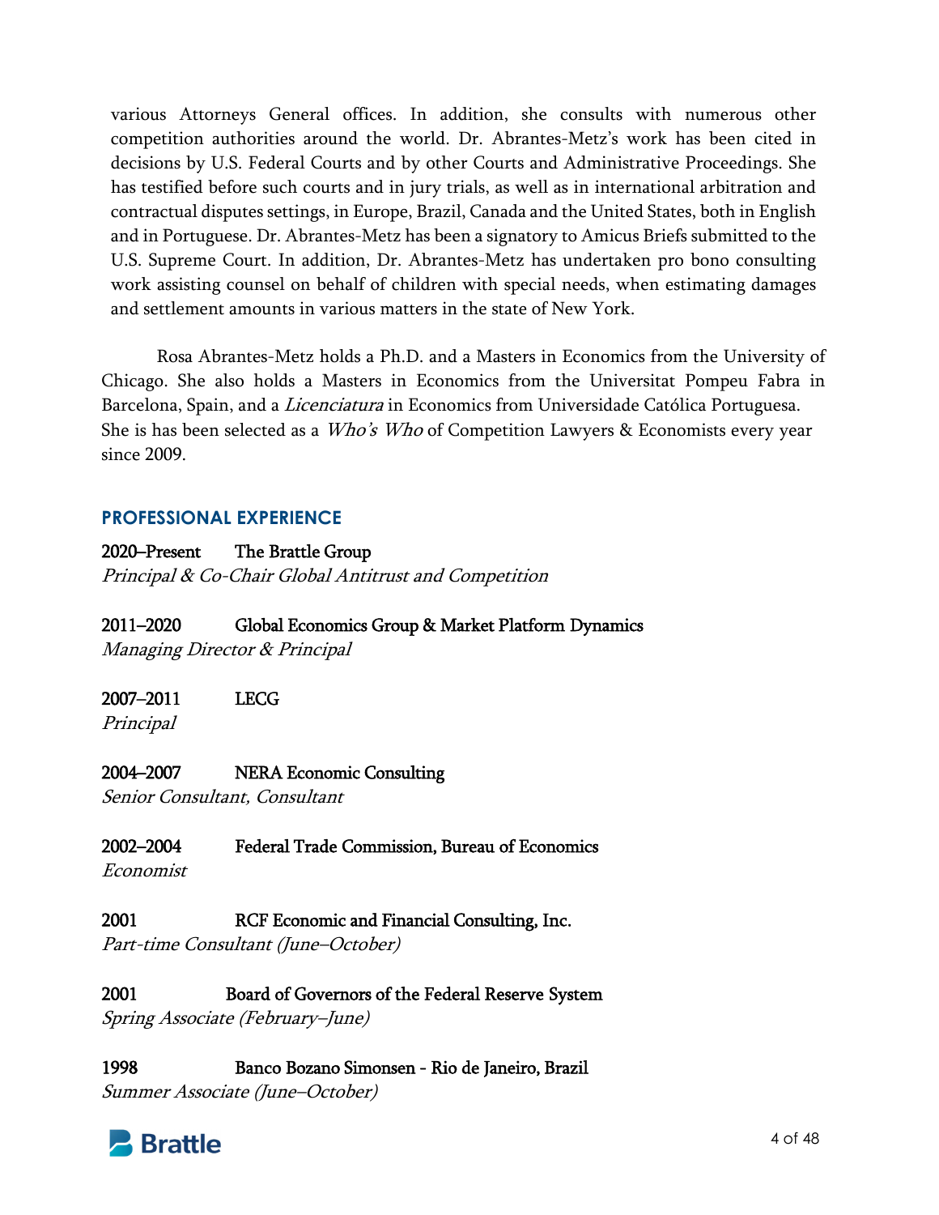various Attorneys General offices. In addition, she consults with numerous other competition authorities around the world. Dr. Abrantes-Metz's work has been cited in decisions by U.S. Federal Courts and by other Courts and Administrative Proceedings. She has testified before such courts and in jury trials, as well as in international arbitration and contractual disputes settings, in Europe, Brazil, Canada and the United States, both in English and in Portuguese. Dr. Abrantes-Metz has been a signatory to Amicus Briefs submitted to the U.S. Supreme Court. In addition, Dr. Abrantes-Metz has undertaken pro bono consulting work assisting counsel on behalf of children with special needs, when estimating damages and settlement amounts in various matters in the state of New York.

Rosa Abrantes-Metz holds a Ph.D. and a Masters in Economics from the University of Chicago. She also holds a Masters in Economics from the Universitat Pompeu Fabra in Barcelona, Spain, and a *Licenciatura* in Economics from Universidade Católica Portuguesa. She is has been selected as a *Who's Who* of Competition Lawyers & Economists every year since 2009.

## PROFESSIONAL EXPERIENCE

**2020–Present The Brattle Group**
*Principal & Co-Chair Global Antitrust and Competition*

**2011–2020 Global Economics Group & Market Platform Dynamics**
*Managing Director & Principal*

**2007–2011 LECG**
*Principal*

**2004–2007 NERA Economic Consulting**
*Senior Consultant, Consultant*

**2002–2004 Federal Trade Commission, Bureau of Economics**
*Economist*

**2001 RCF Economic and Financial Consulting, Inc.**
*Part-time Consultant (June–October)*

**2001 Board of Governors of the Federal Reserve System**
*Spring Associate (February–June)*

**1998 Banco Bozano Simonsen - Rio de Janeiro, Brazil**
*Summer Associate (June–October)*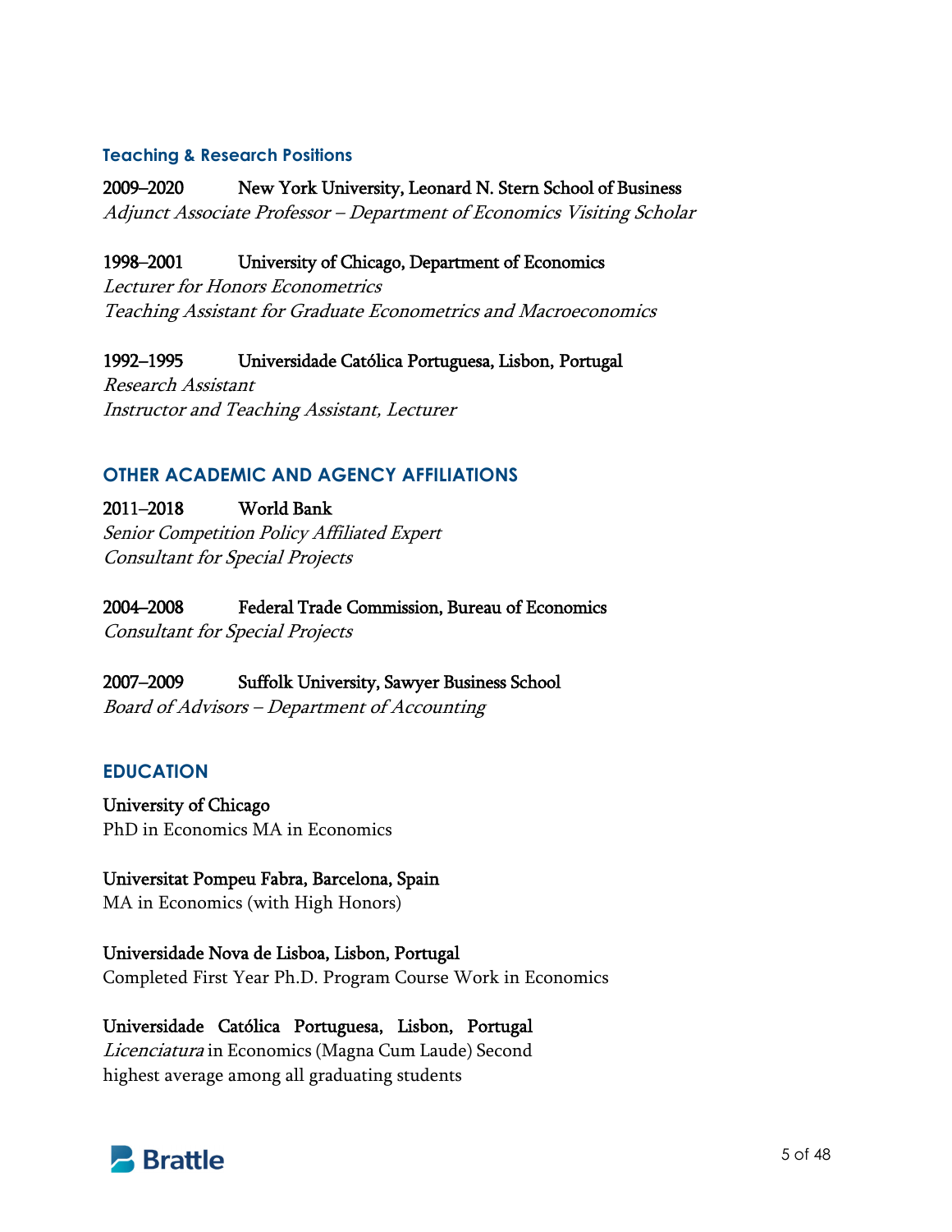### Teaching & Research Positions

**2009–2020** **New York University, Leonard N. Stern School of Business**
*Adjunct Associate Professor – Department of Economics Visiting Scholar*

**1998–2001** **University of Chicago, Department of Economics**
*Lecturer for Honors Econometrics*
*Teaching Assistant for Graduate Econometrics and Macroeconomics*

**1992–1995** **Universidade Católica Portuguesa, Lisbon, Portugal**
*Research Assistant*
*Instructor and Teaching Assistant, Lecturer*

## OTHER ACADEMIC AND AGENCY AFFILIATIONS

**2011–2018** **World Bank**
*Senior Competition Policy Affiliated Expert*
*Consultant for Special Projects*

**2004–2008** **Federal Trade Commission, Bureau of Economics**
*Consultant for Special Projects*

**2007–2009** **Suffolk University, Sawyer Business School**
*Board of Advisors – Department of Accounting*

## EDUCATION

**University of Chicago**
PhD in Economics MA in Economics

**Universitat Pompeu Fabra, Barcelona, Spain**
MA in Economics (with High Honors)

**Universidade Nova de Lisboa, Lisbon, Portugal**
Completed First Year Ph.D. Program Course Work in Economics

**Universidade Católica Portuguesa, Lisbon, Portugal**
*Licenciatura* in Economics (Magna Cum Laude) Second highest average among all graduating students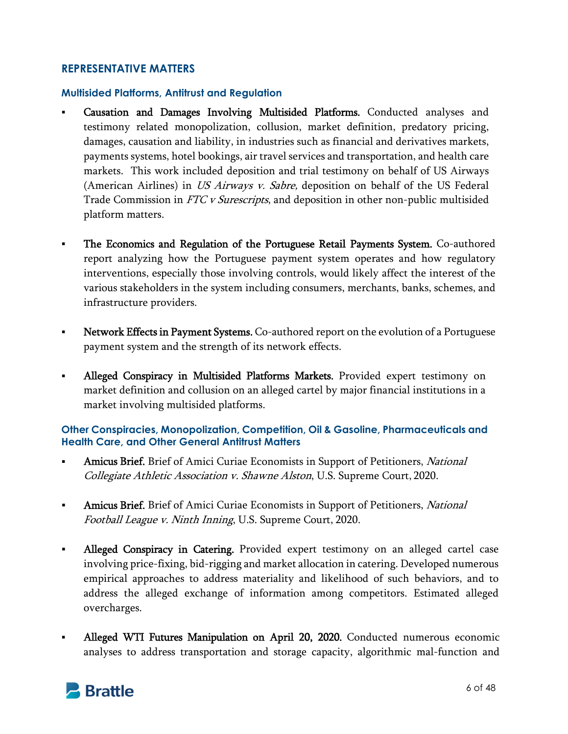## REPRESENTATIVE MATTERS

### Multisided Platforms, Antitrust and Regulation

- **Causation and Damages Involving Multisided Platforms.** Conducted analyses and testimony related monopolization, collusion, market definition, predatory pricing, damages, causation and liability, in industries such as financial and derivatives markets, payments systems, hotel bookings, air travel services and transportation, and health care markets. This work included deposition and trial testimony on behalf of US Airways (American Airlines) in *US Airways v. Sabre,* deposition on behalf of the US Federal Trade Commission in *FTC v Surescripts*, and deposition in other non-public multisided platform matters.

- **The Economics and Regulation of the Portuguese Retail Payments System.** Co-authored report analyzing how the Portuguese payment system operates and how regulatory interventions, especially those involving controls, would likely affect the interest of the various stakeholders in the system including consumers, merchants, banks, schemes, and infrastructure providers.

- **Network Effects in Payment Systems.** Co-authored report on the evolution of a Portuguese payment system and the strength of its network effects.

- **Alleged Conspiracy in Multisided Platforms Markets.** Provided expert testimony on market definition and collusion on an alleged cartel by major financial institutions in a market involving multisided platforms.

### Other Conspiracies, Monopolization, Competition, Oil & Gasoline, Pharmaceuticals and Health Care, and Other General Antitrust Matters

- **Amicus Brief.** Brief of Amici Curiae Economists in Support of Petitioners, *National Collegiate Athletic Association v. Shawne Alston*, U.S. Supreme Court, 2020.

- **Amicus Brief.** Brief of Amici Curiae Economists in Support of Petitioners, *National Football League v. Ninth Inning*, U.S. Supreme Court, 2020.

- **Alleged Conspiracy in Catering.** Provided expert testimony on an alleged cartel case involving price-fixing, bid-rigging and market allocation in catering. Developed numerous empirical approaches to address materiality and likelihood of such behaviors, and to address the alleged exchange of information among competitors. Estimated alleged overcharges.

- **Alleged WTI Futures Manipulation on April 20, 2020.** Conducted numerous economic analyses to address transportation and storage capacity, algorithmic mal-function and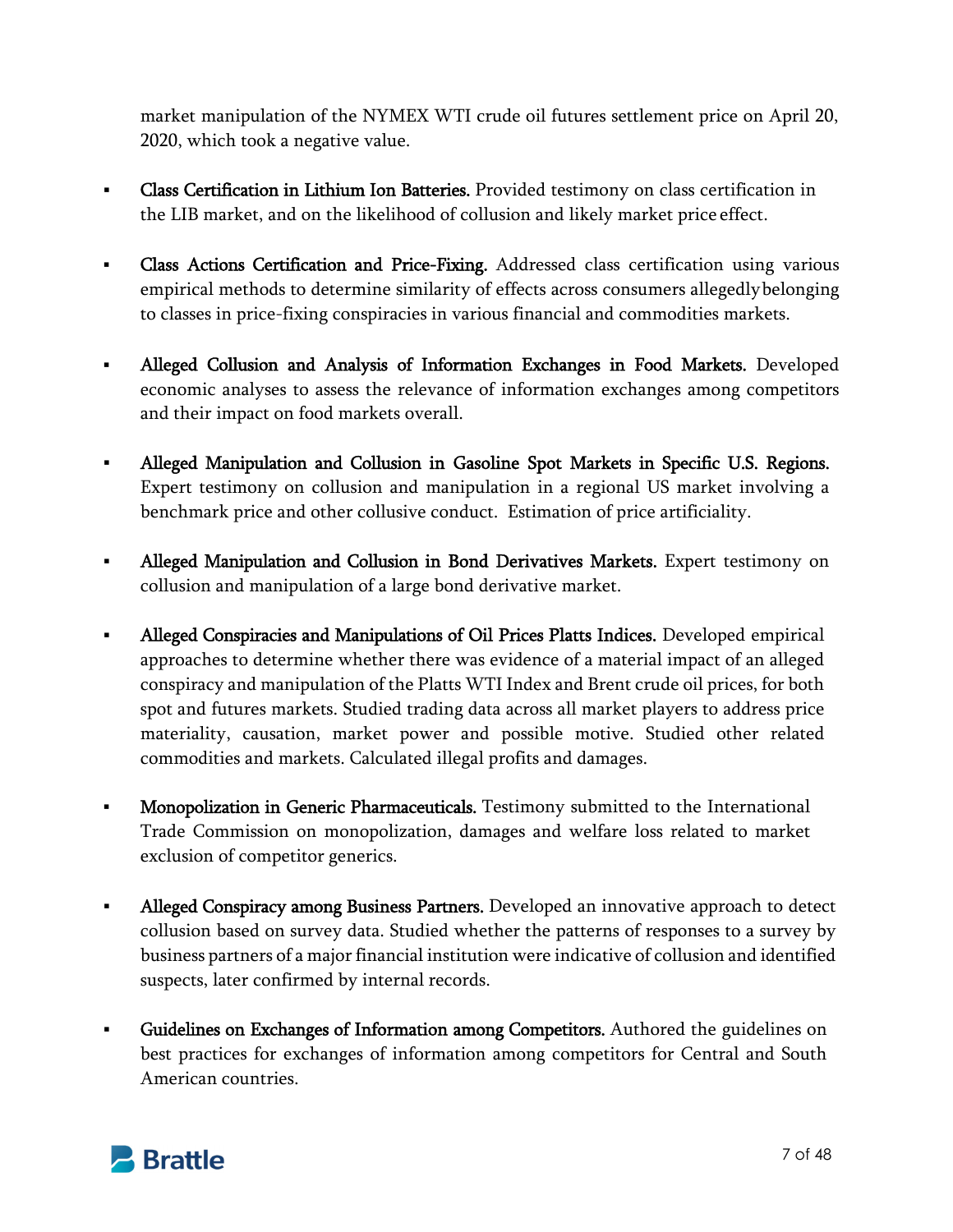market manipulation of the NYMEX WTI crude oil futures settlement price on April 20, 2020, which took a negative value.

- **Class Certification in Lithium Ion Batteries.** Provided testimony on class certification in the LIB market, and on the likelihood of collusion and likely market price effect.

- **Class Actions Certification and Price-Fixing.** Addressed class certification using various empirical methods to determine similarity of effects across consumers allegedly belonging to classes in price-fixing conspiracies in various financial and commodities markets.

- **Alleged Collusion and Analysis of Information Exchanges in Food Markets.** Developed economic analyses to assess the relevance of information exchanges among competitors and their impact on food markets overall.

- **Alleged Manipulation and Collusion in Gasoline Spot Markets in Specific U.S. Regions.** Expert testimony on collusion and manipulation in a regional US market involving a benchmark price and other collusive conduct. Estimation of price artificiality.

- **Alleged Manipulation and Collusion in Bond Derivatives Markets.** Expert testimony on collusion and manipulation of a large bond derivative market.

- **Alleged Conspiracies and Manipulations of Oil Prices Platts Indices.** Developed empirical approaches to determine whether there was evidence of a material impact of an alleged conspiracy and manipulation of the Platts WTI Index and Brent crude oil prices, for both spot and futures markets. Studied trading data across all market players to address price materiality, causation, market power and possible motive. Studied other related commodities and markets. Calculated illegal profits and damages.

- **Monopolization in Generic Pharmaceuticals.** Testimony submitted to the International Trade Commission on monopolization, damages and welfare loss related to market exclusion of competitor generics.

- **Alleged Conspiracy among Business Partners.** Developed an innovative approach to detect collusion based on survey data. Studied whether the patterns of responses to a survey by business partners of a major financial institution were indicative of collusion and identified suspects, later confirmed by internal records.

- **Guidelines on Exchanges of Information among Competitors.** Authored the guidelines on best practices for exchanges of information among competitors for Central and South American countries.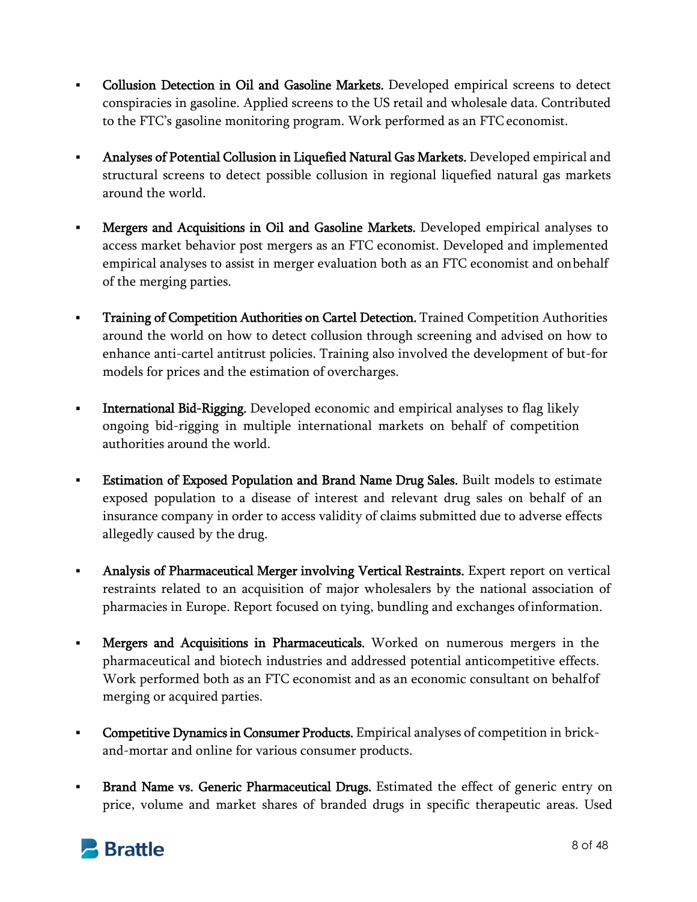- **Collusion Detection in Oil and Gasoline Markets.** Developed empirical screens to detect conspiracies in gasoline. Applied screens to the US retail and wholesale data. Contributed to the FTC's gasoline monitoring program. Work performed as an FTC economist.

- **Analyses of Potential Collusion in Liquefied Natural Gas Markets.** Developed empirical and structural screens to detect possible collusion in regional liquefied natural gas markets around the world.

- **Mergers and Acquisitions in Oil and Gasoline Markets.** Developed empirical analyses to access market behavior post mergers as an FTC economist. Developed and implemented empirical analyses to assist in merger evaluation both as an FTC economist and on behalf of the merging parties.

- **Training of Competition Authorities on Cartel Detection.** Trained Competition Authorities around the world on how to detect collusion through screening and advised on how to enhance anti-cartel antitrust policies. Training also involved the development of but-for models for prices and the estimation of overcharges.

- **International Bid-Rigging.** Developed economic and empirical analyses to flag likely ongoing bid-rigging in multiple international markets on behalf of competition authorities around the world.

- **Estimation of Exposed Population and Brand Name Drug Sales.** Built models to estimate exposed population to a disease of interest and relevant drug sales on behalf of an insurance company in order to access validity of claims submitted due to adverse effects allegedly caused by the drug.

- **Analysis of Pharmaceutical Merger involving Vertical Restraints.** Expert report on vertical restraints related to an acquisition of major wholesalers by the national association of pharmacies in Europe. Report focused on tying, bundling and exchanges of information.

- **Mergers and Acquisitions in Pharmaceuticals.** Worked on numerous mergers in the pharmaceutical and biotech industries and addressed potential anticompetitive effects. Work performed both as an FTC economist and as an economic consultant on behalf of merging or acquired parties.

- **Competitive Dynamics in Consumer Products.** Empirical analyses of competition in brick-and-mortar and online for various consumer products.

- **Brand Name vs. Generic Pharmaceutical Drugs.** Estimated the effect of generic entry on price, volume and market shares of branded drugs in specific therapeutic areas. Used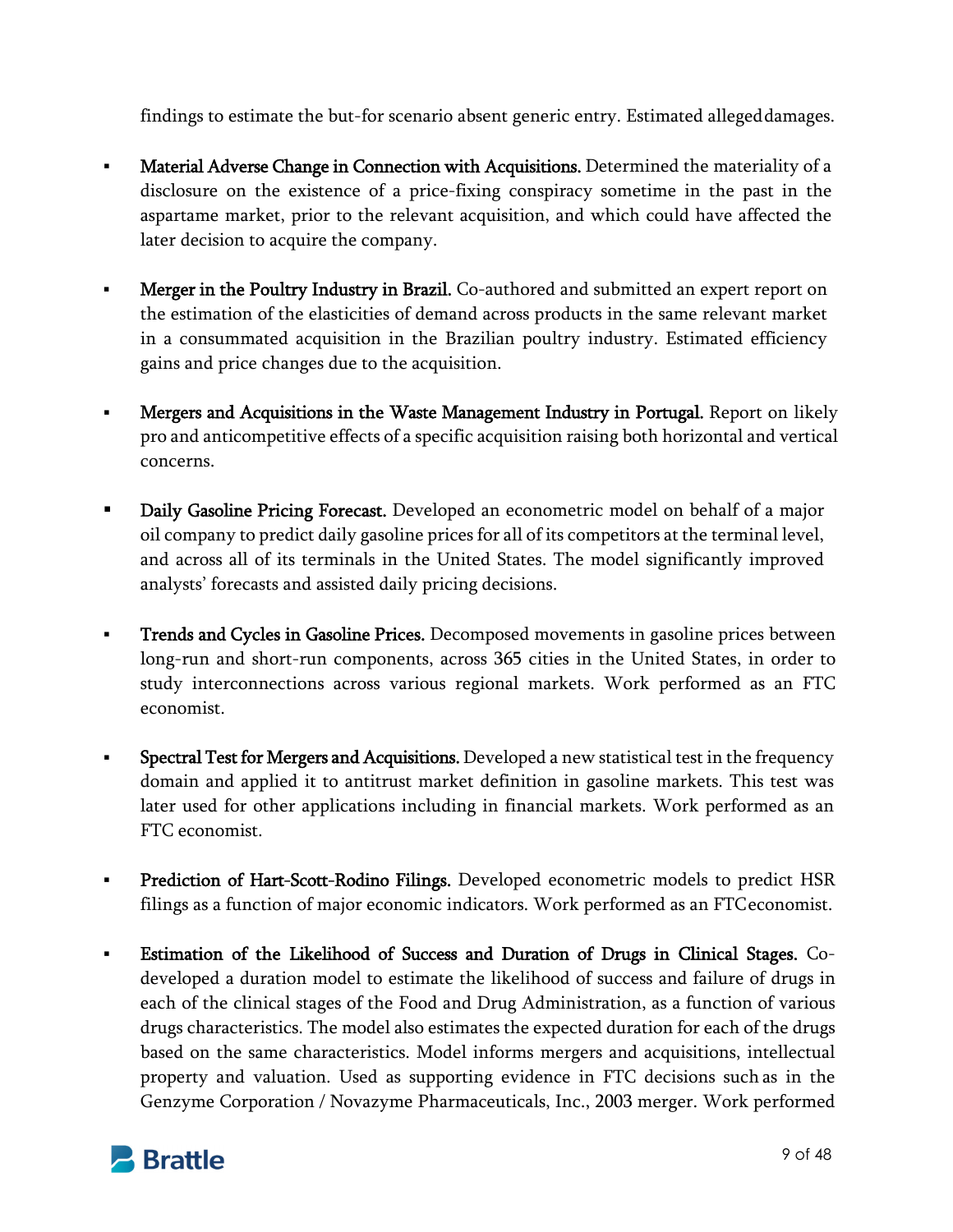findings to estimate the but-for scenario absent generic entry. Estimated alleged damages.

- **Material Adverse Change in Connection with Acquisitions.** Determined the materiality of a disclosure on the existence of a price-fixing conspiracy sometime in the past in the aspartame market, prior to the relevant acquisition, and which could have affected the later decision to acquire the company.

- **Merger in the Poultry Industry in Brazil.** Co-authored and submitted an expert report on the estimation of the elasticities of demand across products in the same relevant market in a consummated acquisition in the Brazilian poultry industry. Estimated efficiency gains and price changes due to the acquisition.

- **Mergers and Acquisitions in the Waste Management Industry in Portugal.** Report on likely pro and anticompetitive effects of a specific acquisition raising both horizontal and vertical concerns.

- **Daily Gasoline Pricing Forecast.** Developed an econometric model on behalf of a major oil company to predict daily gasoline prices for all of its competitors at the terminal level, and across all of its terminals in the United States. The model significantly improved analysts' forecasts and assisted daily pricing decisions.

- **Trends and Cycles in Gasoline Prices.** Decomposed movements in gasoline prices between long-run and short-run components, across 365 cities in the United States, in order to study interconnections across various regional markets. Work performed as an FTC economist.

- **Spectral Test for Mergers and Acquisitions.** Developed a new statistical test in the frequency domain and applied it to antitrust market definition in gasoline markets. This test was later used for other applications including in financial markets. Work performed as an FTC economist.

- **Prediction of Hart-Scott-Rodino Filings.** Developed econometric models to predict HSR filings as a function of major economic indicators. Work performed as an FTC economist.

- **Estimation of the Likelihood of Success and Duration of Drugs in Clinical Stages.** Co-developed a duration model to estimate the likelihood of success and failure of drugs in each of the clinical stages of the Food and Drug Administration, as a function of various drugs characteristics. The model also estimates the expected duration for each of the drugs based on the same characteristics. Model informs mergers and acquisitions, intellectual property and valuation. Used as supporting evidence in FTC decisions such as in the Genzyme Corporation / Novazyme Pharmaceuticals, Inc., 2003 merger. Work performed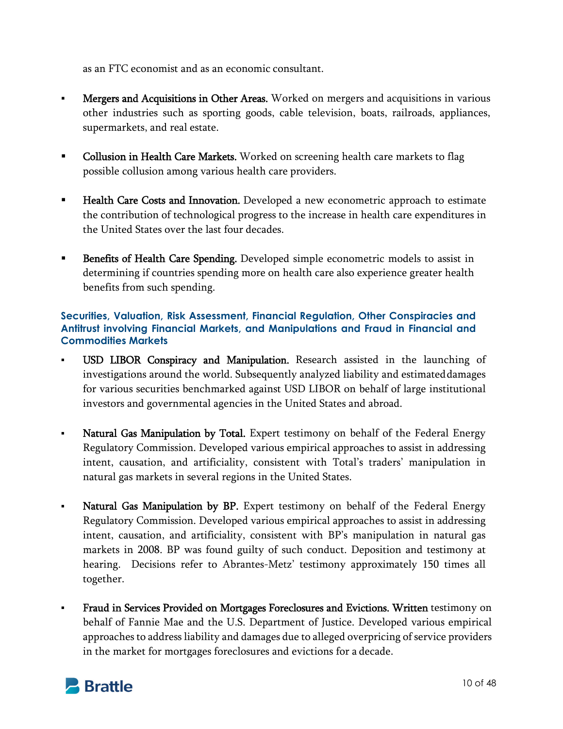as an FTC economist and as an economic consultant.

- **Mergers and Acquisitions in Other Areas.** Worked on mergers and acquisitions in various other industries such as sporting goods, cable television, boats, railroads, appliances, supermarkets, and real estate.

- **Collusion in Health Care Markets.** Worked on screening health care markets to flag possible collusion among various health care providers.

- **Health Care Costs and Innovation.** Developed a new econometric approach to estimate the contribution of technological progress to the increase in health care expenditures in the United States over the last four decades.

- **Benefits of Health Care Spending.** Developed simple econometric models to assist in determining if countries spending more on health care also experience greater health benefits from such spending.

### Securities, Valuation, Risk Assessment, Financial Regulation, Other Conspiracies and Antitrust involving Financial Markets, and Manipulations and Fraud in Financial and Commodities Markets

- **USD LIBOR Conspiracy and Manipulation.** Research assisted in the launching of investigations around the world. Subsequently analyzed liability and estimated damages for various securities benchmarked against USD LIBOR on behalf of large institutional investors and governmental agencies in the United States and abroad.

- **Natural Gas Manipulation by Total.** Expert testimony on behalf of the Federal Energy Regulatory Commission. Developed various empirical approaches to assist in addressing intent, causation, and artificiality, consistent with Total's traders' manipulation in natural gas markets in several regions in the United States.

- **Natural Gas Manipulation by BP.** Expert testimony on behalf of the Federal Energy Regulatory Commission. Developed various empirical approaches to assist in addressing intent, causation, and artificiality, consistent with BP's manipulation in natural gas markets in 2008. BP was found guilty of such conduct. Deposition and testimony at hearing. Decisions refer to Abrantes-Metz' testimony approximately 150 times all together.

- **Fraud in Services Provided on Mortgages Foreclosures and Evictions. Written** testimony on behalf of Fannie Mae and the U.S. Department of Justice. Developed various empirical approaches to address liability and damages due to alleged overpricing of service providers in the market for mortgages foreclosures and evictions for a decade.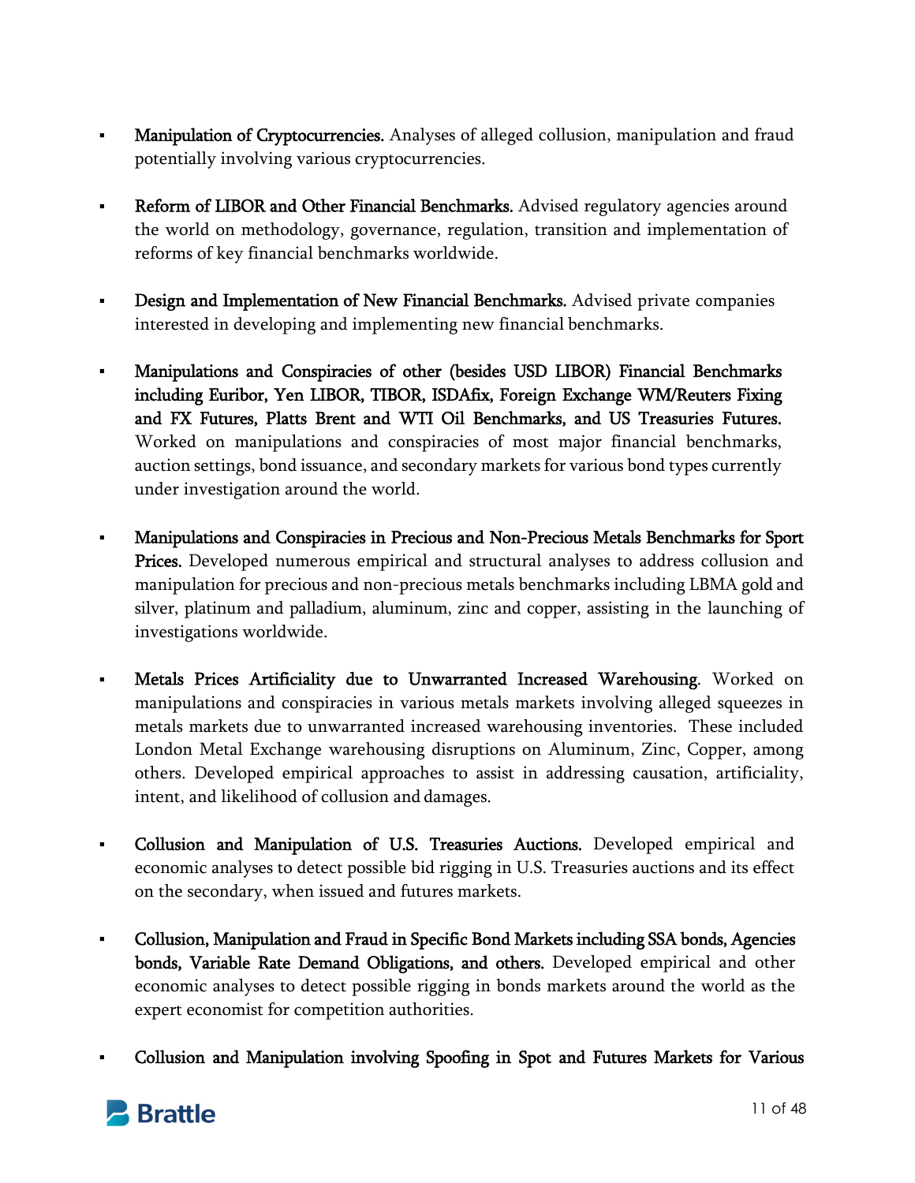- **Manipulation of Cryptocurrencies.** Analyses of alleged collusion, manipulation and fraud potentially involving various cryptocurrencies.

- **Reform of LIBOR and Other Financial Benchmarks.** Advised regulatory agencies around the world on methodology, governance, regulation, transition and implementation of reforms of key financial benchmarks worldwide.

- **Design and Implementation of New Financial Benchmarks.** Advised private companies interested in developing and implementing new financial benchmarks.

- **Manipulations and Conspiracies of other (besides USD LIBOR) Financial Benchmarks including Euribor, Yen LIBOR, TIBOR, ISDAfix, Foreign Exchange WM/Reuters Fixing and FX Futures, Platts Brent and WTI Oil Benchmarks, and US Treasuries Futures.** Worked on manipulations and conspiracies of most major financial benchmarks, auction settings, bond issuance, and secondary markets for various bond types currently under investigation around the world.

- **Manipulations and Conspiracies in Precious and Non-Precious Metals Benchmarks for Sport Prices.** Developed numerous empirical and structural analyses to address collusion and manipulation for precious and non-precious metals benchmarks including LBMA gold and silver, platinum and palladium, aluminum, zinc and copper, assisting in the launching of investigations worldwide.

- **Metals Prices Artificiality due to Unwarranted Increased Warehousing**. Worked on manipulations and conspiracies in various metals markets involving alleged squeezes in metals markets due to unwarranted increased warehousing inventories. These included London Metal Exchange warehousing disruptions on Aluminum, Zinc, Copper, among others. Developed empirical approaches to assist in addressing causation, artificiality, intent, and likelihood of collusion and damages.

- **Collusion and Manipulation of U.S. Treasuries Auctions.** Developed empirical and economic analyses to detect possible bid rigging in U.S. Treasuries auctions and its effect on the secondary, when issued and futures markets.

- **Collusion, Manipulation and Fraud in Specific Bond Markets including SSA bonds, Agencies bonds, Variable Rate Demand Obligations, and others.** Developed empirical and other economic analyses to detect possible rigging in bonds markets around the world as the expert economist for competition authorities.

- **Collusion and Manipulation involving Spoofing in Spot and Futures Markets for Various**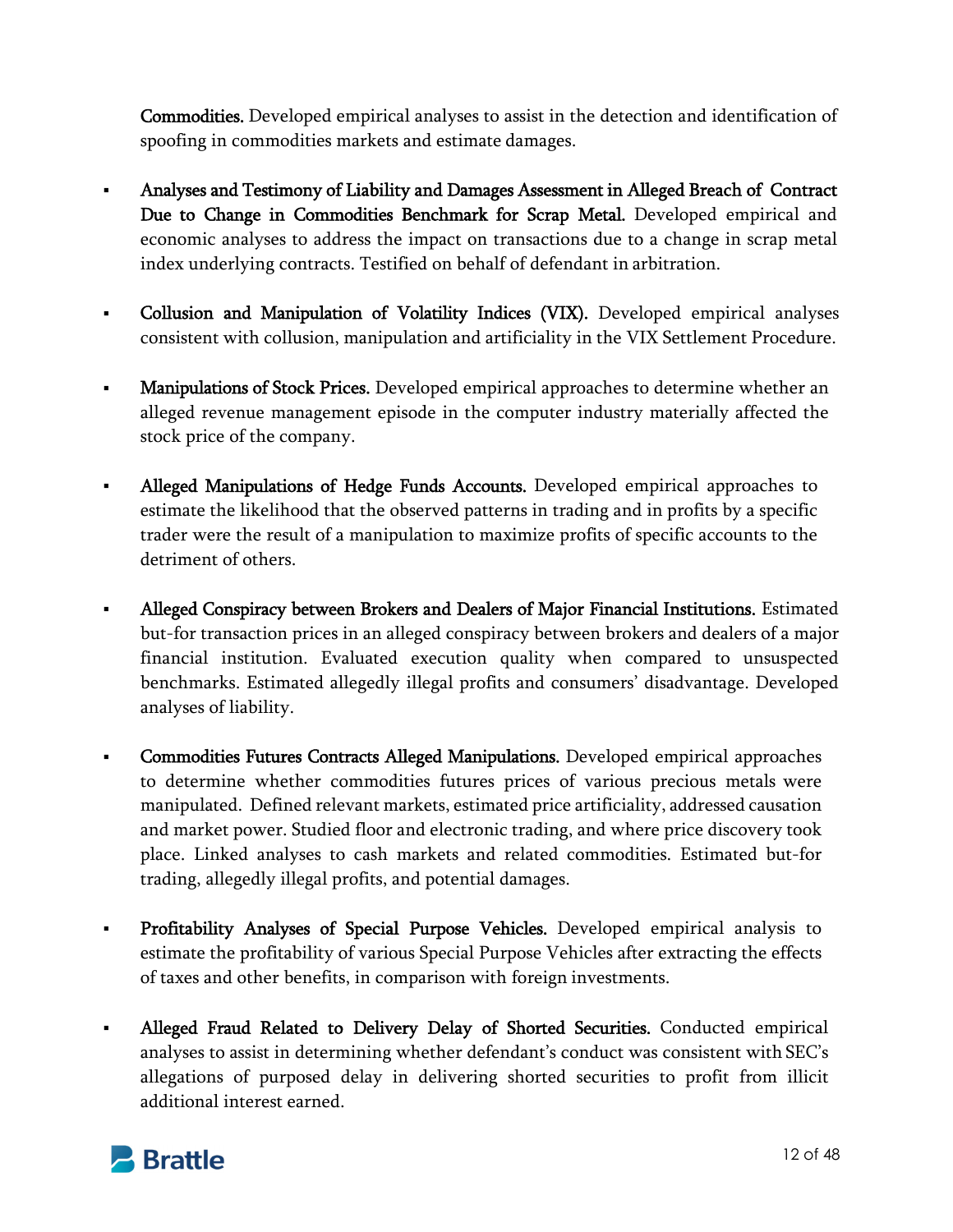**Commodities.** Developed empirical analyses to assist in the detection and identification of spoofing in commodities markets and estimate damages.

- **Analyses and Testimony of Liability and Damages Assessment in Alleged Breach of Contract Due to Change in Commodities Benchmark for Scrap Metal.** Developed empirical and economic analyses to address the impact on transactions due to a change in scrap metal index underlying contracts. Testified on behalf of defendant in arbitration.

- **Collusion and Manipulation of Volatility Indices (VIX).** Developed empirical analyses consistent with collusion, manipulation and artificiality in the VIX Settlement Procedure.

- **Manipulations of Stock Prices.** Developed empirical approaches to determine whether an alleged revenue management episode in the computer industry materially affected the stock price of the company.

- **Alleged Manipulations of Hedge Funds Accounts.** Developed empirical approaches to estimate the likelihood that the observed patterns in trading and in profits by a specific trader were the result of a manipulation to maximize profits of specific accounts to the detriment of others.

- **Alleged Conspiracy between Brokers and Dealers of Major Financial Institutions.** Estimated but-for transaction prices in an alleged conspiracy between brokers and dealers of a major financial institution. Evaluated execution quality when compared to unsuspected benchmarks. Estimated allegedly illegal profits and consumers' disadvantage. Developed analyses of liability.

- **Commodities Futures Contracts Alleged Manipulations.** Developed empirical approaches to determine whether commodities futures prices of various precious metals were manipulated. Defined relevant markets, estimated price artificiality, addressed causation and market power. Studied floor and electronic trading, and where price discovery took place. Linked analyses to cash markets and related commodities. Estimated but-for trading, allegedly illegal profits, and potential damages.

- **Profitability Analyses of Special Purpose Vehicles.** Developed empirical analysis to estimate the profitability of various Special Purpose Vehicles after extracting the effects of taxes and other benefits, in comparison with foreign investments.

- **Alleged Fraud Related to Delivery Delay of Shorted Securities.** Conducted empirical analyses to assist in determining whether defendant's conduct was consistent with SEC's allegations of purposed delay in delivering shorted securities to profit from illicit additional interest earned.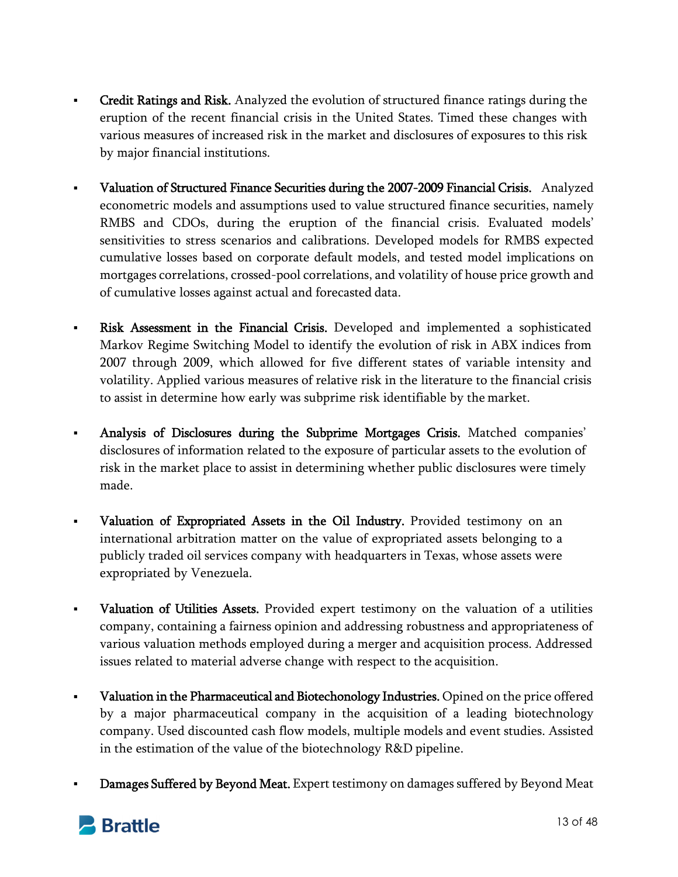- **Credit Ratings and Risk.** Analyzed the evolution of structured finance ratings during the eruption of the recent financial crisis in the United States. Timed these changes with various measures of increased risk in the market and disclosures of exposures to this risk by major financial institutions.

- **Valuation of Structured Finance Securities during the 2007-2009 Financial Crisis.** Analyzed econometric models and assumptions used to value structured finance securities, namely RMBS and CDOs, during the eruption of the financial crisis. Evaluated models' sensitivities to stress scenarios and calibrations. Developed models for RMBS expected cumulative losses based on corporate default models, and tested model implications on mortgages correlations, crossed-pool correlations, and volatility of house price growth and of cumulative losses against actual and forecasted data.

- **Risk Assessment in the Financial Crisis.** Developed and implemented a sophisticated Markov Regime Switching Model to identify the evolution of risk in ABX indices from 2007 through 2009, which allowed for five different states of variable intensity and volatility. Applied various measures of relative risk in the literature to the financial crisis to assist in determine how early was subprime risk identifiable by the market.

- **Analysis of Disclosures during the Subprime Mortgages Crisis.** Matched companies' disclosures of information related to the exposure of particular assets to the evolution of risk in the market place to assist in determining whether public disclosures were timely made.

- **Valuation of Expropriated Assets in the Oil Industry.** Provided testimony on an international arbitration matter on the value of expropriated assets belonging to a publicly traded oil services company with headquarters in Texas, whose assets were expropriated by Venezuela.

- **Valuation of Utilities Assets.** Provided expert testimony on the valuation of a utilities company, containing a fairness opinion and addressing robustness and appropriateness of various valuation methods employed during a merger and acquisition process. Addressed issues related to material adverse change with respect to the acquisition.

- **Valuation in the Pharmaceutical and Biotechonology Industries.** Opined on the price offered by a major pharmaceutical company in the acquisition of a leading biotechnology company. Used discounted cash flow models, multiple models and event studies. Assisted in the estimation of the value of the biotechnology R&D pipeline.

- **Damages Suffered by Beyond Meat.** Expert testimony on damages suffered by Beyond Meat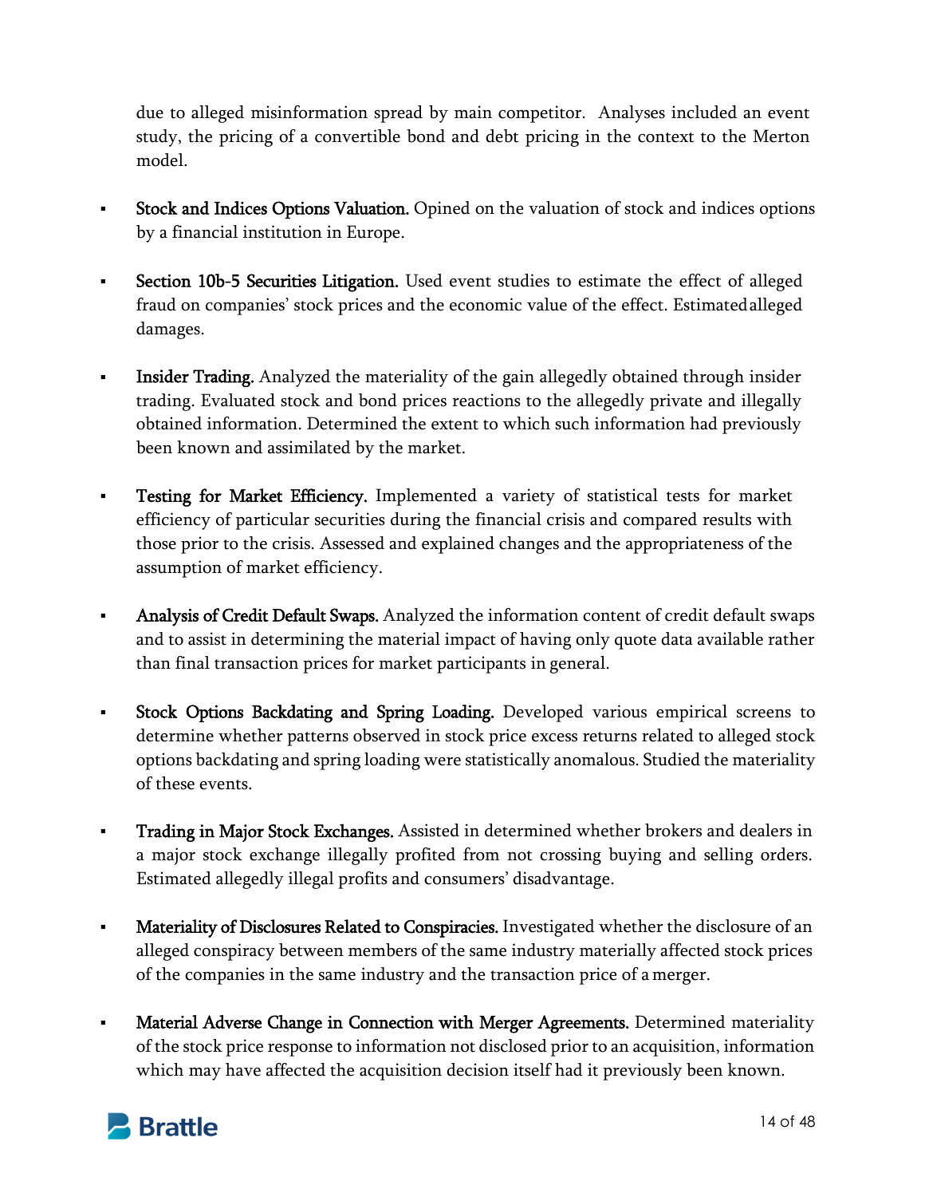due to alleged misinformation spread by main competitor. Analyses included an event study, the pricing of a convertible bond and debt pricing in the context to the Merton model.

- **Stock and Indices Options Valuation.** Opined on the valuation of stock and indices options by a financial institution in Europe.

- **Section 10b-5 Securities Litigation.** Used event studies to estimate the effect of alleged fraud on companies' stock prices and the economic value of the effect. Estimated alleged damages.

- **Insider Trading.** Analyzed the materiality of the gain allegedly obtained through insider trading. Evaluated stock and bond prices reactions to the allegedly private and illegally obtained information. Determined the extent to which such information had previously been known and assimilated by the market.

- **Testing for Market Efficiency.** Implemented a variety of statistical tests for market efficiency of particular securities during the financial crisis and compared results with those prior to the crisis. Assessed and explained changes and the appropriateness of the assumption of market efficiency.

- **Analysis of Credit Default Swaps.** Analyzed the information content of credit default swaps and to assist in determining the material impact of having only quote data available rather than final transaction prices for market participants in general.

- **Stock Options Backdating and Spring Loading.** Developed various empirical screens to determine whether patterns observed in stock price excess returns related to alleged stock options backdating and spring loading were statistically anomalous. Studied the materiality of these events.

- **Trading in Major Stock Exchanges.** Assisted in determined whether brokers and dealers in a major stock exchange illegally profited from not crossing buying and selling orders. Estimated allegedly illegal profits and consumers' disadvantage.

- **Materiality of Disclosures Related to Conspiracies.** Investigated whether the disclosure of an alleged conspiracy between members of the same industry materially affected stock prices of the companies in the same industry and the transaction price of a merger.

- **Material Adverse Change in Connection with Merger Agreements.** Determined materiality of the stock price response to information not disclosed prior to an acquisition, information which may have affected the acquisition decision itself had it previously been known.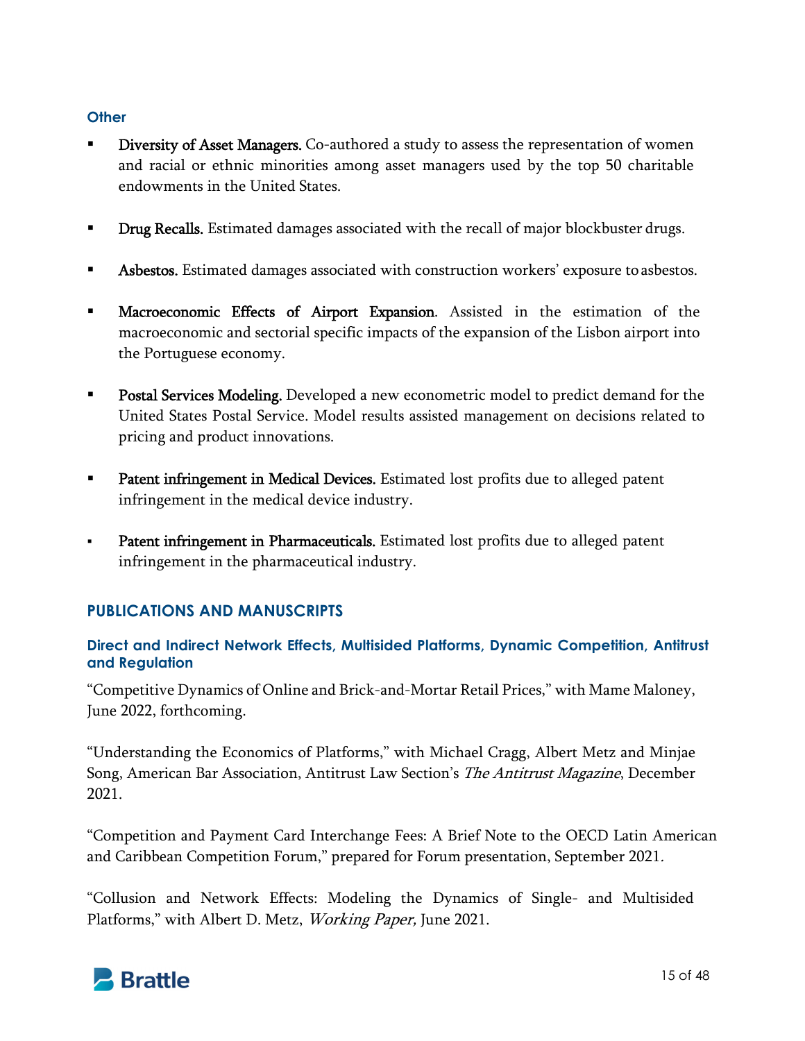### Other

- **Diversity of Asset Managers.** Co-authored a study to assess the representation of women and racial or ethnic minorities among asset managers used by the top 50 charitable endowments in the United States.
- **Drug Recalls.** Estimated damages associated with the recall of major blockbuster drugs.
- **Asbestos.** Estimated damages associated with construction workers' exposure to asbestos.
- **Macroeconomic Effects of Airport Expansion.** Assisted in the estimation of the macroeconomic and sectorial specific impacts of the expansion of the Lisbon airport into the Portuguese economy.
- **Postal Services Modeling.** Developed a new econometric model to predict demand for the United States Postal Service. Model results assisted management on decisions related to pricing and product innovations.
- **Patent infringement in Medical Devices.** Estimated lost profits due to alleged patent infringement in the medical device industry.
- **Patent infringement in Pharmaceuticals.** Estimated lost profits due to alleged patent infringement in the pharmaceutical industry.

## PUBLICATIONS AND MANUSCRIPTS

### Direct and Indirect Network Effects, Multisided Platforms, Dynamic Competition, Antitrust and Regulation

"Competitive Dynamics of Online and Brick-and-Mortar Retail Prices," with Mame Maloney, June 2022, forthcoming.

"Understanding the Economics of Platforms," with Michael Cragg, Albert Metz and Minjae Song, American Bar Association, Antitrust Law Section's *The Antitrust Magazine*, December 2021.

"Competition and Payment Card Interchange Fees: A Brief Note to the OECD Latin American and Caribbean Competition Forum," prepared for Forum presentation, September 2021.

"Collusion and Network Effects: Modeling the Dynamics of Single- and Multisided Platforms," with Albert D. Metz, *Working Paper,* June 2021.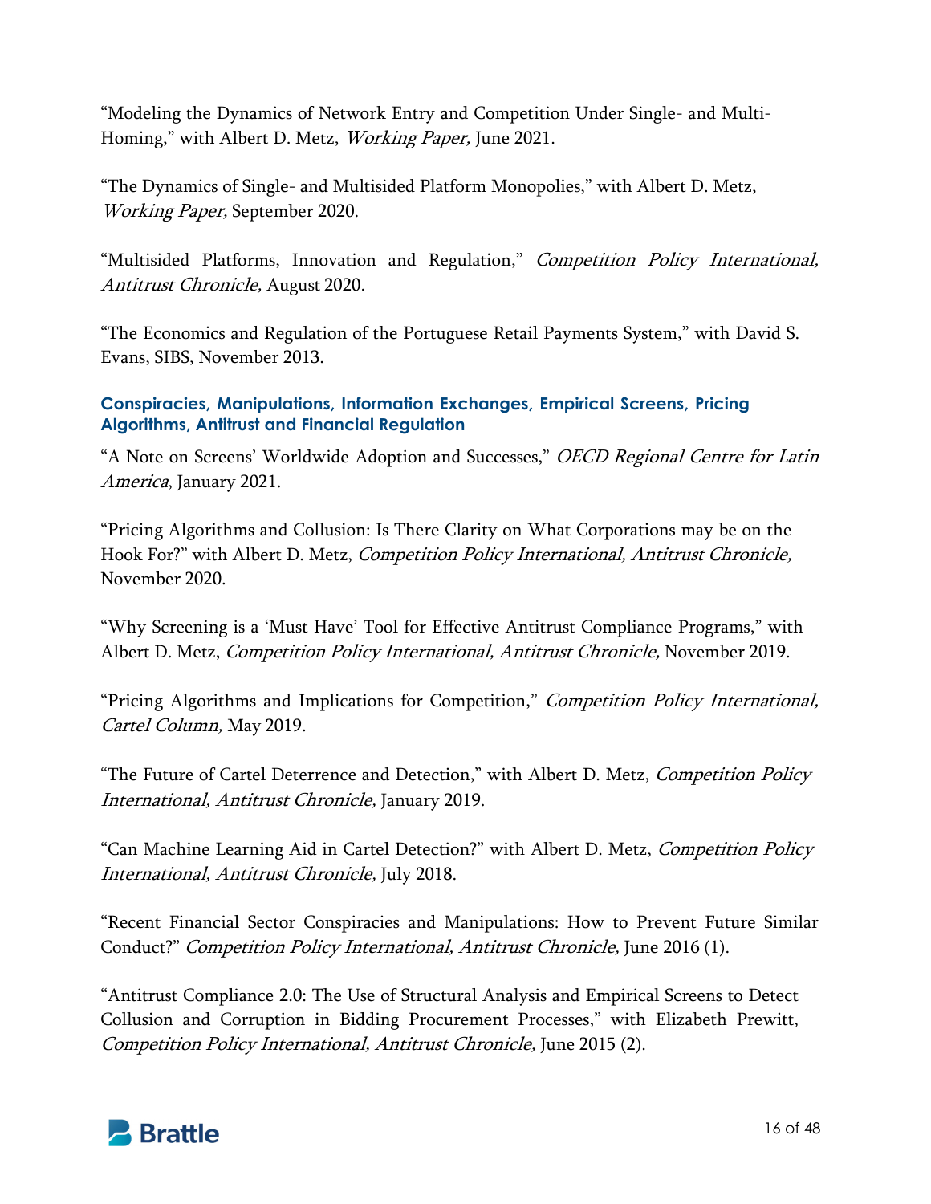"Modeling the Dynamics of Network Entry and Competition Under Single- and Multi-Homing," with Albert D. Metz, *Working Paper,* June 2021.

"The Dynamics of Single- and Multisided Platform Monopolies," with Albert D. Metz, *Working Paper,* September 2020.

"Multisided Platforms, Innovation and Regulation," *Competition Policy International, Antitrust Chronicle,* August 2020.

"The Economics and Regulation of the Portuguese Retail Payments System," with David S. Evans, SIBS, November 2013.

**Conspiracies, Manipulations, Information Exchanges, Empirical Screens, Pricing Algorithms, Antitrust and Financial Regulation**

"A Note on Screens' Worldwide Adoption and Successes," *OECD Regional Centre for Latin America*, January 2021.

"Pricing Algorithms and Collusion: Is There Clarity on What Corporations may be on the Hook For?" with Albert D. Metz, *Competition Policy International, Antitrust Chronicle,* November 2020.

"Why Screening is a 'Must Have' Tool for Effective Antitrust Compliance Programs," with Albert D. Metz, *Competition Policy International, Antitrust Chronicle,* November 2019.

"Pricing Algorithms and Implications for Competition," *Competition Policy International, Cartel Column,* May 2019.

"The Future of Cartel Deterrence and Detection," with Albert D. Metz, *Competition Policy International, Antitrust Chronicle,* January 2019.

"Can Machine Learning Aid in Cartel Detection?" with Albert D. Metz, *Competition Policy International, Antitrust Chronicle,* July 2018.

"Recent Financial Sector Conspiracies and Manipulations: How to Prevent Future Similar Conduct?" *Competition Policy International, Antitrust Chronicle,* June 2016 (1).

"Antitrust Compliance 2.0: The Use of Structural Analysis and Empirical Screens to Detect Collusion and Corruption in Bidding Procurement Processes," with Elizabeth Prewitt, *Competition Policy International, Antitrust Chronicle,* June 2015 (2).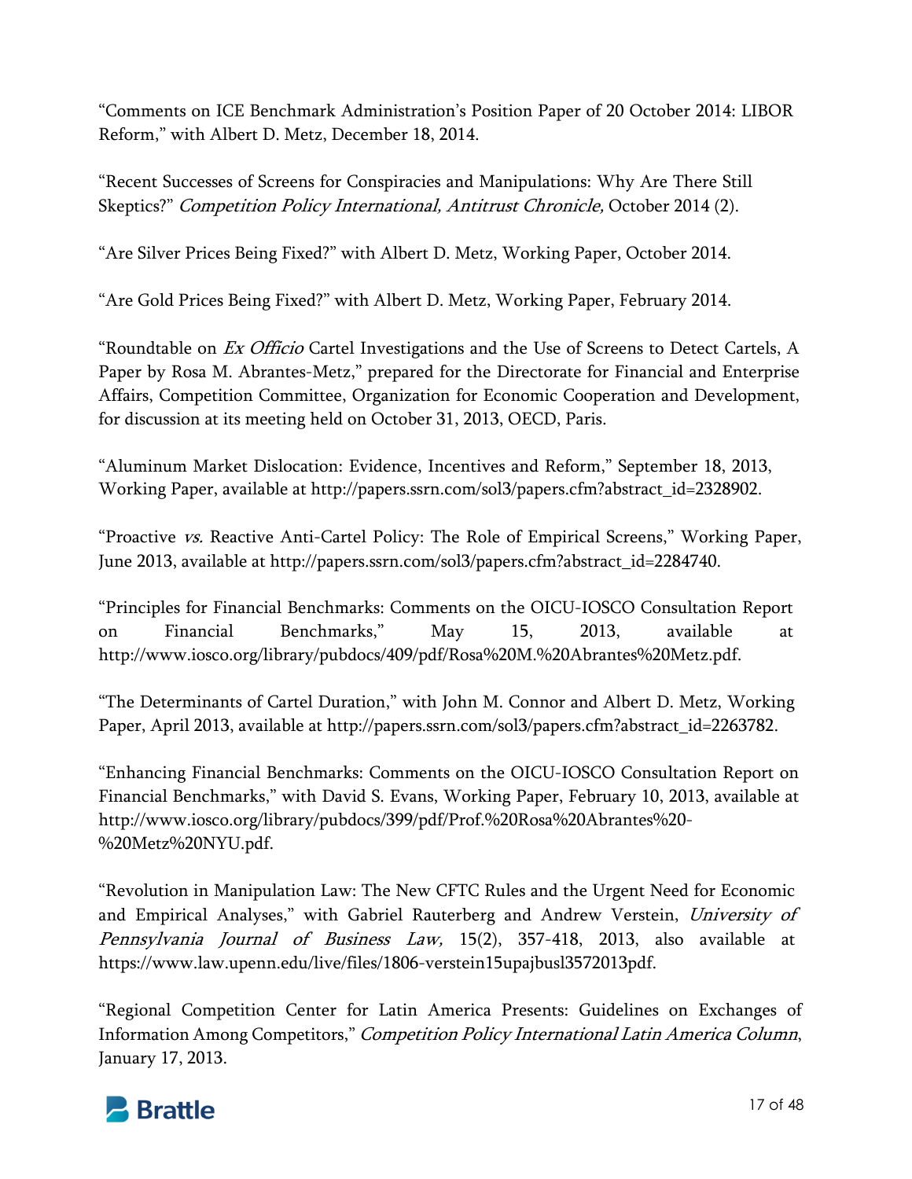"Comments on ICE Benchmark Administration's Position Paper of 20 October 2014: LIBOR Reform," with Albert D. Metz, December 18, 2014.

"Recent Successes of Screens for Conspiracies and Manipulations: Why Are There Still Skeptics?" *Competition Policy International, Antitrust Chronicle,* October 2014 (2).

"Are Silver Prices Being Fixed?" with Albert D. Metz, Working Paper, October 2014.

"Are Gold Prices Being Fixed?" with Albert D. Metz, Working Paper, February 2014.

"Roundtable on *Ex Officio* Cartel Investigations and the Use of Screens to Detect Cartels, A Paper by Rosa M. Abrantes-Metz," prepared for the Directorate for Financial and Enterprise Affairs, Competition Committee, Organization for Economic Cooperation and Development, for discussion at its meeting held on October 31, 2013, OECD, Paris.

"Aluminum Market Dislocation: Evidence, Incentives and Reform," September 18, 2013, Working Paper, available at http://papers.ssrn.com/sol3/papers.cfm?abstract_id=2328902.

"Proactive *vs.* Reactive Anti-Cartel Policy: The Role of Empirical Screens," Working Paper, June 2013, available at http://papers.ssrn.com/sol3/papers.cfm?abstract_id=2284740.

"Principles for Financial Benchmarks: Comments on the OICU-IOSCO Consultation Report on Financial Benchmarks," May 15, 2013, available at http://www.iosco.org/library/pubdocs/409/pdf/Rosa%20M.%20Abrantes%20Metz.pdf.

"The Determinants of Cartel Duration," with John M. Connor and Albert D. Metz, Working Paper, April 2013, available at http://papers.ssrn.com/sol3/papers.cfm?abstract_id=2263782.

"Enhancing Financial Benchmarks: Comments on the OICU-IOSCO Consultation Report on Financial Benchmarks," with David S. Evans, Working Paper, February 10, 2013, available at http://www.iosco.org/library/pubdocs/399/pdf/Prof.%20Rosa%20Abrantes%20-%20Metz%20NYU.pdf.

"Revolution in Manipulation Law: The New CFTC Rules and the Urgent Need for Economic and Empirical Analyses," with Gabriel Rauterberg and Andrew Verstein, *University of Pennsylvania Journal of Business Law,* 15(2), 357-418, 2013, also available at https://www.law.upenn.edu/live/files/1806-verstein15upajbusl3572013pdf.

"Regional Competition Center for Latin America Presents: Guidelines on Exchanges of Information Among Competitors," *Competition Policy International Latin America Column*, January 17, 2013.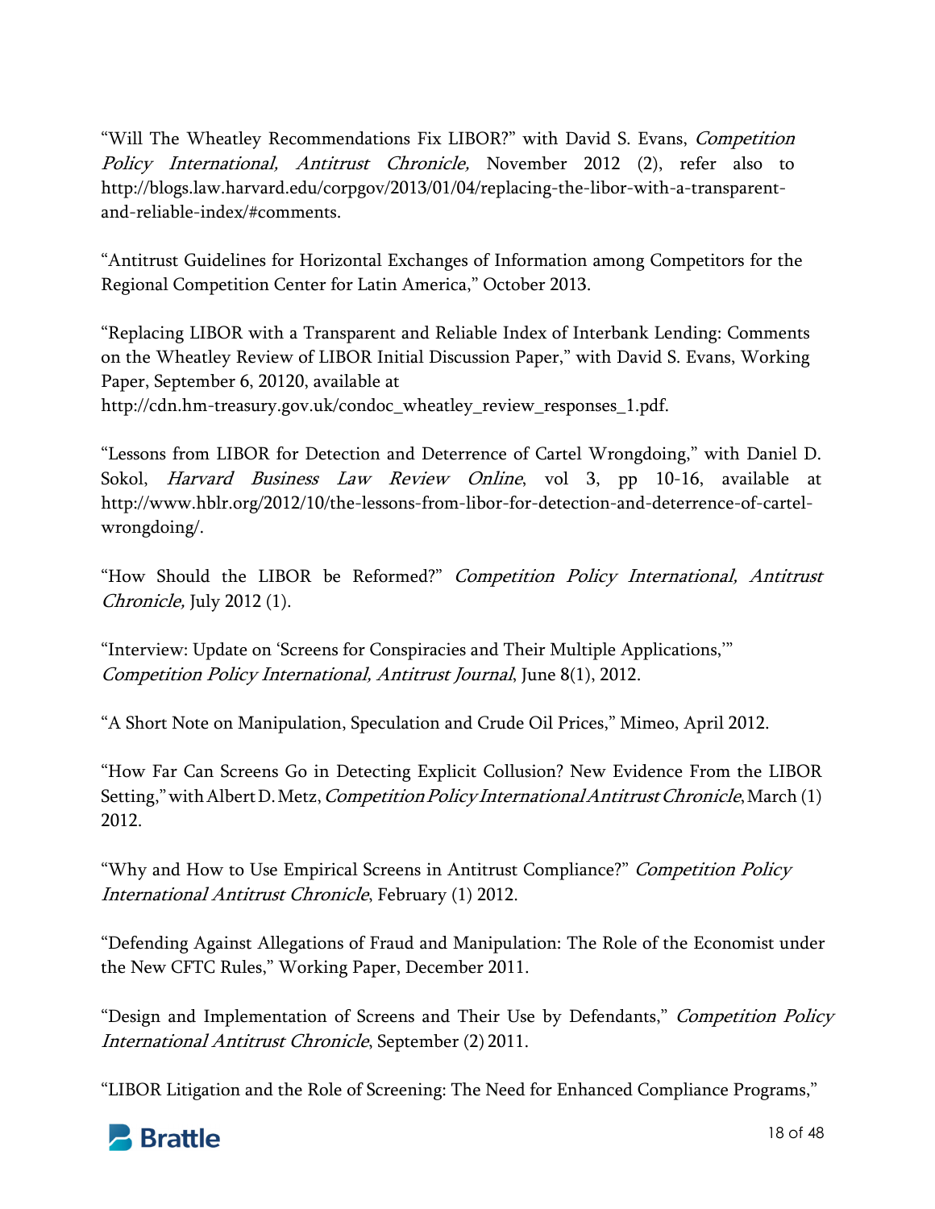"Will The Wheatley Recommendations Fix LIBOR?" with David S. Evans, *Competition Policy International, Antitrust Chronicle,* November 2012 (2), refer also to http://blogs.law.harvard.edu/corpgov/2013/01/04/replacing-the-libor-with-a-transparent-and-reliable-index/#comments.

"Antitrust Guidelines for Horizontal Exchanges of Information among Competitors for the Regional Competition Center for Latin America," October 2013.

"Replacing LIBOR with a Transparent and Reliable Index of Interbank Lending: Comments on the Wheatley Review of LIBOR Initial Discussion Paper," with David S. Evans, Working Paper, September 6, 20120, available at http://cdn.hm-treasury.gov.uk/condoc_wheatley_review_responses_1.pdf.

"Lessons from LIBOR for Detection and Deterrence of Cartel Wrongdoing," with Daniel D. Sokol, *Harvard Business Law Review Online*, vol 3, pp 10-16, available at http://www.hblr.org/2012/10/the-lessons-from-libor-for-detection-and-deterrence-of-cartel-wrongdoing/.

"How Should the LIBOR be Reformed?" *Competition Policy International, Antitrust Chronicle,* July 2012 (1).

"Interview: Update on 'Screens for Conspiracies and Their Multiple Applications,'" *Competition Policy International, Antitrust Journal*, June 8(1), 2012.

"A Short Note on Manipulation, Speculation and Crude Oil Prices," Mimeo, April 2012.

"How Far Can Screens Go in Detecting Explicit Collusion? New Evidence From the LIBOR Setting," with Albert D. Metz, *Competition Policy International Antitrust Chronicle*, March (1) 2012.

"Why and How to Use Empirical Screens in Antitrust Compliance?" *Competition Policy International Antitrust Chronicle*, February (1) 2012.

"Defending Against Allegations of Fraud and Manipulation: The Role of the Economist under the New CFTC Rules," Working Paper, December 2011.

"Design and Implementation of Screens and Their Use by Defendants," *Competition Policy International Antitrust Chronicle*, September (2) 2011.

"LIBOR Litigation and the Role of Screening: The Need for Enhanced Compliance Programs,"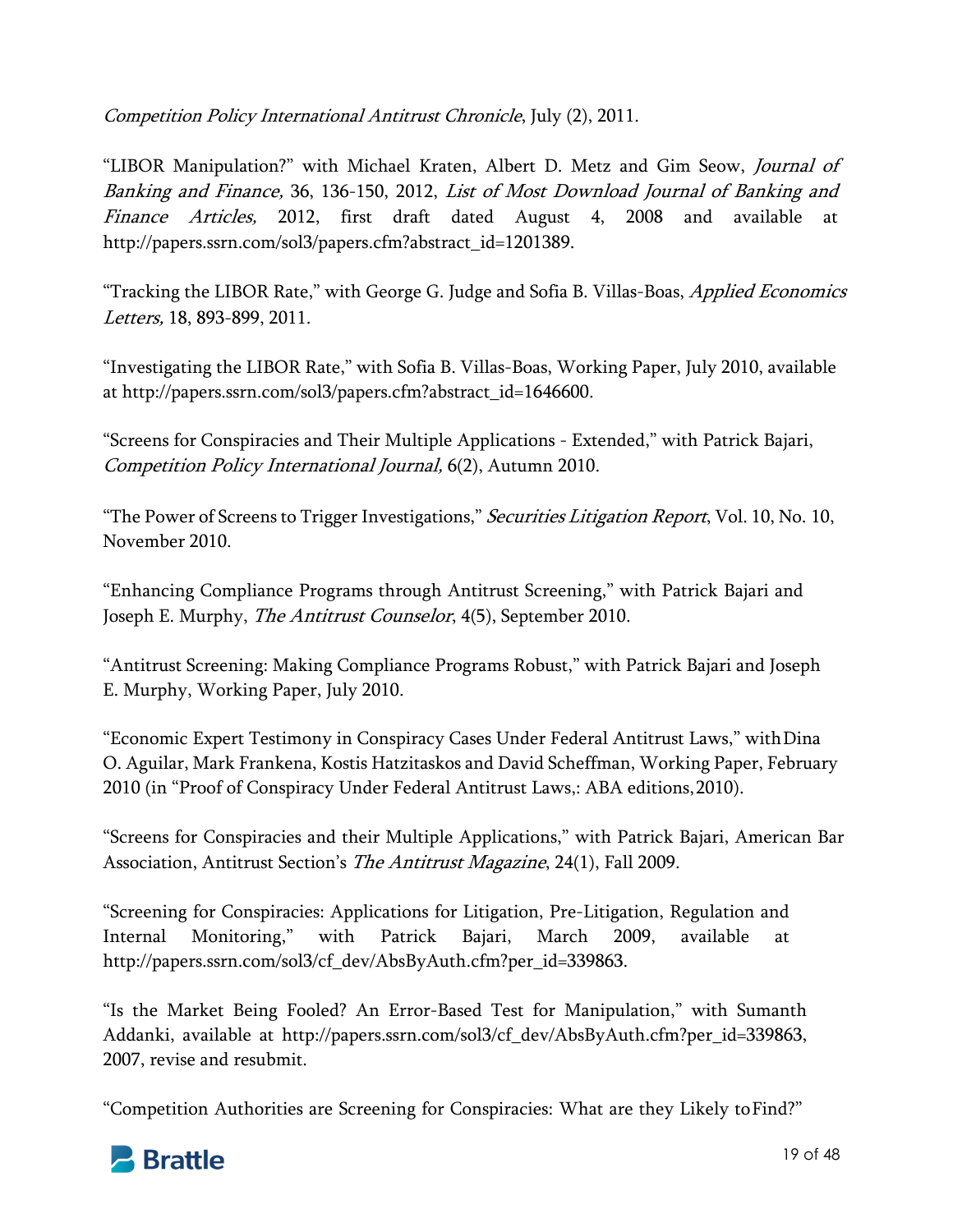*Competition Policy International Antitrust Chronicle*, July (2), 2011.

"LIBOR Manipulation?" with Michael Kraten, Albert D. Metz and Gim Seow, *Journal of Banking and Finance,* 36, 136-150, 2012, *List of Most Download Journal of Banking and Finance Articles,* 2012, first draft dated August 4, 2008 and available at http://papers.ssrn.com/sol3/papers.cfm?abstract_id=1201389.

"Tracking the LIBOR Rate," with George G. Judge and Sofia B. Villas-Boas, *Applied Economics Letters,* 18, 893-899, 2011.

"Investigating the LIBOR Rate," with Sofia B. Villas-Boas, Working Paper, July 2010, available at http://papers.ssrn.com/sol3/papers.cfm?abstract_id=1646600.

"Screens for Conspiracies and Their Multiple Applications - Extended," with Patrick Bajari, *Competition Policy International Journal,* 6(2), Autumn 2010.

"The Power of Screens to Trigger Investigations," *Securities Litigation Report*, Vol. 10, No. 10, November 2010.

"Enhancing Compliance Programs through Antitrust Screening," with Patrick Bajari and Joseph E. Murphy, *The Antitrust Counselor*, 4(5), September 2010.

"Antitrust Screening: Making Compliance Programs Robust," with Patrick Bajari and Joseph E. Murphy, Working Paper, July 2010.

"Economic Expert Testimony in Conspiracy Cases Under Federal Antitrust Laws," with Dina O. Aguilar, Mark Frankena, Kostis Hatzitaskos and David Scheffman, Working Paper, February 2010 (in "Proof of Conspiracy Under Federal Antitrust Laws,: ABA editions, 2010).

"Screens for Conspiracies and their Multiple Applications," with Patrick Bajari, American Bar Association, Antitrust Section's *The Antitrust Magazine*, 24(1), Fall 2009.

"Screening for Conspiracies: Applications for Litigation, Pre-Litigation, Regulation and Internal Monitoring," with Patrick Bajari, March 2009, available at http://papers.ssrn.com/sol3/cf_dev/AbsByAuth.cfm?per_id=339863.

"Is the Market Being Fooled? An Error-Based Test for Manipulation," with Sumanth Addanki, available at http://papers.ssrn.com/sol3/cf_dev/AbsByAuth.cfm?per_id=339863, 2007, revise and resubmit.

"Competition Authorities are Screening for Conspiracies: What are they Likely to Find?"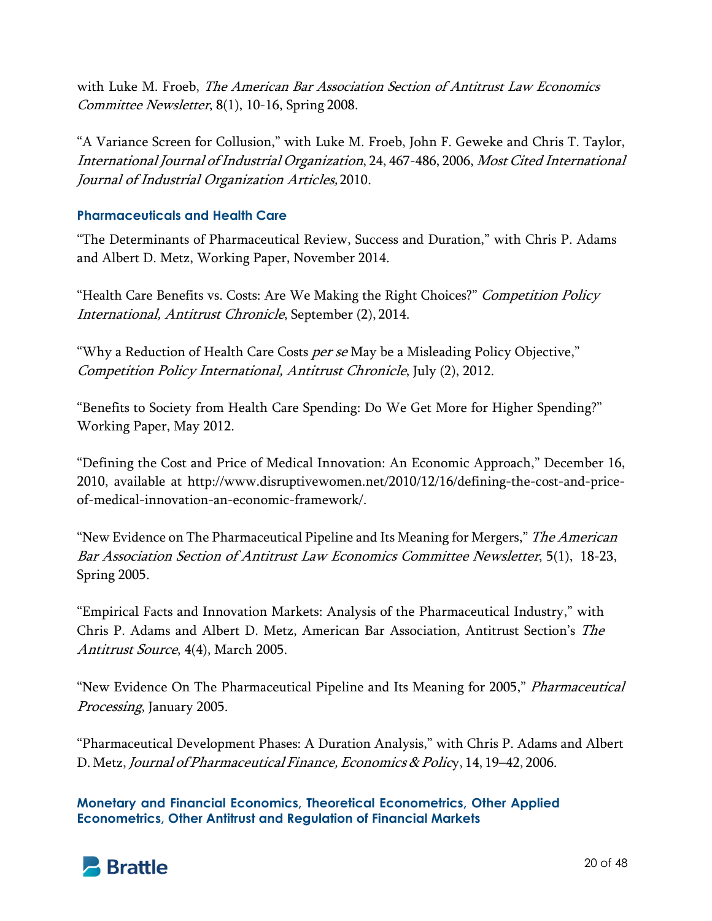with Luke M. Froeb, *The American Bar Association Section of Antitrust Law Economics Committee Newsletter*, 8(1), 10-16, Spring 2008.

"A Variance Screen for Collusion," with Luke M. Froeb, John F. Geweke and Chris T. Taylor, *International Journal of Industrial Organization*, 24, 467-486, 2006, *Most Cited International Journal of Industrial Organization Articles,* 2010.

### Pharmaceuticals and Health Care

"The Determinants of Pharmaceutical Review, Success and Duration," with Chris P. Adams and Albert D. Metz, Working Paper, November 2014.

"Health Care Benefits vs. Costs: Are We Making the Right Choices?" *Competition Policy International, Antitrust Chronicle*, September (2), 2014.

"Why a Reduction of Health Care Costs *per se* May be a Misleading Policy Objective," *Competition Policy International, Antitrust Chronicle*, July (2), 2012.

"Benefits to Society from Health Care Spending: Do We Get More for Higher Spending?" Working Paper, May 2012.

"Defining the Cost and Price of Medical Innovation: An Economic Approach," December 16, 2010, available at http://www.disruptivewomen.net/2010/12/16/defining-the-cost-and-price-of-medical-innovation-an-economic-framework/.

"New Evidence on The Pharmaceutical Pipeline and Its Meaning for Mergers," *The American Bar Association Section of Antitrust Law Economics Committee Newsletter*, 5(1), 18-23, Spring 2005.

"Empirical Facts and Innovation Markets: Analysis of the Pharmaceutical Industry," with Chris P. Adams and Albert D. Metz, American Bar Association, Antitrust Section's *The Antitrust Source*, 4(4), March 2005.

"New Evidence On The Pharmaceutical Pipeline and Its Meaning for 2005," *Pharmaceutical Processing*, January 2005.

"Pharmaceutical Development Phases: A Duration Analysis," with Chris P. Adams and Albert D. Metz, *Journal of Pharmaceutical Finance, Economics & Policy*, 14, 19–42, 2006.

### Monetary and Financial Economics, Theoretical Econometrics, Other Applied Econometrics, Other Antitrust and Regulation of Financial Markets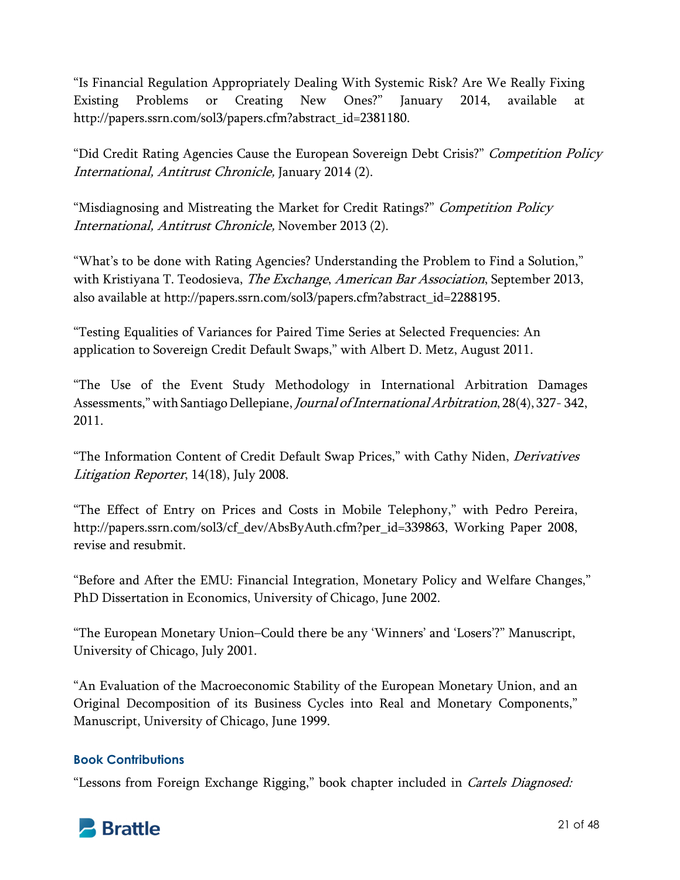"Is Financial Regulation Appropriately Dealing With Systemic Risk? Are We Really Fixing Existing Problems or Creating New Ones?" January 2014, available at http://papers.ssrn.com/sol3/papers.cfm?abstract_id=2381180.

"Did Credit Rating Agencies Cause the European Sovereign Debt Crisis?" *Competition Policy International, Antitrust Chronicle,* January 2014 (2).

"Misdiagnosing and Mistreating the Market for Credit Ratings?" *Competition Policy International, Antitrust Chronicle,* November 2013 (2).

"What's to be done with Rating Agencies? Understanding the Problem to Find a Solution," with Kristiyana T. Teodosieva, *The Exchange*, *American Bar Association*, September 2013, also available at http://papers.ssrn.com/sol3/papers.cfm?abstract_id=2288195.

"Testing Equalities of Variances for Paired Time Series at Selected Frequencies: An application to Sovereign Credit Default Swaps," with Albert D. Metz, August 2011.

"The Use of the Event Study Methodology in International Arbitration Damages Assessments," with Santiago Dellepiane, *Journal of International Arbitration*, 28(4), 327- 342, 2011.

"The Information Content of Credit Default Swap Prices," with Cathy Niden, *Derivatives Litigation Reporter*, 14(18), July 2008.

"The Effect of Entry on Prices and Costs in Mobile Telephony," with Pedro Pereira, http://papers.ssrn.com/sol3/cf_dev/AbsByAuth.cfm?per_id=339863, Working Paper 2008, revise and resubmit.

"Before and After the EMU: Financial Integration, Monetary Policy and Welfare Changes," PhD Dissertation in Economics, University of Chicago, June 2002.

"The European Monetary Union–Could there be any 'Winners' and 'Losers'?" Manuscript, University of Chicago, July 2001.

"An Evaluation of the Macroeconomic Stability of the European Monetary Union, and an Original Decomposition of its Business Cycles into Real and Monetary Components," Manuscript, University of Chicago, June 1999.

### Book Contributions

"Lessons from Foreign Exchange Rigging," book chapter included in *Cartels Diagnosed:*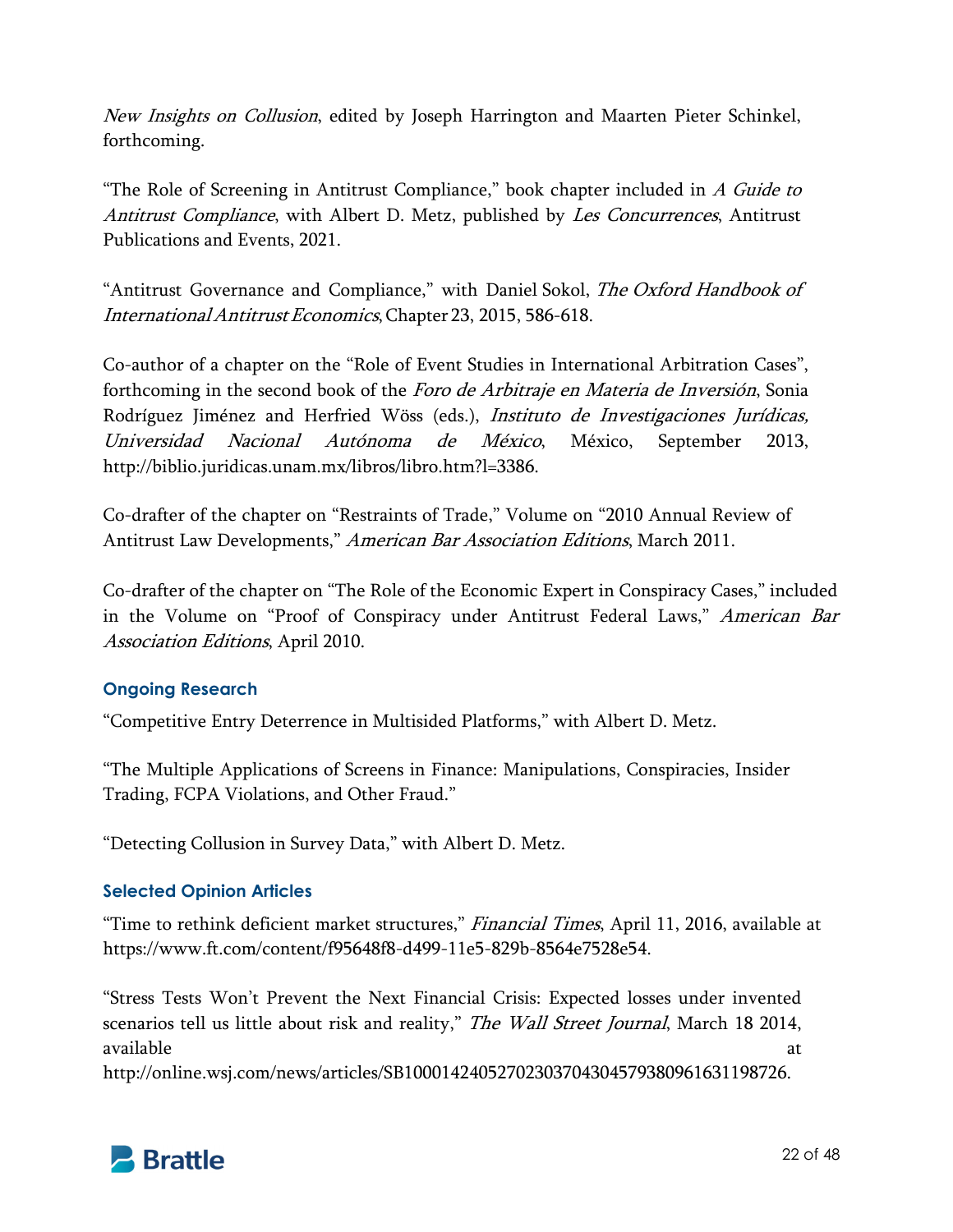*New Insights on Collusion*, edited by Joseph Harrington and Maarten Pieter Schinkel, forthcoming.

"The Role of Screening in Antitrust Compliance," book chapter included in *A Guide to Antitrust Compliance*, with Albert D. Metz, published by *Les Concurrences*, Antitrust Publications and Events, 2021.

"Antitrust Governance and Compliance," with Daniel Sokol, *The Oxford Handbook of International Antitrust Economics*, Chapter 23, 2015, 586-618.

Co-author of a chapter on the "Role of Event Studies in International Arbitration Cases", forthcoming in the second book of the *Foro de Arbitraje en Materia de Inversión*, Sonia Rodríguez Jiménez and Herfried Wöss (eds.), *Instituto de Investigaciones Jurídicas, Universidad Nacional Autónoma de México*, México, September 2013, http://biblio.juridicas.unam.mx/libros/libro.htm?l=3386.

Co-drafter of the chapter on "Restraints of Trade," Volume on "2010 Annual Review of Antitrust Law Developments," *American Bar Association Editions*, March 2011.

Co-drafter of the chapter on "The Role of the Economic Expert in Conspiracy Cases," included in the Volume on "Proof of Conspiracy under Antitrust Federal Laws," *American Bar Association Editions*, April 2010.

### Ongoing Research

"Competitive Entry Deterrence in Multisided Platforms," with Albert D. Metz.

"The Multiple Applications of Screens in Finance: Manipulations, Conspiracies, Insider Trading, FCPA Violations, and Other Fraud."

"Detecting Collusion in Survey Data," with Albert D. Metz.

### Selected Opinion Articles

"Time to rethink deficient market structures," *Financial Times*, April 11, 2016, available at https://www.ft.com/content/f95648f8-d499-11e5-829b-8564e7528e54.

"Stress Tests Won't Prevent the Next Financial Crisis: Expected losses under invented scenarios tell us little about risk and reality," *The Wall Street Journal*, March 18 2014, available at http://online.wsj.com/news/articles/SB10001424052702303704304579380961631198726.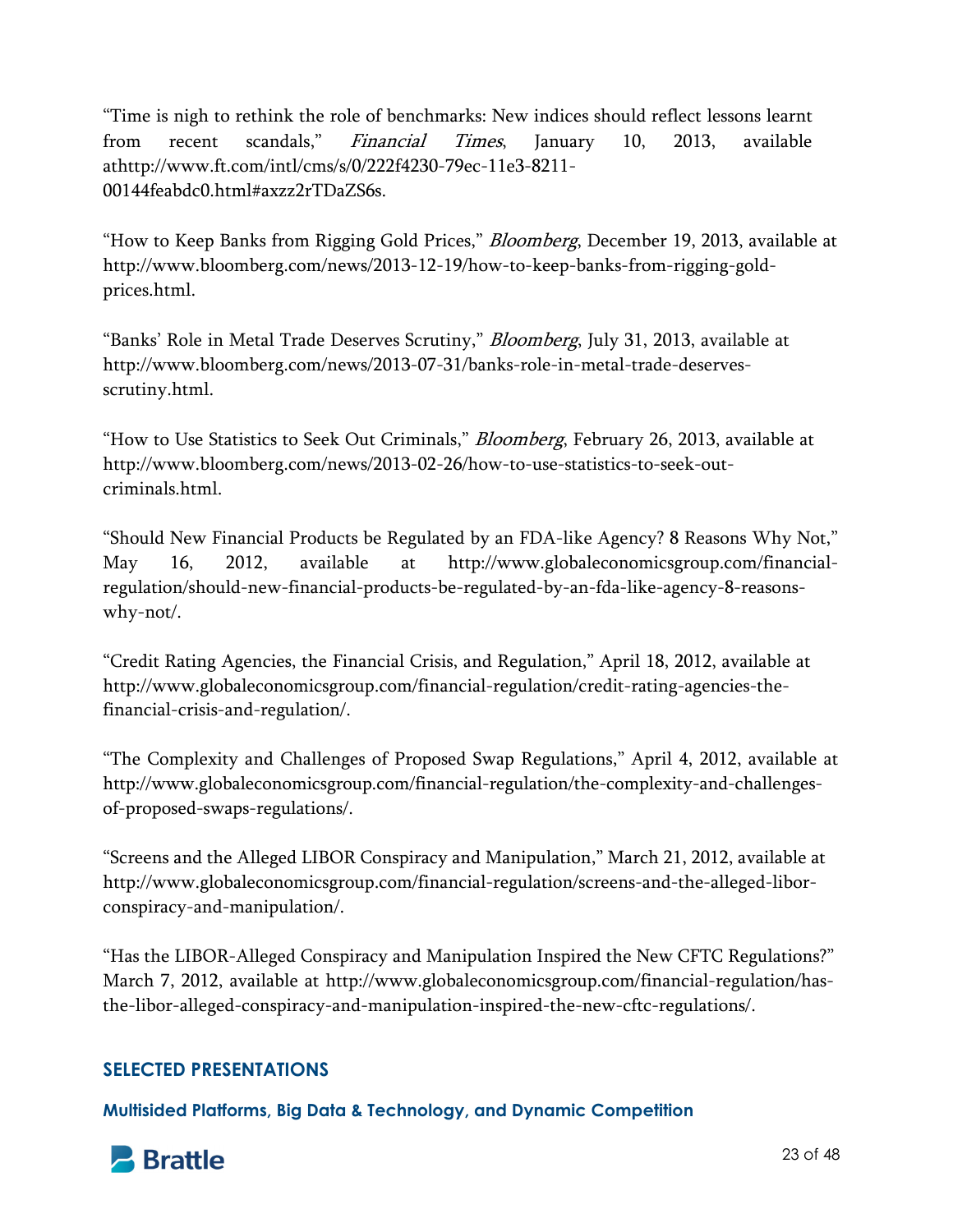"Time is nigh to rethink the role of benchmarks: New indices should reflect lessons learnt from recent scandals," *Financial Times*, January 10, 2013, available athttp://www.ft.com/intl/cms/s/0/222f4230-79ec-11e3-8211-00144feabdc0.html#axzz2rTDaZS6s.

"How to Keep Banks from Rigging Gold Prices," *Bloomberg*, December 19, 2013, available at http://www.bloomberg.com/news/2013-12-19/how-to-keep-banks-from-rigging-gold-prices.html.

"Banks' Role in Metal Trade Deserves Scrutiny," *Bloomberg*, July 31, 2013, available at http://www.bloomberg.com/news/2013-07-31/banks-role-in-metal-trade-deserves-scrutiny.html.

"How to Use Statistics to Seek Out Criminals," *Bloomberg*, February 26, 2013, available at http://www.bloomberg.com/news/2013-02-26/how-to-use-statistics-to-seek-out-criminals.html.

"Should New Financial Products be Regulated by an FDA-like Agency? 8 Reasons Why Not," May 16, 2012, available at http://www.globaleconomicsgroup.com/financial-regulation/should-new-financial-products-be-regulated-by-an-fda-like-agency-8-reasons-why-not/.

"Credit Rating Agencies, the Financial Crisis, and Regulation," April 18, 2012, available at http://www.globaleconomicsgroup.com/financial-regulation/credit-rating-agencies-the-financial-crisis-and-regulation/.

"The Complexity and Challenges of Proposed Swap Regulations," April 4, 2012, available at http://www.globaleconomicsgroup.com/financial-regulation/the-complexity-and-challenges-of-proposed-swaps-regulations/.

"Screens and the Alleged LIBOR Conspiracy and Manipulation," March 21, 2012, available at http://www.globaleconomicsgroup.com/financial-regulation/screens-and-the-alleged-libor-conspiracy-and-manipulation/.

"Has the LIBOR-Alleged Conspiracy and Manipulation Inspired the New CFTC Regulations?" March 7, 2012, available at http://www.globaleconomicsgroup.com/financial-regulation/has-the-libor-alleged-conspiracy-and-manipulation-inspired-the-new-cftc-regulations/.

## SELECTED PRESENTATIONS

### Multisided Platforms, Big Data & Technology, and Dynamic Competition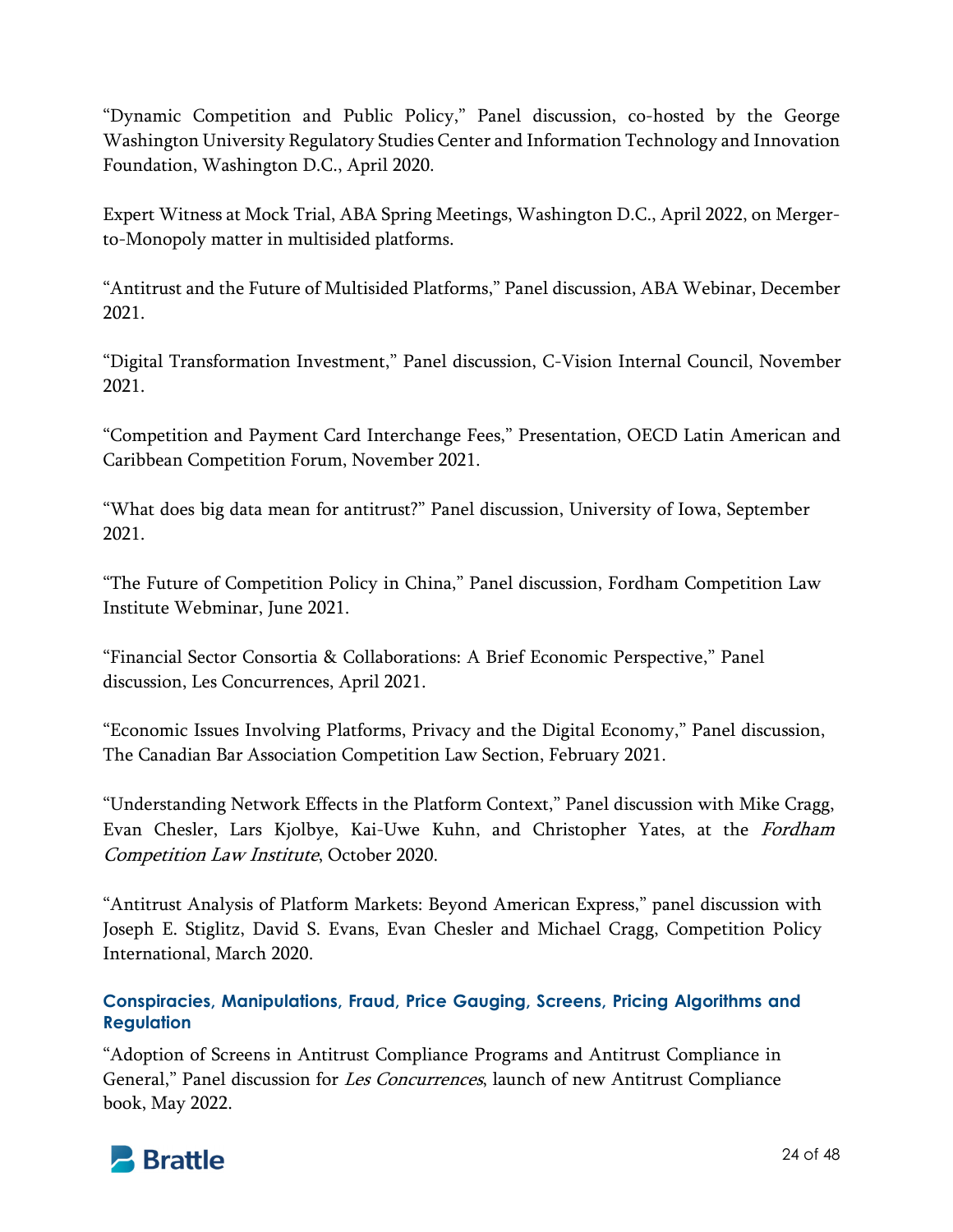"Dynamic Competition and Public Policy," Panel discussion, co-hosted by the George Washington University Regulatory Studies Center and Information Technology and Innovation Foundation, Washington D.C., April 2020.

Expert Witness at Mock Trial, ABA Spring Meetings, Washington D.C., April 2022, on Merger-to-Monopoly matter in multisided platforms.

"Antitrust and the Future of Multisided Platforms," Panel discussion, ABA Webinar, December 2021.

"Digital Transformation Investment," Panel discussion, C-Vision Internal Council, November 2021.

"Competition and Payment Card Interchange Fees," Presentation, OECD Latin American and Caribbean Competition Forum, November 2021.

"What does big data mean for antitrust?" Panel discussion, University of Iowa, September 2021.

"The Future of Competition Policy in China," Panel discussion, Fordham Competition Law Institute Webminar, June 2021.

"Financial Sector Consortia & Collaborations: A Brief Economic Perspective," Panel discussion, Les Concurrences, April 2021.

"Economic Issues Involving Platforms, Privacy and the Digital Economy," Panel discussion, The Canadian Bar Association Competition Law Section, February 2021.

"Understanding Network Effects in the Platform Context," Panel discussion with Mike Cragg, Evan Chesler, Lars Kjolbye, Kai-Uwe Kuhn, and Christopher Yates, at the *Fordham Competition Law Institute*, October 2020.

"Antitrust Analysis of Platform Markets: Beyond American Express," panel discussion with Joseph E. Stiglitz, David S. Evans, Evan Chesler and Michael Cragg, Competition Policy International, March 2020.

### Conspiracies, Manipulations, Fraud, Price Gauging, Screens, Pricing Algorithms and Regulation

"Adoption of Screens in Antitrust Compliance Programs and Antitrust Compliance in General," Panel discussion for *Les Concurrences*, launch of new Antitrust Compliance book, May 2022.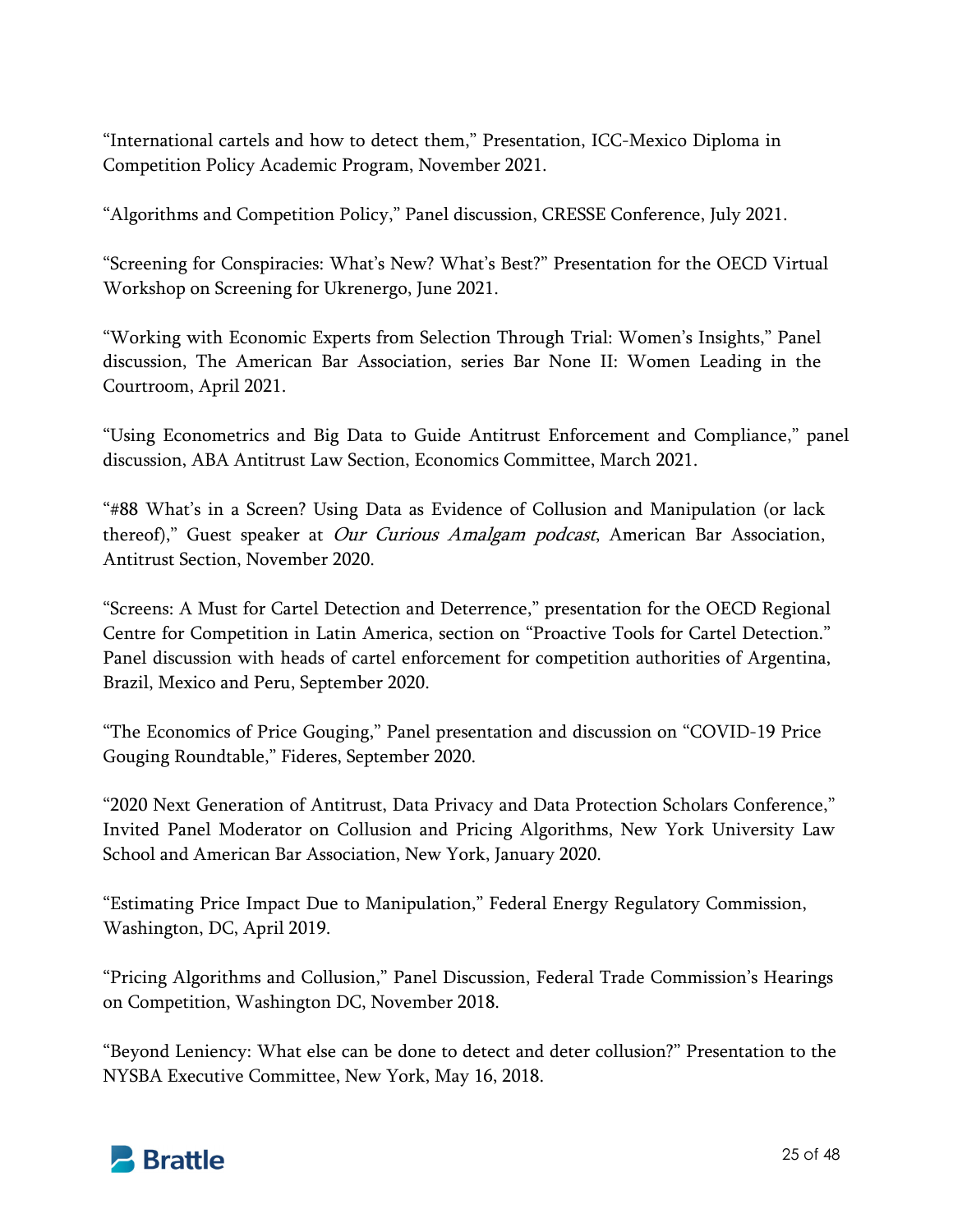"International cartels and how to detect them," Presentation, ICC-Mexico Diploma in Competition Policy Academic Program, November 2021.

"Algorithms and Competition Policy," Panel discussion, CRESSE Conference, July 2021.

"Screening for Conspiracies: What's New? What's Best?" Presentation for the OECD Virtual Workshop on Screening for Ukrenergo, June 2021.

"Working with Economic Experts from Selection Through Trial: Women's Insights," Panel discussion, The American Bar Association, series Bar None II: Women Leading in the Courtroom, April 2021.

"Using Econometrics and Big Data to Guide Antitrust Enforcement and Compliance," panel discussion, ABA Antitrust Law Section, Economics Committee, March 2021.

"#88 What's in a Screen? Using Data as Evidence of Collusion and Manipulation (or lack thereof)," Guest speaker at *Our Curious Amalgam podcast*, American Bar Association, Antitrust Section, November 2020.

"Screens: A Must for Cartel Detection and Deterrence," presentation for the OECD Regional Centre for Competition in Latin America, section on "Proactive Tools for Cartel Detection." Panel discussion with heads of cartel enforcement for competition authorities of Argentina, Brazil, Mexico and Peru, September 2020.

"The Economics of Price Gouging," Panel presentation and discussion on "COVID-19 Price Gouging Roundtable," Fideres, September 2020.

"2020 Next Generation of Antitrust, Data Privacy and Data Protection Scholars Conference," Invited Panel Moderator on Collusion and Pricing Algorithms, New York University Law School and American Bar Association, New York, January 2020.

"Estimating Price Impact Due to Manipulation," Federal Energy Regulatory Commission, Washington, DC, April 2019.

"Pricing Algorithms and Collusion," Panel Discussion, Federal Trade Commission's Hearings on Competition, Washington DC, November 2018.

"Beyond Leniency: What else can be done to detect and deter collusion?" Presentation to the NYSBA Executive Committee, New York, May 16, 2018.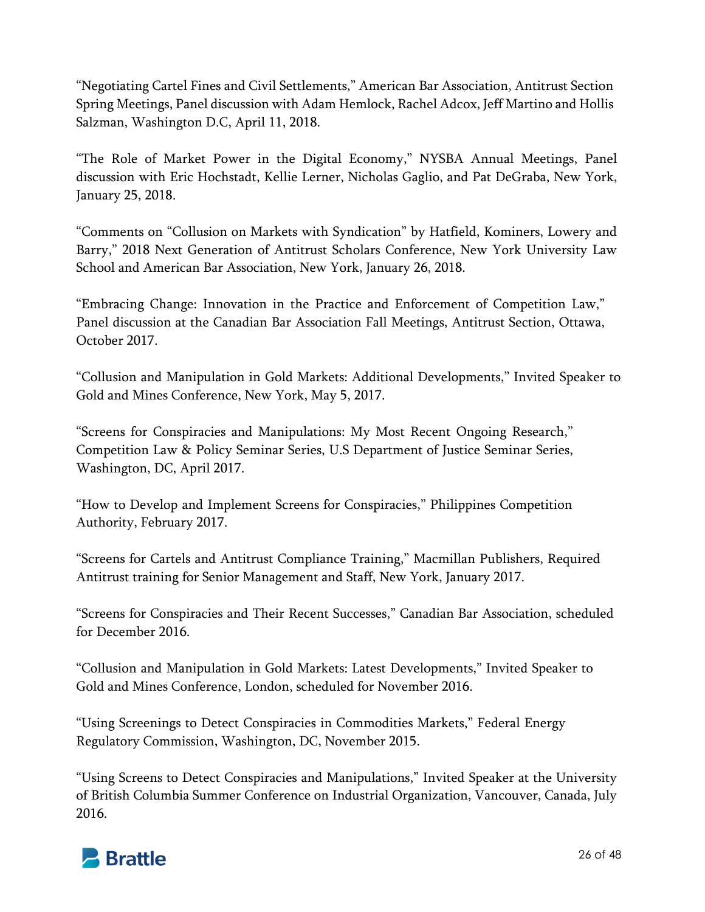"Negotiating Cartel Fines and Civil Settlements," American Bar Association, Antitrust Section Spring Meetings, Panel discussion with Adam Hemlock, Rachel Adcox, Jeff Martino and Hollis Salzman, Washington D.C, April 11, 2018.

"The Role of Market Power in the Digital Economy," NYSBA Annual Meetings, Panel discussion with Eric Hochstadt, Kellie Lerner, Nicholas Gaglio, and Pat DeGraba, New York, January 25, 2018.

"Comments on "Collusion on Markets with Syndication" by Hatfield, Kominers, Lowery and Barry," 2018 Next Generation of Antitrust Scholars Conference, New York University Law School and American Bar Association, New York, January 26, 2018.

"Embracing Change: Innovation in the Practice and Enforcement of Competition Law," Panel discussion at the Canadian Bar Association Fall Meetings, Antitrust Section, Ottawa, October 2017.

"Collusion and Manipulation in Gold Markets: Additional Developments," Invited Speaker to Gold and Mines Conference, New York, May 5, 2017.

"Screens for Conspiracies and Manipulations: My Most Recent Ongoing Research," Competition Law & Policy Seminar Series, U.S Department of Justice Seminar Series, Washington, DC, April 2017.

"How to Develop and Implement Screens for Conspiracies," Philippines Competition Authority, February 2017.

"Screens for Cartels and Antitrust Compliance Training," Macmillan Publishers, Required Antitrust training for Senior Management and Staff, New York, January 2017.

"Screens for Conspiracies and Their Recent Successes," Canadian Bar Association, scheduled for December 2016.

"Collusion and Manipulation in Gold Markets: Latest Developments," Invited Speaker to Gold and Mines Conference, London, scheduled for November 2016.

"Using Screenings to Detect Conspiracies in Commodities Markets," Federal Energy Regulatory Commission, Washington, DC, November 2015.

"Using Screens to Detect Conspiracies and Manipulations," Invited Speaker at the University of British Columbia Summer Conference on Industrial Organization, Vancouver, Canada, July 2016.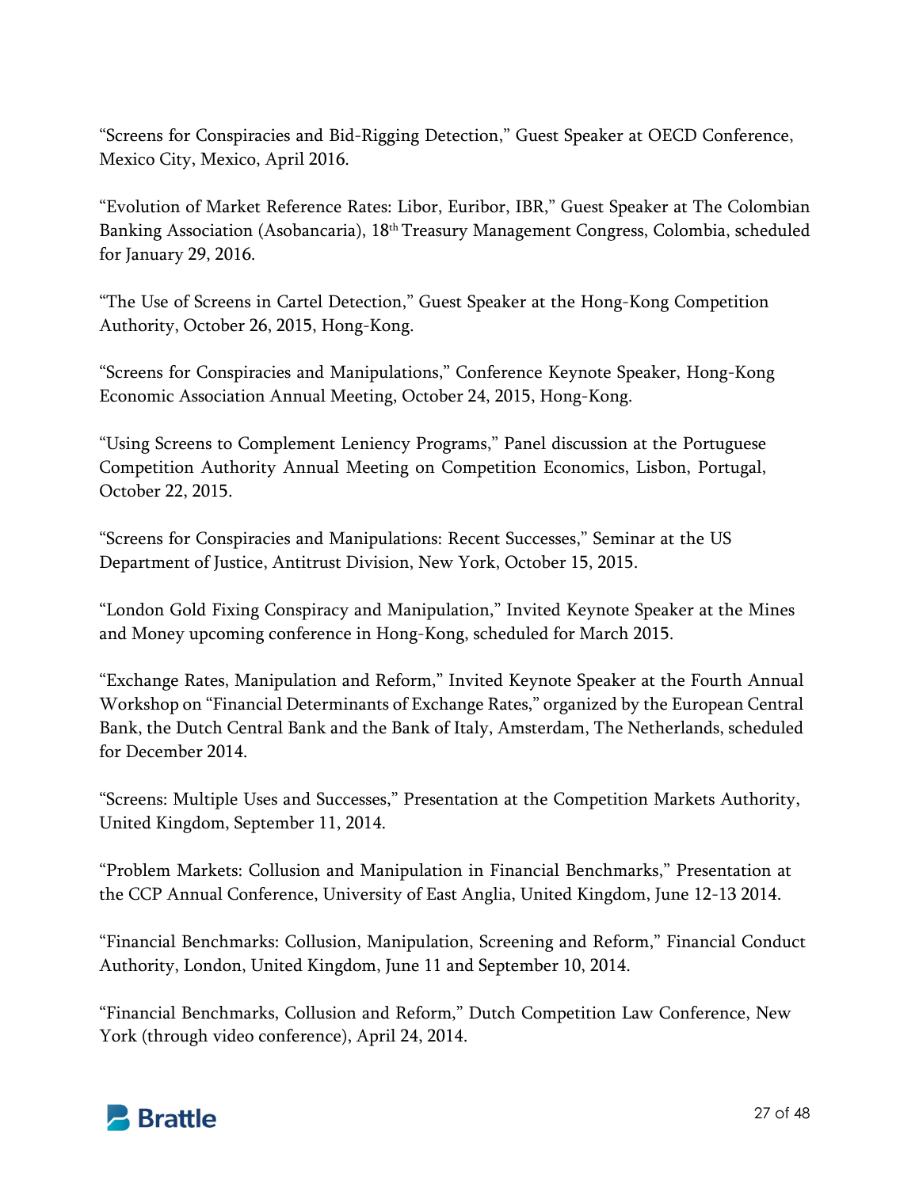"Screens for Conspiracies and Bid-Rigging Detection," Guest Speaker at OECD Conference, Mexico City, Mexico, April 2016.

"Evolution of Market Reference Rates: Libor, Euribor, IBR," Guest Speaker at The Colombian Banking Association (Asobancaria), 18th Treasury Management Congress, Colombia, scheduled for January 29, 2016.

"The Use of Screens in Cartel Detection," Guest Speaker at the Hong-Kong Competition Authority, October 26, 2015, Hong-Kong.

"Screens for Conspiracies and Manipulations," Conference Keynote Speaker, Hong-Kong Economic Association Annual Meeting, October 24, 2015, Hong-Kong.

"Using Screens to Complement Leniency Programs," Panel discussion at the Portuguese Competition Authority Annual Meeting on Competition Economics, Lisbon, Portugal, October 22, 2015.

"Screens for Conspiracies and Manipulations: Recent Successes," Seminar at the US Department of Justice, Antitrust Division, New York, October 15, 2015.

"London Gold Fixing Conspiracy and Manipulation," Invited Keynote Speaker at the Mines and Money upcoming conference in Hong-Kong, scheduled for March 2015.

"Exchange Rates, Manipulation and Reform," Invited Keynote Speaker at the Fourth Annual Workshop on "Financial Determinants of Exchange Rates," organized by the European Central Bank, the Dutch Central Bank and the Bank of Italy, Amsterdam, The Netherlands, scheduled for December 2014.

"Screens: Multiple Uses and Successes," Presentation at the Competition Markets Authority, United Kingdom, September 11, 2014.

"Problem Markets: Collusion and Manipulation in Financial Benchmarks," Presentation at the CCP Annual Conference, University of East Anglia, United Kingdom, June 12-13 2014.

"Financial Benchmarks: Collusion, Manipulation, Screening and Reform," Financial Conduct Authority, London, United Kingdom, June 11 and September 10, 2014.

"Financial Benchmarks, Collusion and Reform," Dutch Competition Law Conference, New York (through video conference), April 24, 2014.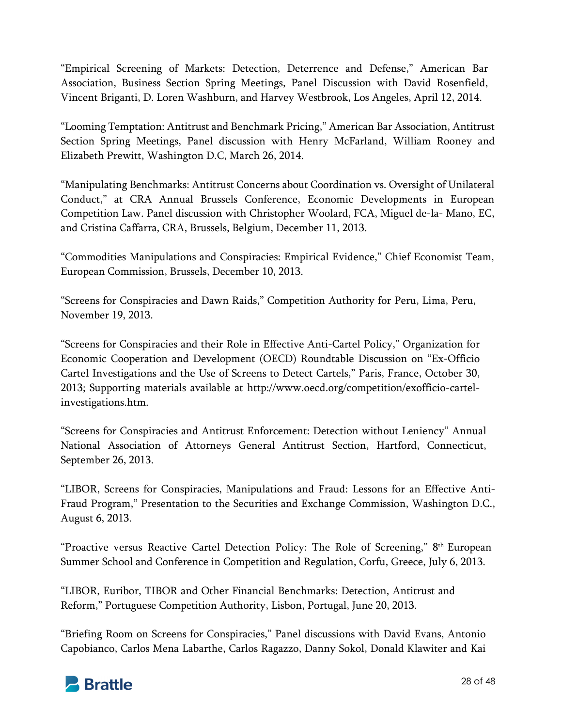"Empirical Screening of Markets: Detection, Deterrence and Defense," American Bar Association, Business Section Spring Meetings, Panel Discussion with David Rosenfield, Vincent Briganti, D. Loren Washburn, and Harvey Westbrook, Los Angeles, April 12, 2014.

"Looming Temptation: Antitrust and Benchmark Pricing," American Bar Association, Antitrust Section Spring Meetings, Panel discussion with Henry McFarland, William Rooney and Elizabeth Prewitt, Washington D.C, March 26, 2014.

"Manipulating Benchmarks: Antitrust Concerns about Coordination vs. Oversight of Unilateral Conduct," at CRA Annual Brussels Conference, Economic Developments in European Competition Law. Panel discussion with Christopher Woolard, FCA, Miguel de-la- Mano, EC, and Cristina Caffarra, CRA, Brussels, Belgium, December 11, 2013.

"Commodities Manipulations and Conspiracies: Empirical Evidence," Chief Economist Team, European Commission, Brussels, December 10, 2013.

"Screens for Conspiracies and Dawn Raids," Competition Authority for Peru, Lima, Peru, November 19, 2013.

"Screens for Conspiracies and their Role in Effective Anti-Cartel Policy," Organization for Economic Cooperation and Development (OECD) Roundtable Discussion on "Ex-Officio Cartel Investigations and the Use of Screens to Detect Cartels," Paris, France, October 30, 2013; Supporting materials available at http://www.oecd.org/competition/exofficio-cartel-investigations.htm.

"Screens for Conspiracies and Antitrust Enforcement: Detection without Leniency" Annual National Association of Attorneys General Antitrust Section, Hartford, Connecticut, September 26, 2013.

"LIBOR, Screens for Conspiracies, Manipulations and Fraud: Lessons for an Effective Anti-Fraud Program," Presentation to the Securities and Exchange Commission, Washington D.C., August 6, 2013.

"Proactive versus Reactive Cartel Detection Policy: The Role of Screening," 8th European Summer School and Conference in Competition and Regulation, Corfu, Greece, July 6, 2013.

"LIBOR, Euribor, TIBOR and Other Financial Benchmarks: Detection, Antitrust and Reform," Portuguese Competition Authority, Lisbon, Portugal, June 20, 2013.

"Briefing Room on Screens for Conspiracies," Panel discussions with David Evans, Antonio Capobianco, Carlos Mena Labarthe, Carlos Ragazzo, Danny Sokol, Donald Klawiter and Kai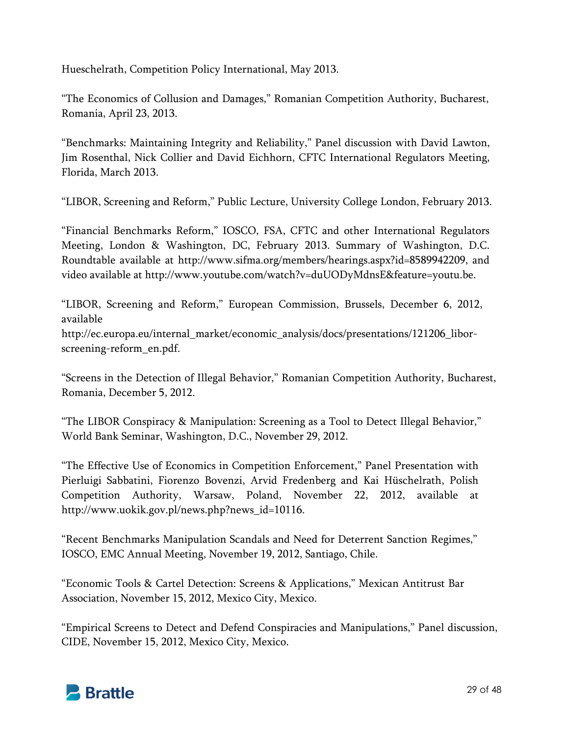Hueschelrath, Competition Policy International, May 2013.

"The Economics of Collusion and Damages," Romanian Competition Authority, Bucharest, Romania, April 23, 2013.

"Benchmarks: Maintaining Integrity and Reliability," Panel discussion with David Lawton, Jim Rosenthal, Nick Collier and David Eichhorn, CFTC International Regulators Meeting, Florida, March 2013.

"LIBOR, Screening and Reform," Public Lecture, University College London, February 2013.

"Financial Benchmarks Reform," IOSCO, FSA, CFTC and other International Regulators Meeting, London & Washington, DC, February 2013. Summary of Washington, D.C. Roundtable available at http://www.sifma.org/members/hearings.aspx?id=8589942209, and video available at http://www.youtube.com/watch?v=duUODyMdnsE&feature=youtu.be.

"LIBOR, Screening and Reform," European Commission, Brussels, December 6, 2012, available http://ec.europa.eu/internal_market/economic_analysis/docs/presentations/121206_libor-screening-reform_en.pdf.

"Screens in the Detection of Illegal Behavior," Romanian Competition Authority, Bucharest, Romania, December 5, 2012.

"The LIBOR Conspiracy & Manipulation: Screening as a Tool to Detect Illegal Behavior," World Bank Seminar, Washington, D.C., November 29, 2012.

"The Effective Use of Economics in Competition Enforcement," Panel Presentation with Pierluigi Sabbatini, Fiorenzo Bovenzi, Arvid Fredenberg and Kai Hüschelrath, Polish Competition Authority, Warsaw, Poland, November 22, 2012, available at http://www.uokik.gov.pl/news.php?news_id=10116.

"Recent Benchmarks Manipulation Scandals and Need for Deterrent Sanction Regimes," IOSCO, EMC Annual Meeting, November 19, 2012, Santiago, Chile.

"Economic Tools & Cartel Detection: Screens & Applications," Mexican Antitrust Bar Association, November 15, 2012, Mexico City, Mexico.

"Empirical Screens to Detect and Defend Conspiracies and Manipulations," Panel discussion, CIDE, November 15, 2012, Mexico City, Mexico.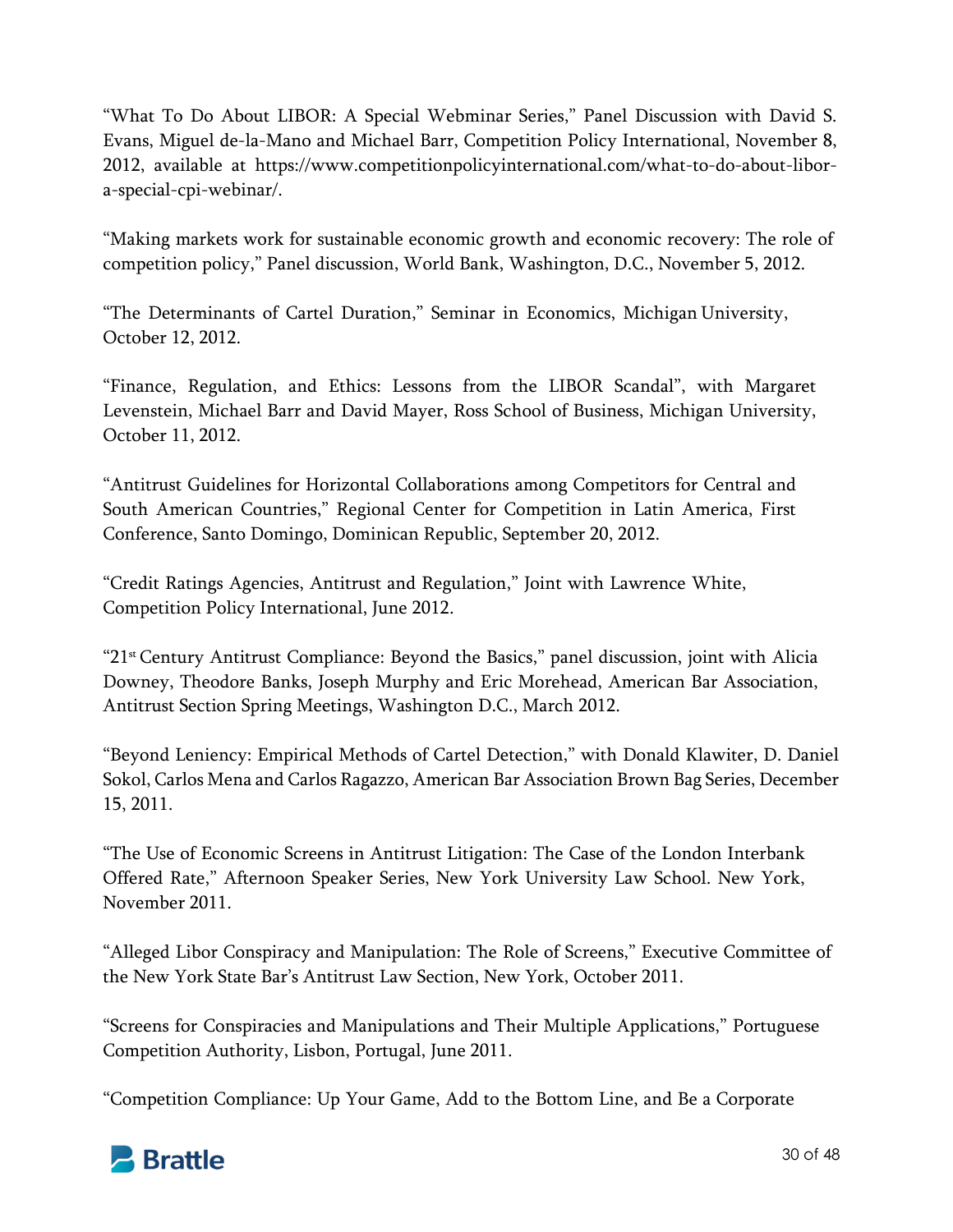"What To Do About LIBOR: A Special Webminar Series," Panel Discussion with David S. Evans, Miguel de-la-Mano and Michael Barr, Competition Policy International, November 8, 2012, available at https://www.competitionpolicyinternational.com/what-to-do-about-libor-a-special-cpi-webinar/.

"Making markets work for sustainable economic growth and economic recovery: The role of competition policy," Panel discussion, World Bank, Washington, D.C., November 5, 2012.

"The Determinants of Cartel Duration," Seminar in Economics, Michigan University, October 12, 2012.

"Finance, Regulation, and Ethics: Lessons from the LIBOR Scandal", with Margaret Levenstein, Michael Barr and David Mayer, Ross School of Business, Michigan University, October 11, 2012.

"Antitrust Guidelines for Horizontal Collaborations among Competitors for Central and South American Countries," Regional Center for Competition in Latin America, First Conference, Santo Domingo, Dominican Republic, September 20, 2012.

"Credit Ratings Agencies, Antitrust and Regulation," Joint with Lawrence White, Competition Policy International, June 2012.

"21st Century Antitrust Compliance: Beyond the Basics," panel discussion, joint with Alicia Downey, Theodore Banks, Joseph Murphy and Eric Morehead, American Bar Association, Antitrust Section Spring Meetings, Washington D.C., March 2012.

"Beyond Leniency: Empirical Methods of Cartel Detection," with Donald Klawiter, D. Daniel Sokol, Carlos Mena and Carlos Ragazzo, American Bar Association Brown Bag Series, December 15, 2011.

"The Use of Economic Screens in Antitrust Litigation: The Case of the London Interbank Offered Rate," Afternoon Speaker Series, New York University Law School. New York, November 2011.

"Alleged Libor Conspiracy and Manipulation: The Role of Screens," Executive Committee of the New York State Bar's Antitrust Law Section, New York, October 2011.

"Screens for Conspiracies and Manipulations and Their Multiple Applications," Portuguese Competition Authority, Lisbon, Portugal, June 2011.

"Competition Compliance: Up Your Game, Add to the Bottom Line, and Be a Corporate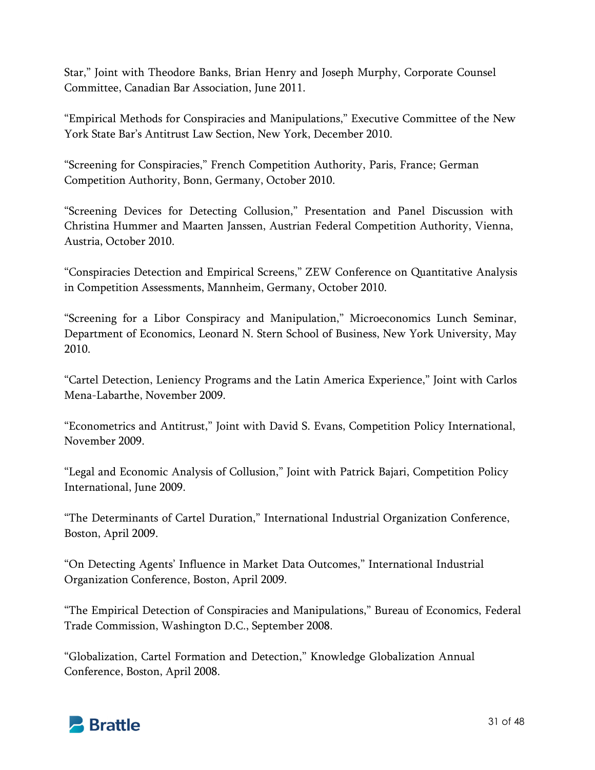Star," Joint with Theodore Banks, Brian Henry and Joseph Murphy, Corporate Counsel Committee, Canadian Bar Association, June 2011.

"Empirical Methods for Conspiracies and Manipulations," Executive Committee of the New York State Bar's Antitrust Law Section, New York, December 2010.

"Screening for Conspiracies," French Competition Authority, Paris, France; German Competition Authority, Bonn, Germany, October 2010.

"Screening Devices for Detecting Collusion," Presentation and Panel Discussion with Christina Hummer and Maarten Janssen, Austrian Federal Competition Authority, Vienna, Austria, October 2010.

"Conspiracies Detection and Empirical Screens," ZEW Conference on Quantitative Analysis in Competition Assessments, Mannheim, Germany, October 2010.

"Screening for a Libor Conspiracy and Manipulation," Microeconomics Lunch Seminar, Department of Economics, Leonard N. Stern School of Business, New York University, May 2010.

"Cartel Detection, Leniency Programs and the Latin America Experience," Joint with Carlos Mena-Labarthe, November 2009.

"Econometrics and Antitrust," Joint with David S. Evans, Competition Policy International, November 2009.

"Legal and Economic Analysis of Collusion," Joint with Patrick Bajari, Competition Policy International, June 2009.

"The Determinants of Cartel Duration," International Industrial Organization Conference, Boston, April 2009.

"On Detecting Agents' Influence in Market Data Outcomes," International Industrial Organization Conference, Boston, April 2009.

"The Empirical Detection of Conspiracies and Manipulations," Bureau of Economics, Federal Trade Commission, Washington D.C., September 2008.

"Globalization, Cartel Formation and Detection," Knowledge Globalization Annual Conference, Boston, April 2008.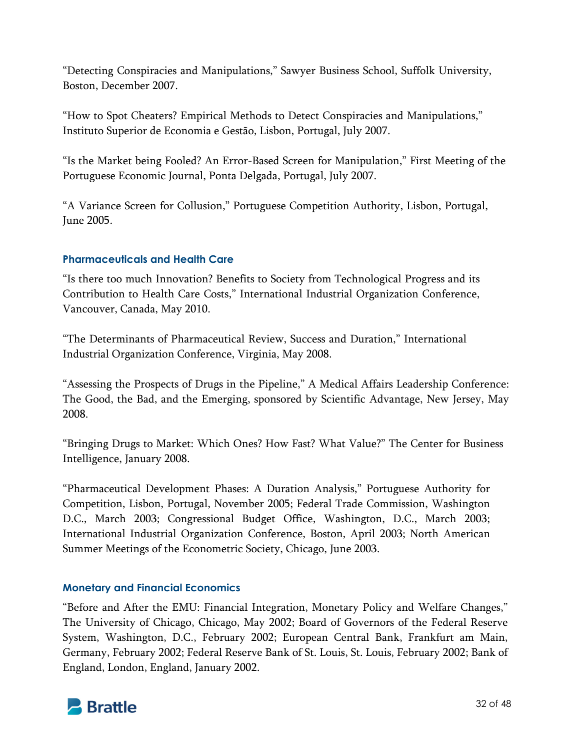"Detecting Conspiracies and Manipulations," Sawyer Business School, Suffolk University, Boston, December 2007.

"How to Spot Cheaters? Empirical Methods to Detect Conspiracies and Manipulations," Instituto Superior de Economia e Gestão, Lisbon, Portugal, July 2007.

"Is the Market being Fooled? An Error-Based Screen for Manipulation," First Meeting of the Portuguese Economic Journal, Ponta Delgada, Portugal, July 2007.

"A Variance Screen for Collusion," Portuguese Competition Authority, Lisbon, Portugal, June 2005.

### Pharmaceuticals and Health Care

"Is there too much Innovation? Benefits to Society from Technological Progress and its Contribution to Health Care Costs," International Industrial Organization Conference, Vancouver, Canada, May 2010.

"The Determinants of Pharmaceutical Review, Success and Duration," International Industrial Organization Conference, Virginia, May 2008.

"Assessing the Prospects of Drugs in the Pipeline," A Medical Affairs Leadership Conference: The Good, the Bad, and the Emerging, sponsored by Scientific Advantage, New Jersey, May 2008.

"Bringing Drugs to Market: Which Ones? How Fast? What Value?" The Center for Business Intelligence, January 2008.

"Pharmaceutical Development Phases: A Duration Analysis," Portuguese Authority for Competition, Lisbon, Portugal, November 2005; Federal Trade Commission, Washington D.C., March 2003; Congressional Budget Office, Washington, D.C., March 2003; International Industrial Organization Conference, Boston, April 2003; North American Summer Meetings of the Econometric Society, Chicago, June 2003.

### Monetary and Financial Economics

"Before and After the EMU: Financial Integration, Monetary Policy and Welfare Changes," The University of Chicago, Chicago, May 2002; Board of Governors of the Federal Reserve System, Washington, D.C., February 2002; European Central Bank, Frankfurt am Main, Germany, February 2002; Federal Reserve Bank of St. Louis, St. Louis, February 2002; Bank of England, London, England, January 2002.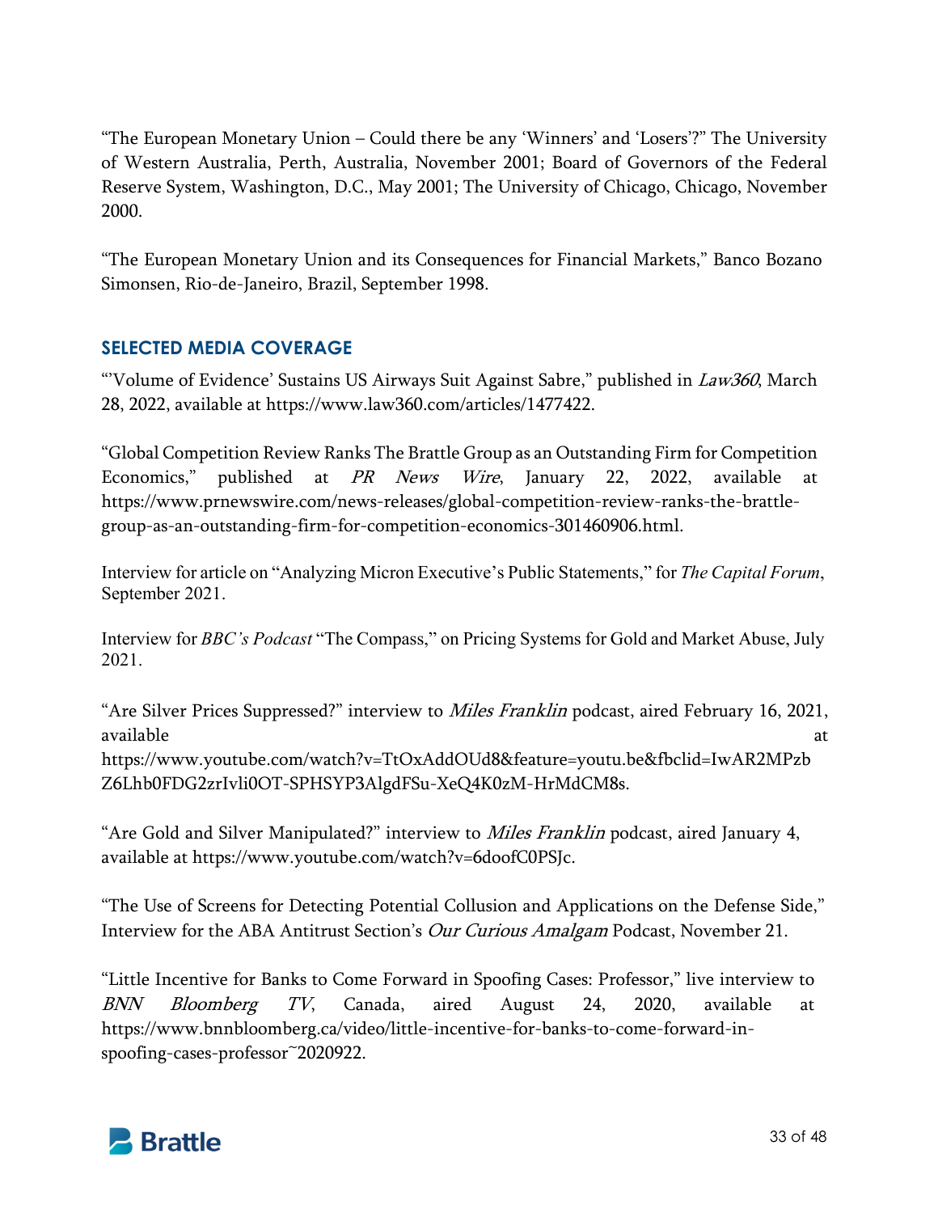"The European Monetary Union – Could there be any 'Winners' and 'Losers'?" The University of Western Australia, Perth, Australia, November 2001; Board of Governors of the Federal Reserve System, Washington, D.C., May 2001; The University of Chicago, Chicago, November 2000.

"The European Monetary Union and its Consequences for Financial Markets," Banco Bozano Simonsen, Rio-de-Janeiro, Brazil, September 1998.

## SELECTED MEDIA COVERAGE

"'Volume of Evidence' Sustains US Airways Suit Against Sabre," published in *Law360*, March 28, 2022, available at https://www.law360.com/articles/1477422.

"Global Competition Review Ranks The Brattle Group as an Outstanding Firm for Competition Economics," published at *PR News Wire*, January 22, 2022, available at https://www.prnewswire.com/news-releases/global-competition-review-ranks-the-brattle-group-as-an-outstanding-firm-for-competition-economics-301460906.html.

Interview for article on "Analyzing Micron Executive's Public Statements," for *The Capital Forum*, September 2021.

Interview for *BBC's Podcast* "The Compass," on Pricing Systems for Gold and Market Abuse, July 2021.

"Are Silver Prices Suppressed?" interview to *Miles Franklin* podcast, aired February 16, 2021, available at https://www.youtube.com/watch?v=TtOxAddOUd8&feature=youtu.be&fbclid=IwAR2MPzbZ6Lhb0FDG2zrIvli0OT-SPHSYP3AlgdFSu-XeQ4K0zM-HrMdCM8s.

"Are Gold and Silver Manipulated?" interview to *Miles Franklin* podcast, aired January 4, available at https://www.youtube.com/watch?v=6doofC0PSJc.

"The Use of Screens for Detecting Potential Collusion and Applications on the Defense Side," Interview for the ABA Antitrust Section's *Our Curious Amalgam* Podcast, November 21.

"Little Incentive for Banks to Come Forward in Spoofing Cases: Professor," live interview to *BNN Bloomberg TV*, Canada, aired August 24, 2020, available at https://www.bnnbloomberg.ca/video/little-incentive-for-banks-to-come-forward-in-spoofing-cases-professor~2020922.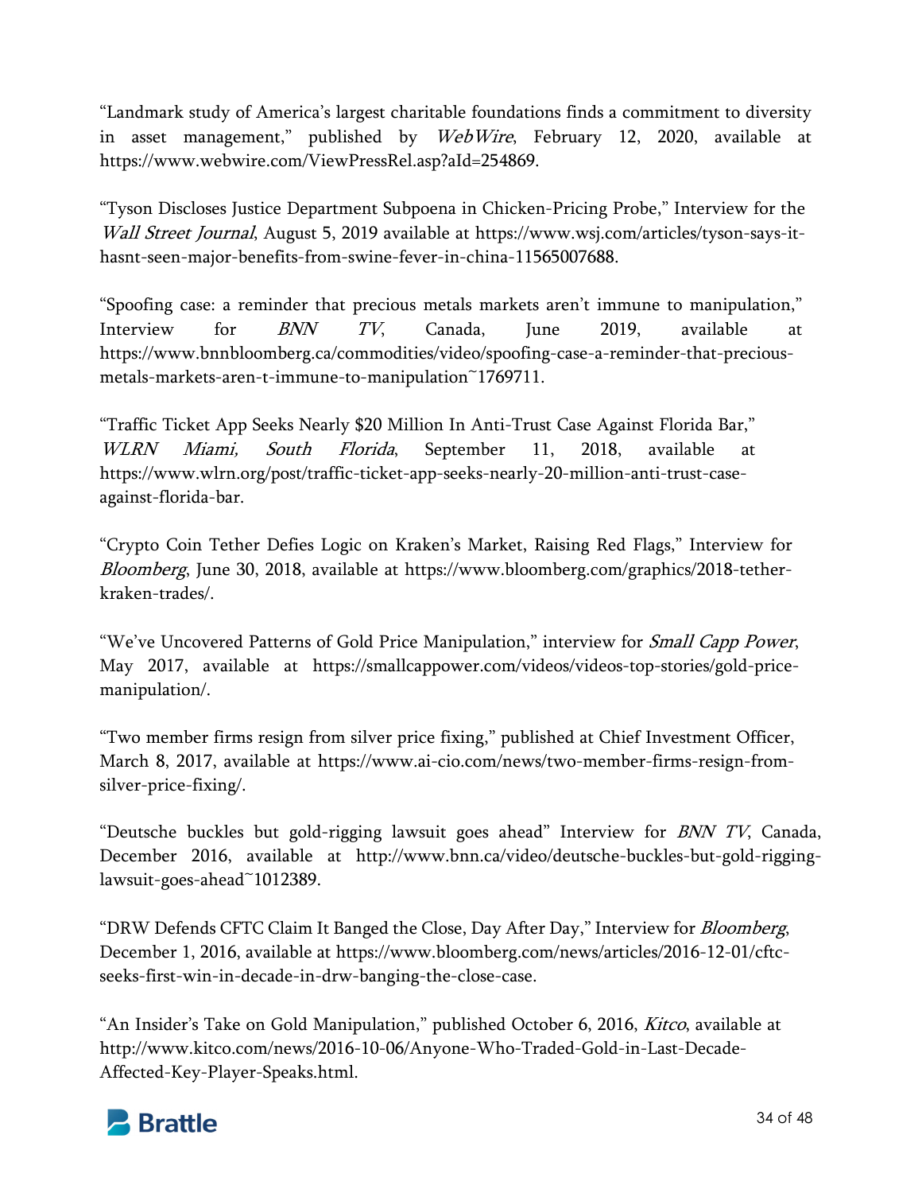"Landmark study of America's largest charitable foundations finds a commitment to diversity in asset management," published by *WebWire*, February 12, 2020, available at https://www.webwire.com/ViewPressRel.asp?aId=254869.

"Tyson Discloses Justice Department Subpoena in Chicken-Pricing Probe," Interview for the *Wall Street Journal*, August 5, 2019 available at https://www.wsj.com/articles/tyson-says-it-hasnt-seen-major-benefits-from-swine-fever-in-china-11565007688.

"Spoofing case: a reminder that precious metals markets aren't immune to manipulation," Interview for *BNN TV*, Canada, June 2019, available at https://www.bnnbloomberg.ca/commodities/video/spoofing-case-a-reminder-that-precious-metals-markets-aren-t-immune-to-manipulation~1769711.

"Traffic Ticket App Seeks Nearly $20 Million In Anti-Trust Case Against Florida Bar," *WLRN Miami, South Florida*, September 11, 2018, available at https://www.wlrn.org/post/traffic-ticket-app-seeks-nearly-20-million-anti-trust-case-against-florida-bar.

"Crypto Coin Tether Defies Logic on Kraken's Market, Raising Red Flags," Interview for *Bloomberg*, June 30, 2018, available at https://www.bloomberg.com/graphics/2018-tether-kraken-trades/.

"We've Uncovered Patterns of Gold Price Manipulation," interview for *Small Capp Power*, May 2017, available at https://smallcappower.com/videos/videos-top-stories/gold-price-manipulation/.

"Two member firms resign from silver price fixing," published at Chief Investment Officer, March 8, 2017, available at https://www.ai-cio.com/news/two-member-firms-resign-from-silver-price-fixing/.

"Deutsche buckles but gold-rigging lawsuit goes ahead" Interview for *BNN TV*, Canada, December 2016, available at http://www.bnn.ca/video/deutsche-buckles-but-gold-rigging-lawsuit-goes-ahead~1012389.

"DRW Defends CFTC Claim It Banged the Close, Day After Day," Interview for *Bloomberg*, December 1, 2016, available at https://www.bloomberg.com/news/articles/2016-12-01/cftc-seeks-first-win-in-decade-in-drw-banging-the-close-case.

"An Insider's Take on Gold Manipulation," published October 6, 2016, *Kitco*, available at http://www.kitco.com/news/2016-10-06/Anyone-Who-Traded-Gold-in-Last-Decade-Affected-Key-Player-Speaks.html.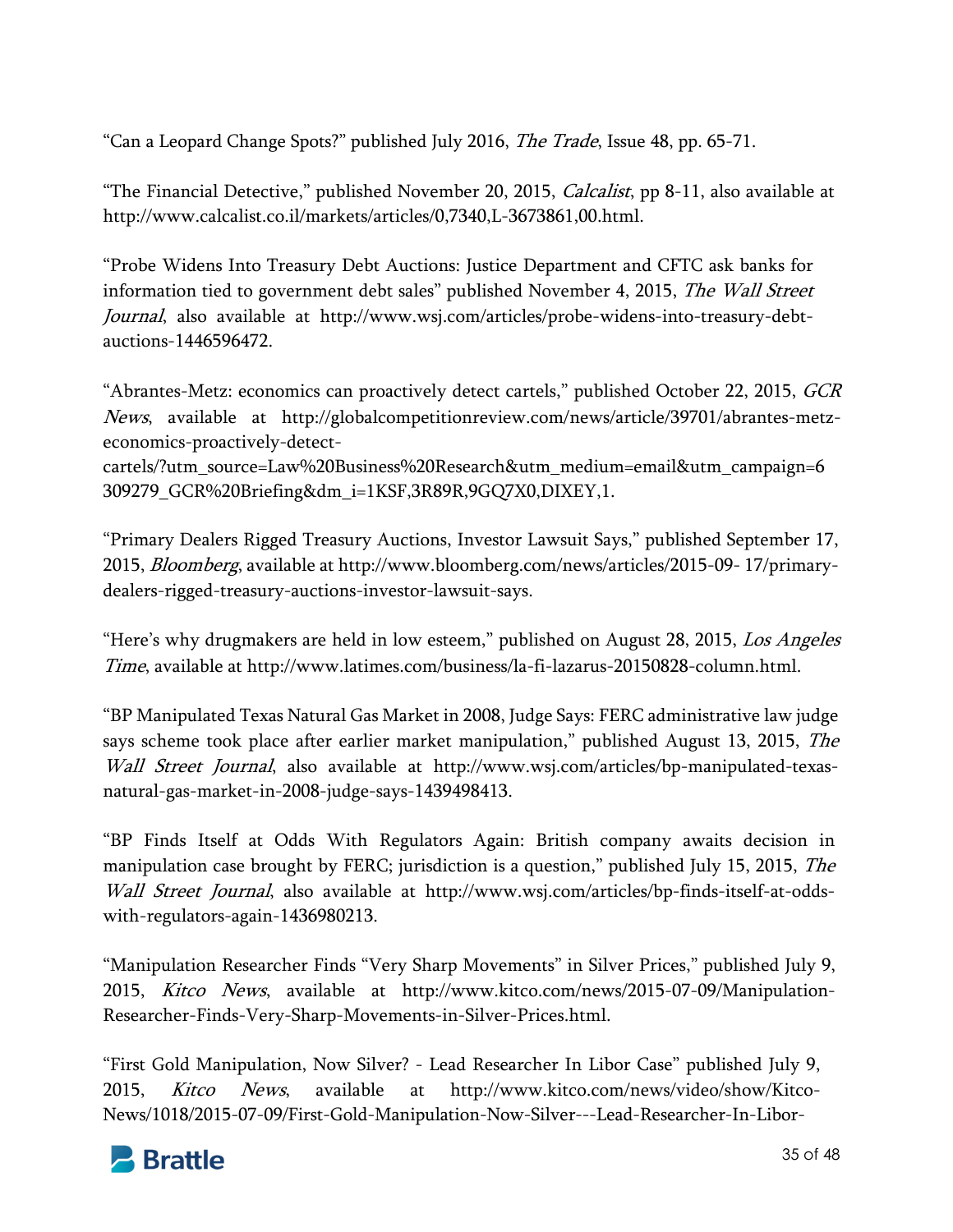“Can a Leopard Change Spots?” published July 2016, *The Trade*, Issue 48, pp. 65-71.

“The Financial Detective,” published November 20, 2015, *Calcalist*, pp 8-11, also available at http://www.calcalist.co.il/markets/articles/0,7340,L-3673861,00.html.

“Probe Widens Into Treasury Debt Auctions: Justice Department and CFTC ask banks for information tied to government debt sales” published November 4, 2015, *The Wall Street Journal*, also available at http://www.wsj.com/articles/probe-widens-into-treasury-debt-auctions-1446596472.

“Abrantes-Metz: economics can proactively detect cartels,” published October 22, 2015, *GCR News*, available at http://globalcompetitionreview.com/news/article/39701/abrantes-metz-economics-proactively-detect-cartels/?utm_source=Law%20Business%20Research&utm_medium=email&utm_campaign=6309279_GCR%20Briefing&dm_i=1KSF,3R89R,9GQ7X0,DIXEY,1.

“Primary Dealers Rigged Treasury Auctions, Investor Lawsuit Says,” published September 17, 2015, *Bloomberg*, available at http://www.bloomberg.com/news/articles/2015-09- 17/primary-dealers-rigged-treasury-auctions-investor-lawsuit-says.

“Here’s why drugmakers are held in low esteem,” published on August 28, 2015, *Los Angeles Time*, available at http://www.latimes.com/business/la-fi-lazarus-20150828-column.html.

“BP Manipulated Texas Natural Gas Market in 2008, Judge Says: FERC administrative law judge says scheme took place after earlier market manipulation,” published August 13, 2015, *The Wall Street Journal*, also available at http://www.wsj.com/articles/bp-manipulated-texas-natural-gas-market-in-2008-judge-says-1439498413.

“BP Finds Itself at Odds With Regulators Again: British company awaits decision in manipulation case brought by FERC; jurisdiction is a question,” published July 15, 2015, *The Wall Street Journal*, also available at http://www.wsj.com/articles/bp-finds-itself-at-odds-with-regulators-again-1436980213.

“Manipulation Researcher Finds “Very Sharp Movements” in Silver Prices,” published July 9, 2015, *Kitco News*, available at http://www.kitco.com/news/2015-07-09/Manipulation-Researcher-Finds-Very-Sharp-Movements-in-Silver-Prices.html.

“First Gold Manipulation, Now Silver? - Lead Researcher In Libor Case” published July 9, 2015, *Kitco News*, available at http://www.kitco.com/news/video/show/Kitco-News/1018/2015-07-09/First-Gold-Manipulation-Now-Silver---Lead-Researcher-In-Libor-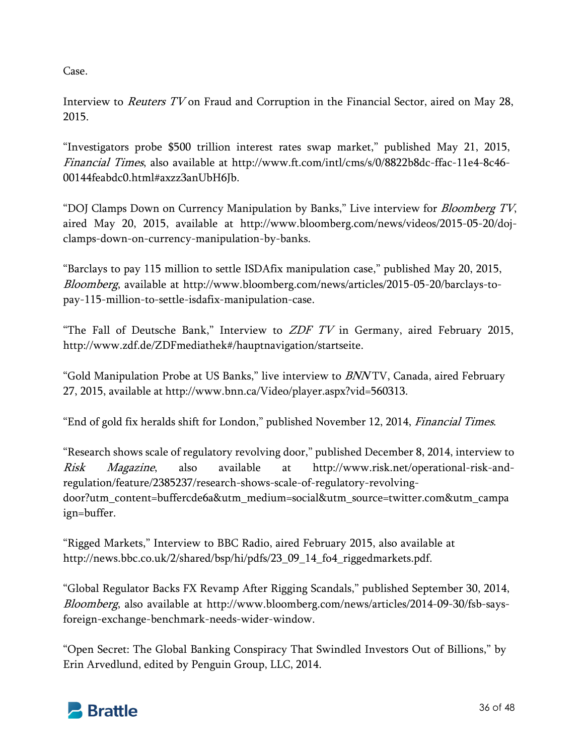Case.

Interview to *Reuters TV* on Fraud and Corruption in the Financial Sector, aired on May 28, 2015.

"Investigators probe $500 trillion interest rates swap market," published May 21, 2015, *Financial Times*, also available at http://www.ft.com/intl/cms/s/0/8822b8dc-ffac-11e4-8c46-00144feabdc0.html#axzz3anUbH6Jb.

"DOJ Clamps Down on Currency Manipulation by Banks," Live interview for *Bloomberg TV*, aired May 20, 2015, available at http://www.bloomberg.com/news/videos/2015-05-20/doj-clamps-down-on-currency-manipulation-by-banks.

"Barclays to pay 115 million to settle ISDAfix manipulation case," published May 20, 2015, *Bloomberg*, available at http://www.bloomberg.com/news/articles/2015-05-20/barclays-to-pay-115-million-to-settle-isdafix-manipulation-case.

"The Fall of Deutsche Bank," Interview to *ZDF TV* in Germany, aired February 2015, http://www.zdf.de/ZDFmediathek#/hauptnavigation/startseite.

"Gold Manipulation Probe at US Banks," live interview to *BNN* TV, Canada, aired February 27, 2015, available at http://www.bnn.ca/Video/player.aspx?vid=560313.

"End of gold fix heralds shift for London," published November 12, 2014, *Financial Times*.

"Research shows scale of regulatory revolving door," published December 8, 2014, interview to *Risk Magazine*, also available at http://www.risk.net/operational-risk-and-regulation/feature/2385237/research-shows-scale-of-regulatory-revolving-door?utm_content=buffercde6a&utm_medium=social&utm_source=twitter.com&utm_campaign=buffer.

"Rigged Markets," Interview to BBC Radio, aired February 2015, also available at http://news.bbc.co.uk/2/shared/bsp/hi/pdfs/23_09_14_fo4_riggedmarkets.pdf.

"Global Regulator Backs FX Revamp After Rigging Scandals," published September 30, 2014, *Bloomberg*, also available at http://www.bloomberg.com/news/articles/2014-09-30/fsb-says-foreign-exchange-benchmark-needs-wider-window.

"Open Secret: The Global Banking Conspiracy That Swindled Investors Out of Billions," by Erin Arvedlund, edited by Penguin Group, LLC, 2014.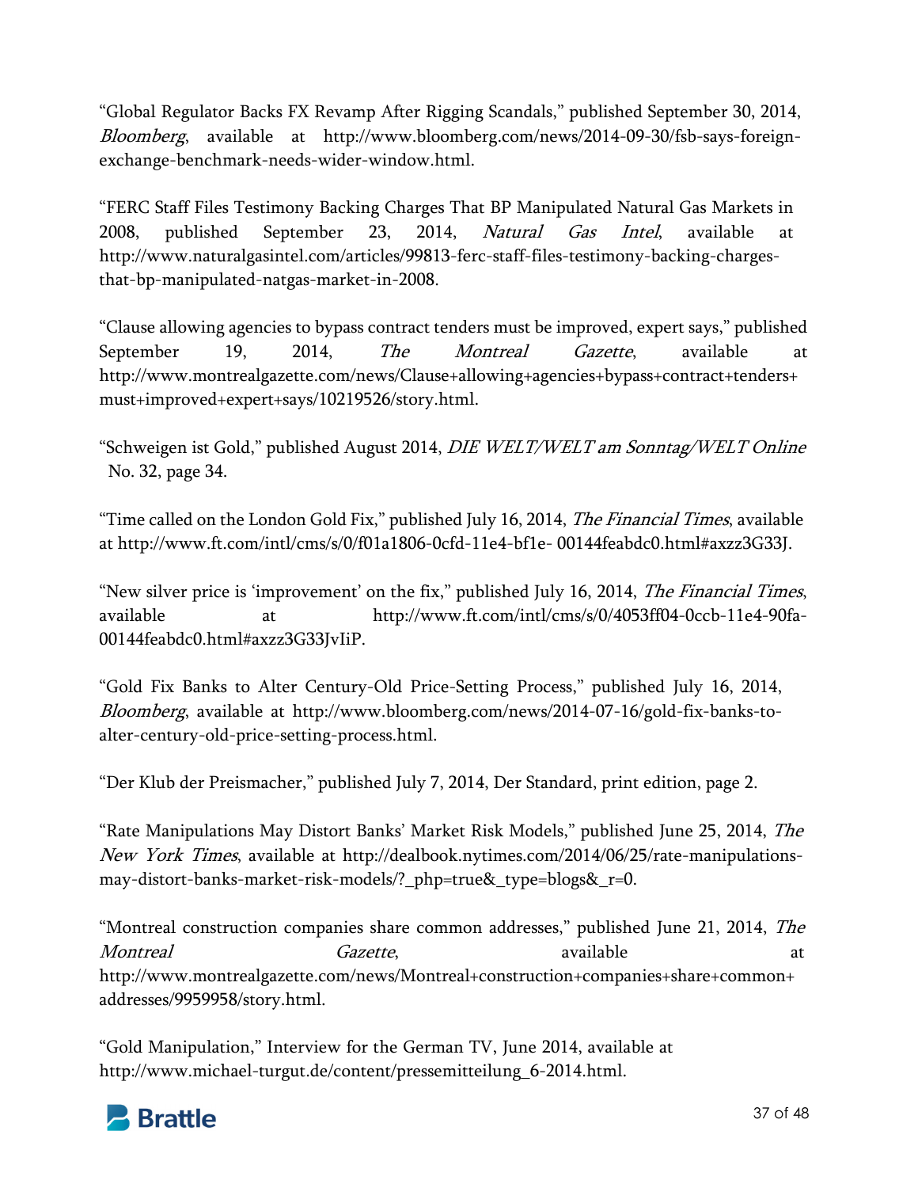"Global Regulator Backs FX Revamp After Rigging Scandals," published September 30, 2014, *Bloomberg*, available at http://www.bloomberg.com/news/2014-09-30/fsb-says-foreign-exchange-benchmark-needs-wider-window.html.

"FERC Staff Files Testimony Backing Charges That BP Manipulated Natural Gas Markets in 2008, published September 23, 2014, *Natural Gas Intel*, available at http://www.naturalgasintel.com/articles/99813-ferc-staff-files-testimony-backing-charges-that-bp-manipulated-natgas-market-in-2008.

"Clause allowing agencies to bypass contract tenders must be improved, expert says," published September 19, 2014, *The Montreal Gazette*, available at http://www.montrealgazette.com/news/Clause+allowing+agencies+bypass+contract+tenders+must+improved+expert+says/10219526/story.html.

"Schweigen ist Gold," published August 2014, *DIE WELT/WELT am Sonntag/WELT Online* No. 32, page 34.

"Time called on the London Gold Fix," published July 16, 2014, *The Financial Times*, available at http://www.ft.com/intl/cms/s/0/f01a1806-0cfd-11e4-bf1e- 00144feabdc0.html#axzz3G33J.

"New silver price is 'improvement' on the fix," published July 16, 2014, *The Financial Times*, available at http://www.ft.com/intl/cms/s/0/4053ff04-0ccb-11e4-90fa-00144feabdc0.html#axzz3G33JvIiP.

"Gold Fix Banks to Alter Century-Old Price-Setting Process," published July 16, 2014, *Bloomberg*, available at http://www.bloomberg.com/news/2014-07-16/gold-fix-banks-to-alter-century-old-price-setting-process.html.

"Der Klub der Preismacher," published July 7, 2014, Der Standard, print edition, page 2.

"Rate Manipulations May Distort Banks' Market Risk Models," published June 25, 2014, *The New York Times*, available at http://dealbook.nytimes.com/2014/06/25/rate-manipulations-may-distort-banks-market-risk-models/?_php=true&_type=blogs&_r=0.

"Montreal construction companies share common addresses," published June 21, 2014, *The Montreal Gazette*, available at http://www.montrealgazette.com/news/Montreal+construction+companies+share+common+addresses/9959958/story.html.

"Gold Manipulation," Interview for the German TV, June 2014, available at http://www.michael-turgut.de/content/pressemitteilung_6-2014.html.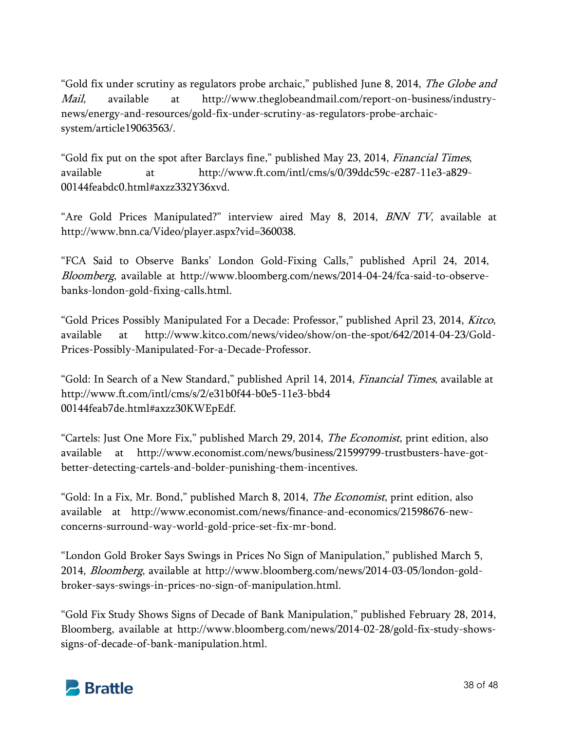"Gold fix under scrutiny as regulators probe archaic," published June 8, 2014, *The Globe and Mail*, available at http://www.theglobeandmail.com/report-on-business/industry-news/energy-and-resources/gold-fix-under-scrutiny-as-regulators-probe-archaic-system/article19063563/.

"Gold fix put on the spot after Barclays fine," published May 23, 2014, *Financial Times*, available at http://www.ft.com/intl/cms/s/0/39ddc59c-e287-11e3-a829-00144feabdc0.html#axzz332Y36xvd.

"Are Gold Prices Manipulated?" interview aired May 8, 2014, *BNN TV*, available at http://www.bnn.ca/Video/player.aspx?vid=360038.

"FCA Said to Observe Banks' London Gold-Fixing Calls," published April 24, 2014, *Bloomberg*, available at http://www.bloomberg.com/news/2014-04-24/fca-said-to-observe-banks-london-gold-fixing-calls.html.

"Gold Prices Possibly Manipulated For a Decade: Professor," published April 23, 2014, *Kitco*, available at http://www.kitco.com/news/video/show/on-the-spot/642/2014-04-23/Gold-Prices-Possibly-Manipulated-For-a-Decade-Professor.

"Gold: In Search of a New Standard," published April 14, 2014, *Financial Times*, available at http://www.ft.com/intl/cms/s/2/e31b0f44-b0e5-11e3-bbd4 00144feab7de.html#axzz30KWEpEdf.

"Cartels: Just One More Fix," published March 29, 2014, *The Economist*, print edition, also available at http://www.economist.com/news/business/21599799-trustbusters-have-got-better-detecting-cartels-and-bolder-punishing-them-incentives.

"Gold: In a Fix, Mr. Bond," published March 8, 2014, *The Economist*, print edition, also available at http://www.economist.com/news/finance-and-economics/21598676-new-concerns-surround-way-world-gold-price-set-fix-mr-bond.

"London Gold Broker Says Swings in Prices No Sign of Manipulation," published March 5, 2014, *Bloomberg*, available at http://www.bloomberg.com/news/2014-03-05/london-gold-broker-says-swings-in-prices-no-sign-of-manipulation.html.

"Gold Fix Study Shows Signs of Decade of Bank Manipulation," published February 28, 2014, Bloomberg, available at http://www.bloomberg.com/news/2014-02-28/gold-fix-study-shows-signs-of-decade-of-bank-manipulation.html.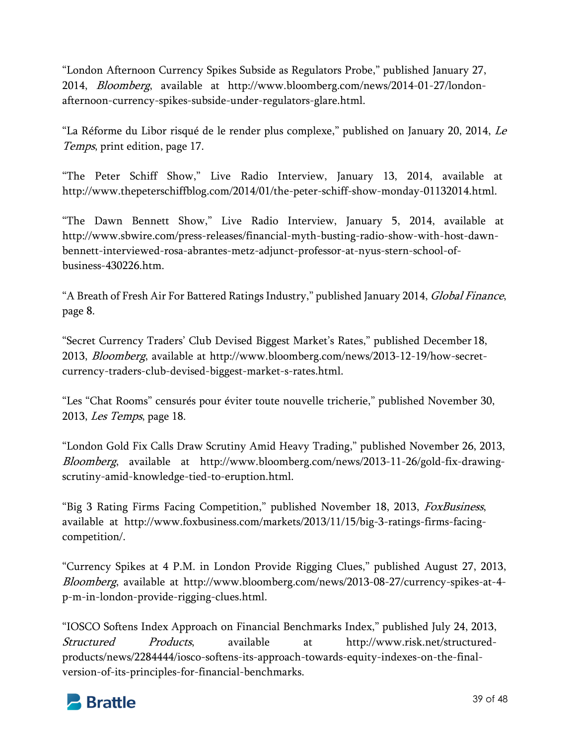"London Afternoon Currency Spikes Subside as Regulators Probe," published January 27, 2014, *Bloomberg*, available at http://www.bloomberg.com/news/2014-01-27/london-afternoon-currency-spikes-subside-under-regulators-glare.html.

"La Réforme du Libor risqué de le render plus complexe," published on January 20, 2014, *Le Temps*, print edition, page 17.

"The Peter Schiff Show," Live Radio Interview, January 13, 2014, available at http://www.thepeterschiffblog.com/2014/01/the-peter-schiff-show-monday-01132014.html.

"The Dawn Bennett Show," Live Radio Interview, January 5, 2014, available at http://www.sbwire.com/press-releases/financial-myth-busting-radio-show-with-host-dawn-bennett-interviewed-rosa-abrantes-metz-adjunct-professor-at-nyus-stern-school-of-business-430226.htm.

"A Breath of Fresh Air For Battered Ratings Industry," published January 2014, *Global Finance*, page 8.

"Secret Currency Traders' Club Devised Biggest Market's Rates," published December 18, 2013, *Bloomberg*, available at http://www.bloomberg.com/news/2013-12-19/how-secret-currency-traders-club-devised-biggest-market-s-rates.html.

"Les "Chat Rooms" censurés pour éviter toute nouvelle tricherie," published November 30, 2013, *Les Temps*, page 18.

"London Gold Fix Calls Draw Scrutiny Amid Heavy Trading," published November 26, 2013, *Bloomberg*, available at http://www.bloomberg.com/news/2013-11-26/gold-fix-drawing-scrutiny-amid-knowledge-tied-to-eruption.html.

"Big 3 Rating Firms Facing Competition," published November 18, 2013, *FoxBusiness*, available at http://www.foxbusiness.com/markets/2013/11/15/big-3-ratings-firms-facing-competition/.

"Currency Spikes at 4 P.M. in London Provide Rigging Clues," published August 27, 2013, *Bloomberg*, available at http://www.bloomberg.com/news/2013-08-27/currency-spikes-at-4-p-m-in-london-provide-rigging-clues.html.

"IOSCO Softens Index Approach on Financial Benchmarks Index," published July 24, 2013, *Structured Products*, available at http://www.risk.net/structured-products/news/2284444/iosco-softens-its-approach-towards-equity-indexes-on-the-final-version-of-its-principles-for-financial-benchmarks.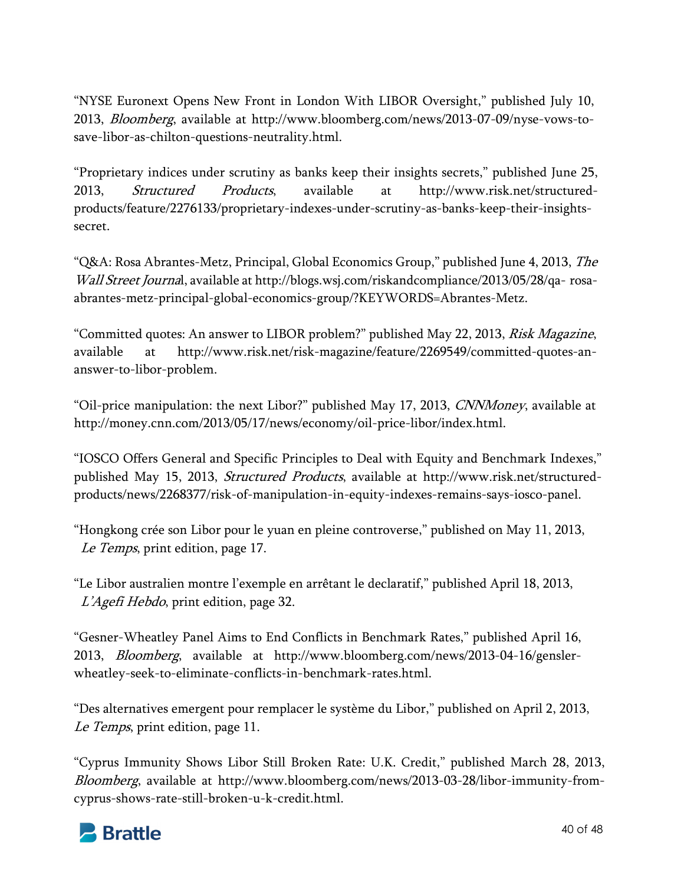“NYSE Euronext Opens New Front in London With LIBOR Oversight,” published July 10, 2013, *Bloomberg*, available at http://www.bloomberg.com/news/2013-07-09/nyse-vows-to-save-libor-as-chilton-questions-neutrality.html.

“Proprietary indices under scrutiny as banks keep their insights secrets,” published June 25, 2013, *Structured Products*, available at http://www.risk.net/structured-products/feature/2276133/proprietary-indexes-under-scrutiny-as-banks-keep-their-insights-secret.

“Q&A: Rosa Abrantes-Metz, Principal, Global Economics Group,” published June 4, 2013, *The Wall Street Journa*l, available at http://blogs.wsj.com/riskandcompliance/2013/05/28/qa- rosa-abrantes-metz-principal-global-economics-group/?KEYWORDS=Abrantes-Metz.

“Committed quotes: An answer to LIBOR problem?” published May 22, 2013, *Risk Magazine*, available at http://www.risk.net/risk-magazine/feature/2269549/committed-quotes-an-answer-to-libor-problem.

“Oil-price manipulation: the next Libor?” published May 17, 2013, *CNNMoney*, available at http://money.cnn.com/2013/05/17/news/economy/oil-price-libor/index.html.

“IOSCO Offers General and Specific Principles to Deal with Equity and Benchmark Indexes,” published May 15, 2013, *Structured Products*, available at http://www.risk.net/structured-products/news/2268377/risk-of-manipulation-in-equity-indexes-remains-says-iosco-panel.

“Hongkong crée son Libor pour le yuan en pleine controverse,” published on May 11, 2013, *Le Temps*, print edition, page 17.

“Le Libor australien montre l’exemple en arrêtant le declaratif,” published April 18, 2013, *L’Agefi Hebdo*, print edition, page 32.

“Gesner-Wheatley Panel Aims to End Conflicts in Benchmark Rates,” published April 16, 2013, *Bloomberg*, available at http://www.bloomberg.com/news/2013-04-16/gensler-wheatley-seek-to-eliminate-conflicts-in-benchmark-rates.html.

“Des alternatives emergent pour remplacer le système du Libor,” published on April 2, 2013, *Le Temps*, print edition, page 11.

“Cyprus Immunity Shows Libor Still Broken Rate: U.K. Credit,” published March 28, 2013, *Bloomberg*, available at http://www.bloomberg.com/news/2013-03-28/libor-immunity-from-cyprus-shows-rate-still-broken-u-k-credit.html.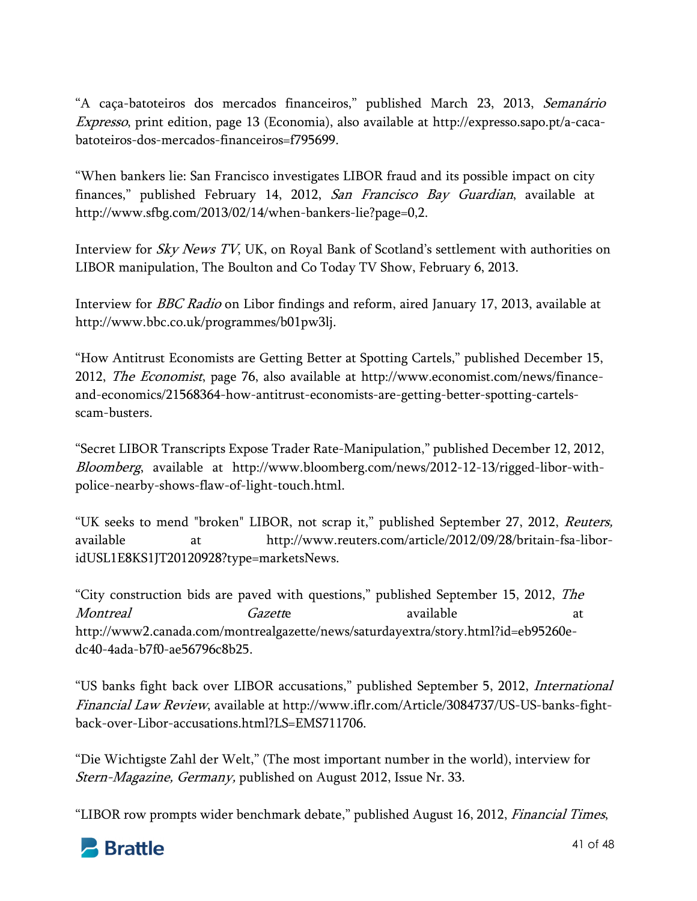"A caça-batoteiros dos mercados financeiros," published March 23, 2013, *Semanário Expresso*, print edition, page 13 (Economia), also available at http://expresso.sapo.pt/a-caca-batoteiros-dos-mercados-financeiros=f795699.

"When bankers lie: San Francisco investigates LIBOR fraud and its possible impact on city finances," published February 14, 2012, *San Francisco Bay Guardian*, available at http://www.sfbg.com/2013/02/14/when-bankers-lie?page=0,2.

Interview for *Sky News TV*, UK, on Royal Bank of Scotland's settlement with authorities on LIBOR manipulation, The Boulton and Co Today TV Show, February 6, 2013.

Interview for *BBC Radio* on Libor findings and reform, aired January 17, 2013, available at http://www.bbc.co.uk/programmes/b01pw3lj.

"How Antitrust Economists are Getting Better at Spotting Cartels," published December 15, 2012, *The Economist*, page 76, also available at http://www.economist.com/news/finance-and-economics/21568364-how-antitrust-economists-are-getting-better-spotting-cartels-scam-busters.

"Secret LIBOR Transcripts Expose Trader Rate-Manipulation," published December 12, 2012, *Bloomberg*, available at http://www.bloomberg.com/news/2012-12-13/rigged-libor-with-police-nearby-shows-flaw-of-light-touch.html.

"UK seeks to mend "broken" LIBOR, not scrap it," published September 27, 2012, *Reuters,* available at http://www.reuters.com/article/2012/09/28/britain-fsa-libor-idUSL1E8KS1JT20120928?type=marketsNews.

"City construction bids are paved with questions," published September 15, 2012, *The Montreal Gazette* available at http://www2.canada.com/montrealgazette/news/saturdayextra/story.html?id=eb95260e-dc40-4ada-b7f0-ae56796c8b25.

"US banks fight back over LIBOR accusations," published September 5, 2012, *International Financial Law Review*, available at http://www.iflr.com/Article/3084737/US-US-banks-fight-back-over-Libor-accusations.html?LS=EMS711706.

"Die Wichtigste Zahl der Welt," (The most important number in the world), interview for *Stern-Magazine, Germany,* published on August 2012, Issue Nr. 33.

"LIBOR row prompts wider benchmark debate," published August 16, 2012, *Financial Times*,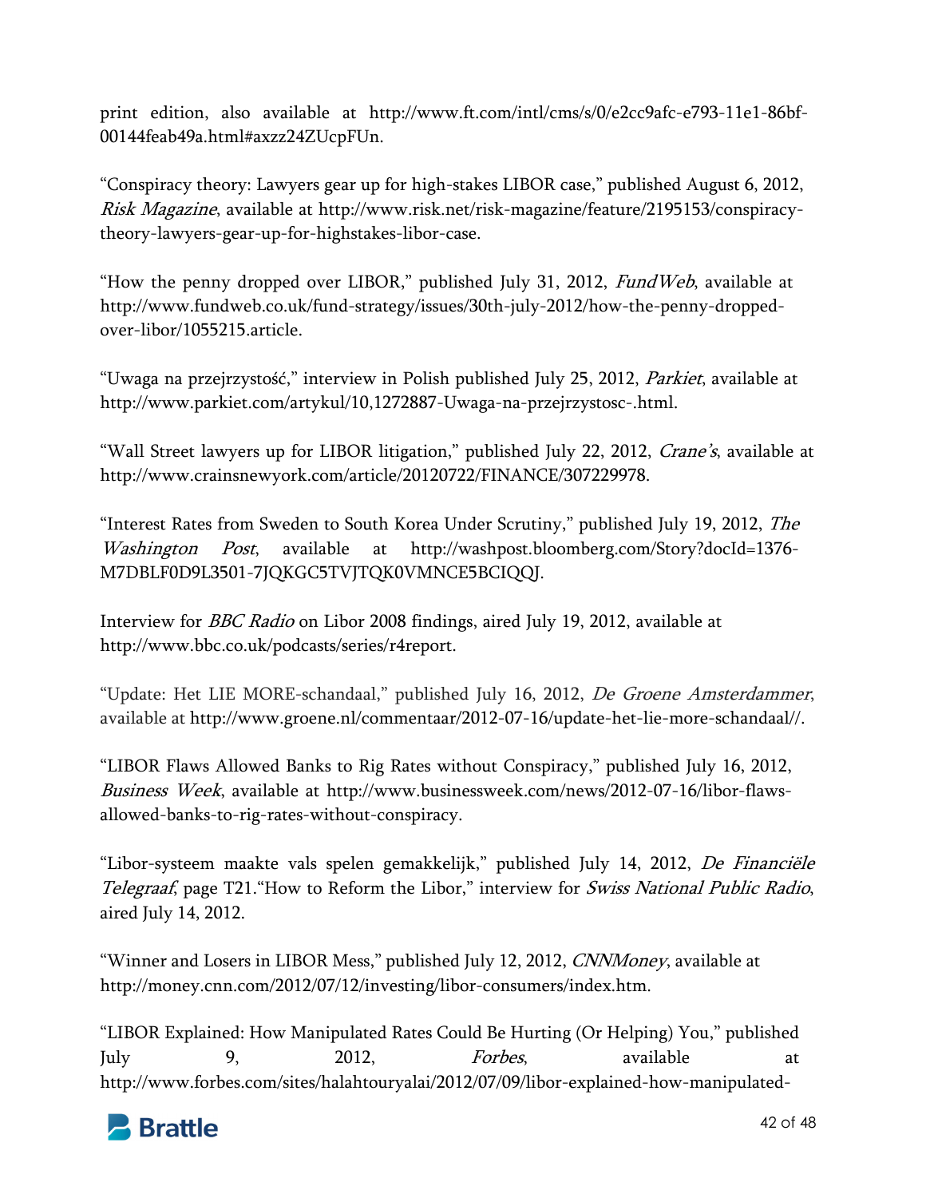print edition, also available at http://www.ft.com/intl/cms/s/0/e2cc9afc-e793-11e1-86bf-00144feab49a.html#axzz24ZUcpFUn.

"Conspiracy theory: Lawyers gear up for high-stakes LIBOR case," published August 6, 2012, *Risk Magazine*, available at http://www.risk.net/risk-magazine/feature/2195153/conspiracy-theory-lawyers-gear-up-for-highstakes-libor-case.

"How the penny dropped over LIBOR," published July 31, 2012, *FundWeb*, available at http://www.fundweb.co.uk/fund-strategy/issues/30th-july-2012/how-the-penny-dropped-over-libor/1055215.article.

"Uwaga na przejrzystość," interview in Polish published July 25, 2012, *Parkiet*, available at http://www.parkiet.com/artykul/10,1272887-Uwaga-na-przejrzystosc-.html.

"Wall Street lawyers up for LIBOR litigation," published July 22, 2012, *Crane's*, available at http://www.crainsnewyork.com/article/20120722/FINANCE/307229978.

"Interest Rates from Sweden to South Korea Under Scrutiny," published July 19, 2012, *The Washington Post*, available at http://washpost.bloomberg.com/Story?docId=1376-M7DBLF0D9L3501-7JQKGC5TVJTQK0VMNCE5BCIQQJ.

Interview for *BBC Radio* on Libor 2008 findings, aired July 19, 2012, available at http://www.bbc.co.uk/podcasts/series/r4report.

"Update: Het LIE MORE-schandaal," published July 16, 2012, *De Groene Amsterdammer*, available at http://www.groene.nl/commentaar/2012-07-16/update-het-lie-more-schandaal//.

"LIBOR Flaws Allowed Banks to Rig Rates without Conspiracy," published July 16, 2012, *Business Week*, available at http://www.businessweek.com/news/2012-07-16/libor-flaws-allowed-banks-to-rig-rates-without-conspiracy.

"Libor-systeem maakte vals spelen gemakkelijk," published July 14, 2012, *De Financiële Telegraaf*, page T21."How to Reform the Libor," interview for *Swiss National Public Radio*, aired July 14, 2012.

"Winner and Losers in LIBOR Mess," published July 12, 2012, *CNNMoney*, available at http://money.cnn.com/2012/07/12/investing/libor-consumers/index.htm.

"LIBOR Explained: How Manipulated Rates Could Be Hurting (Or Helping) You," published July 9, 2012, *Forbes*, available at http://www.forbes.com/sites/halahtouryalai/2012/07/09/libor-explained-how-manipulated-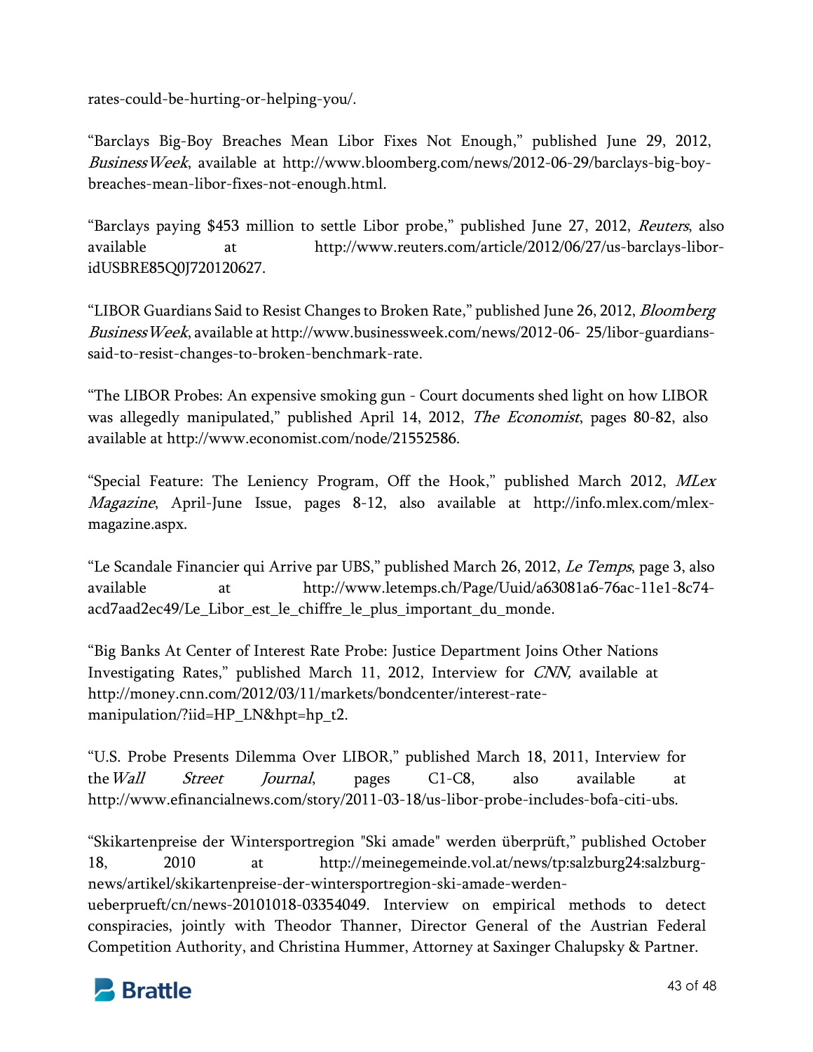rates-could-be-hurting-or-helping-you/.

"Barclays Big-Boy Breaches Mean Libor Fixes Not Enough," published June 29, 2012, *BusinessWeek*, available at http://www.bloomberg.com/news/2012-06-29/barclays-big-boy-breaches-mean-libor-fixes-not-enough.html.

"Barclays paying $453 million to settle Libor probe," published June 27, 2012, *Reuters*, also available at http://www.reuters.com/article/2012/06/27/us-barclays-libor-idUSBRE85Q0J720120627.

"LIBOR Guardians Said to Resist Changes to Broken Rate," published June 26, 2012, *Bloomberg BusinessWeek*, available at http://www.businessweek.com/news/2012-06- 25/libor-guardians-said-to-resist-changes-to-broken-benchmark-rate.

"The LIBOR Probes: An expensive smoking gun - Court documents shed light on how LIBOR was allegedly manipulated," published April 14, 2012, *The Economist*, pages 80-82, also available at http://www.economist.com/node/21552586.

"Special Feature: The Leniency Program, Off the Hook," published March 2012, *MLex Magazine*, April-June Issue, pages 8-12, also available at http://info.mlex.com/mlex-magazine.aspx.

"Le Scandale Financier qui Arrive par UBS," published March 26, 2012, *Le Temps*, page 3, also available at http://www.letemps.ch/Page/Uuid/a63081a6-76ac-11e1-8c74-acd7aad2ec49/Le_Libor_est_le_chiffre_le_plus_important_du_monde.

"Big Banks At Center of Interest Rate Probe: Justice Department Joins Other Nations Investigating Rates," published March 11, 2012, Interview for *CNN,* available at http://money.cnn.com/2012/03/11/markets/bondcenter/interest-rate-manipulation/?iid=HP_LN&hpt=hp_t2.

"U.S. Probe Presents Dilemma Over LIBOR," published March 18, 2011, Interview for the *Wall Street Journal*, pages C1-C8, also available at http://www.efinancialnews.com/story/2011-03-18/us-libor-probe-includes-bofa-citi-ubs.

"Skikartenpreise der Wintersportregion "Ski amade" werden überprüft," published October 18, 2010 at http://meinegemeinde.vol.at/news/tp:salzburg24:salzburg-news/artikel/skikartenpreise-der-wintersportregion-ski-amade-werden-ueberprueft/cn/news-20101018-03354049. Interview on empirical methods to detect conspiracies, jointly with Theodor Thanner, Director General of the Austrian Federal Competition Authority, and Christina Hummer, Attorney at Saxinger Chalupsky & Partner.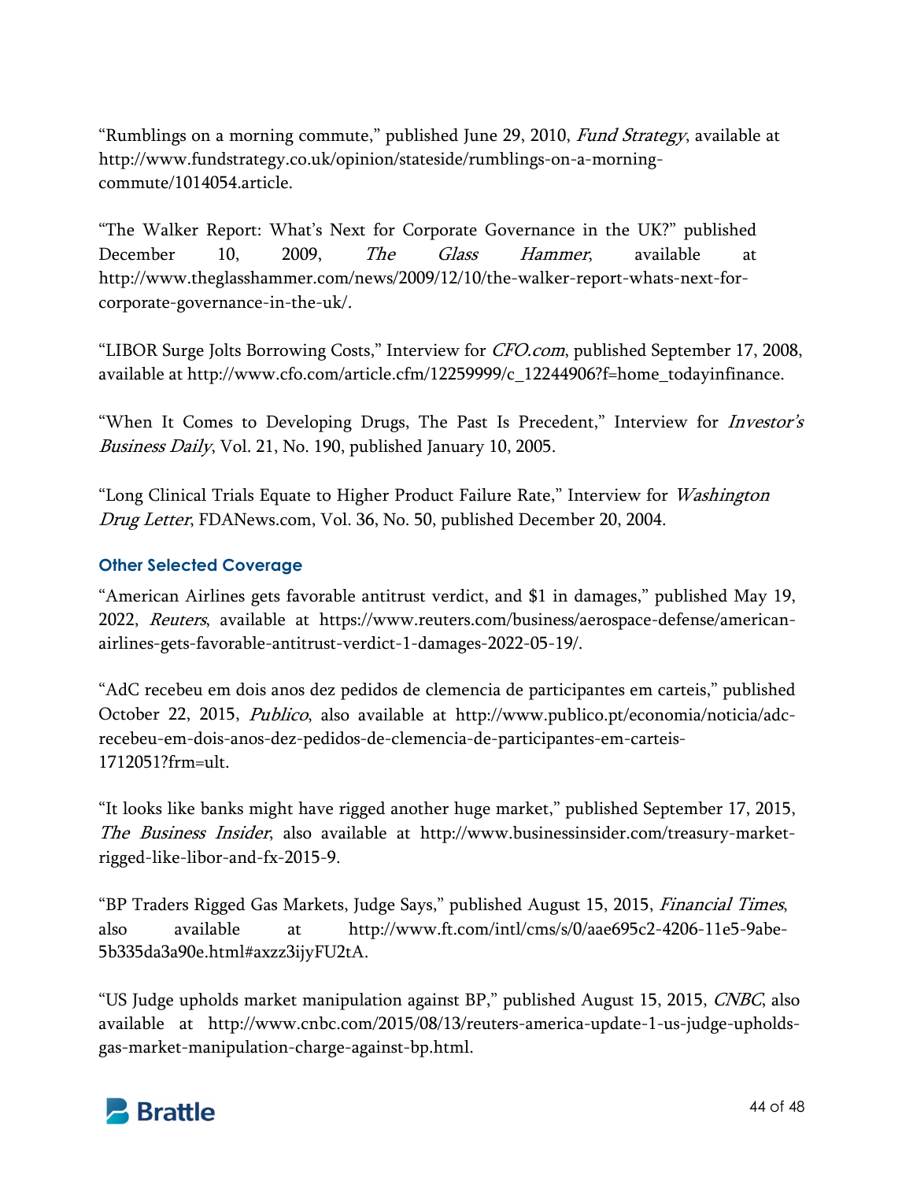"Rumblings on a morning commute," published June 29, 2010, *Fund Strategy*, available at http://www.fundstrategy.co.uk/opinion/stateside/rumblings-on-a-morning-commute/1014054.article.

"The Walker Report: What's Next for Corporate Governance in the UK?" published December 10, 2009, *The Glass Hammer*, available at http://www.theglasshammer.com/news/2009/12/10/the-walker-report-whats-next-for-corporate-governance-in-the-uk/.

"LIBOR Surge Jolts Borrowing Costs," Interview for *CFO.com*, published September 17, 2008, available at http://www.cfo.com/article.cfm/12259999/c_12244906?f=home_todayinfinance.

"When It Comes to Developing Drugs, The Past Is Precedent," Interview for *Investor's Business Daily*, Vol. 21, No. 190, published January 10, 2005.

"Long Clinical Trials Equate to Higher Product Failure Rate," Interview for *Washington Drug Letter*, FDANews.com, Vol. 36, No. 50, published December 20, 2004.

### Other Selected Coverage

"American Airlines gets favorable antitrust verdict, and $1 in damages," published May 19, 2022, *Reuters*, available at https://www.reuters.com/business/aerospace-defense/american-airlines-gets-favorable-antitrust-verdict-1-damages-2022-05-19/.

"AdC recebeu em dois anos dez pedidos de clemencia de participantes em carteis," published October 22, 2015, *Publico*, also available at http://www.publico.pt/economia/noticia/adc-recebeu-em-dois-anos-dez-pedidos-de-clemencia-de-participantes-em-carteis-1712051?frm=ult.

"It looks like banks might have rigged another huge market," published September 17, 2015, *The Business Insider*, also available at http://www.businessinsider.com/treasury-market-rigged-like-libor-and-fx-2015-9.

"BP Traders Rigged Gas Markets, Judge Says," published August 15, 2015, *Financial Times*, also available at http://www.ft.com/intl/cms/s/0/aae695c2-4206-11e5-9abe-5b335da3a90e.html#axzz3ijyFU2tA.

"US Judge upholds market manipulation against BP," published August 15, 2015, *CNBC*, also available at http://www.cnbc.com/2015/08/13/reuters-america-update-1-us-judge-upholds-gas-market-manipulation-charge-against-bp.html.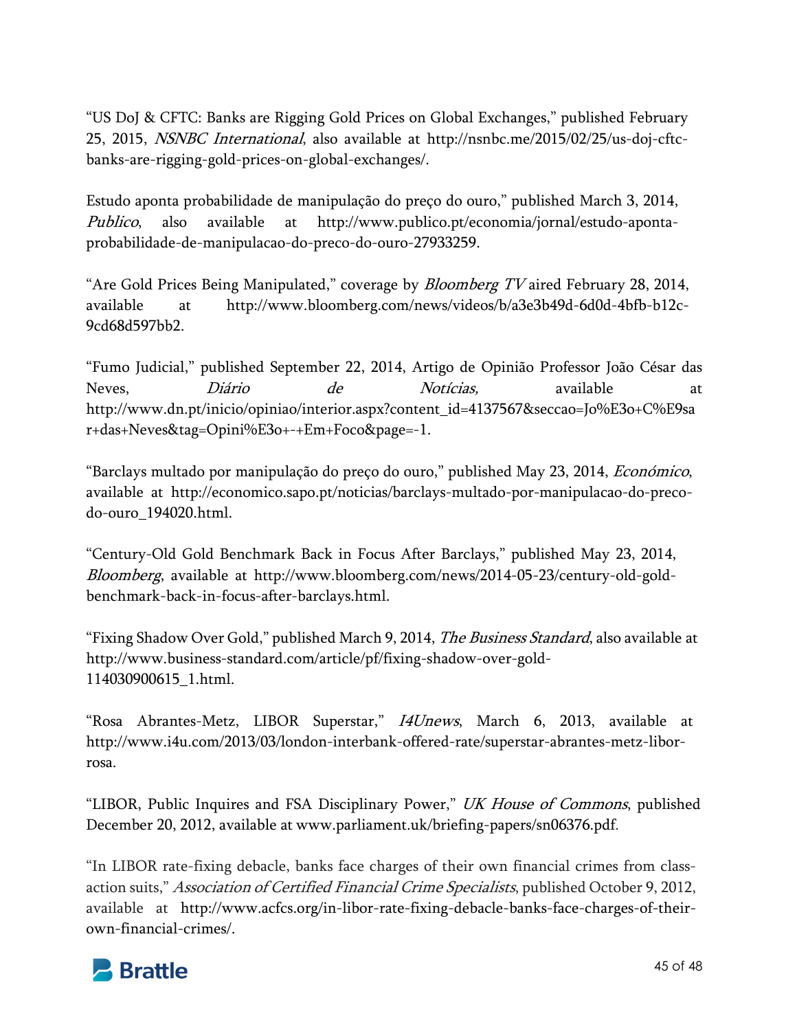“US DoJ & CFTC: Banks are Rigging Gold Prices on Global Exchanges,” published February 25, 2015, *NSNBC International*, also available at http://nsnbc.me/2015/02/25/us-doj-cftc-banks-are-rigging-gold-prices-on-global-exchanges/.

Estudo aponta probabilidade de manipulação do preço do ouro,” published March 3, 2014, *Publico*, also available at http://www.publico.pt/economia/jornal/estudo-aponta-probabilidade-de-manipulacao-do-preco-do-ouro-27933259.

“Are Gold Prices Being Manipulated,” coverage by *Bloomberg TV* aired February 28, 2014, available at http://www.bloomberg.com/news/videos/b/a3e3b49d-6d0d-4bfb-b12c-9cd68d597bb2.

“Fumo Judicial,” published September 22, 2014, Artigo de Opinião Professor João César das Neves, *Diário de Notícias,* available at http://www.dn.pt/inicio/opiniao/interior.aspx?content_id=4137567&seccao=Jo%E3o+C%E9sar+das+Neves&tag=Opini%E3o+-+Em+Foco&page=-1.

“Barclays multado por manipulação do preço do ouro,” published May 23, 2014, *Económico*, available at http://economico.sapo.pt/noticias/barclays-multado-por-manipulacao-do-preco-do-ouro_194020.html.

“Century-Old Gold Benchmark Back in Focus After Barclays,” published May 23, 2014, *Bloomberg*, available at http://www.bloomberg.com/news/2014-05-23/century-old-gold-benchmark-back-in-focus-after-barclays.html.

“Fixing Shadow Over Gold,” published March 9, 2014, *The Business Standard*, also available at http://www.business-standard.com/article/pf/fixing-shadow-over-gold-114030900615_1.html.

“Rosa Abrantes-Metz, LIBOR Superstar,” *I4Unews*, March 6, 2013, available at http://www.i4u.com/2013/03/london-interbank-offered-rate/superstar-abrantes-metz-libor-rosa.

“LIBOR, Public Inquires and FSA Disciplinary Power,” *UK House of Commons*, published December 20, 2012, available at www.parliament.uk/briefing-papers/sn06376.pdf.

“In LIBOR rate-fixing debacle, banks face charges of their own financial crimes from class-action suits,” *Association of Certified Financial Crime Specialists*, published October 9, 2012, available at http://www.acfcs.org/in-libor-rate-fixing-debacle-banks-face-charges-of-their-own-financial-crimes/.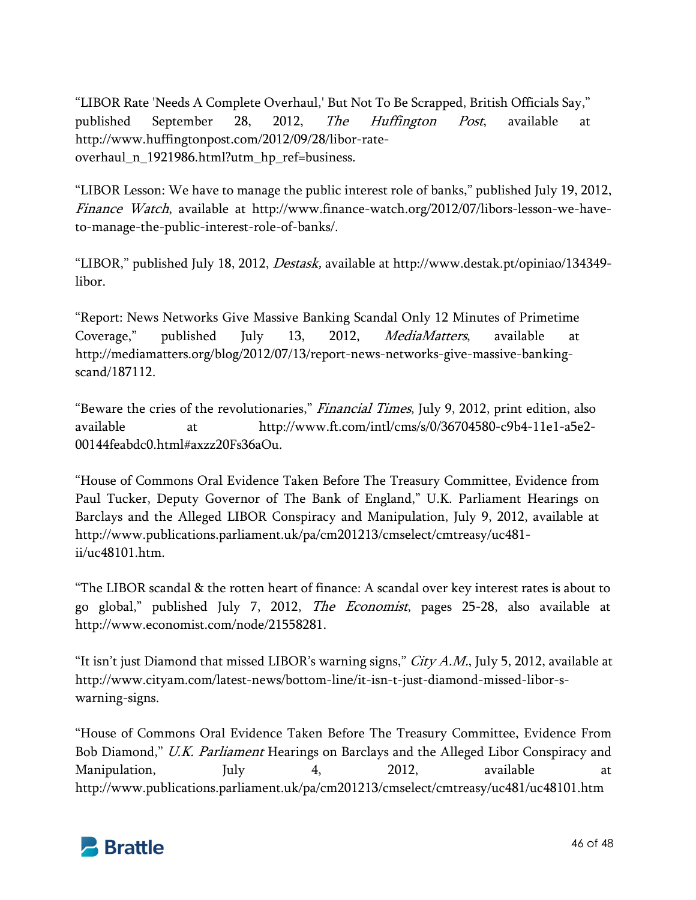"LIBOR Rate 'Needs A Complete Overhaul,' But Not To Be Scrapped, British Officials Say," published September 28, 2012, *The Huffington Post*, available at http://www.huffingtonpost.com/2012/09/28/libor-rate-overhaul_n_1921986.html?utm_hp_ref=business.

"LIBOR Lesson: We have to manage the public interest role of banks," published July 19, 2012, *Finance Watch*, available at http://www.finance-watch.org/2012/07/libors-lesson-we-have-to-manage-the-public-interest-role-of-banks/.

"LIBOR," published July 18, 2012, *Destask,* available at http://www.destak.pt/opiniao/134349-libor.

"Report: News Networks Give Massive Banking Scandal Only 12 Minutes of Primetime Coverage," published July 13, 2012, *MediaMatters*, available at http://mediamatters.org/blog/2012/07/13/report-news-networks-give-massive-banking-scand/187112.

"Beware the cries of the revolutionaries," *Financial Times*, July 9, 2012, print edition, also available at http://www.ft.com/intl/cms/s/0/36704580-c9b4-11e1-a5e2-00144feabdc0.html#axzz20Fs36aOu.

"House of Commons Oral Evidence Taken Before The Treasury Committee, Evidence from Paul Tucker, Deputy Governor of The Bank of England," U.K. Parliament Hearings on Barclays and the Alleged LIBOR Conspiracy and Manipulation, July 9, 2012, available at http://www.publications.parliament.uk/pa/cm201213/cmselect/cmtreasy/uc481-ii/uc48101.htm.

"The LIBOR scandal & the rotten heart of finance: A scandal over key interest rates is about to go global," published July 7, 2012, *The Economist*, pages 25-28, also available at http://www.economist.com/node/21558281.

"It isn't just Diamond that missed LIBOR's warning signs," *City A.M.*, July 5, 2012, available at http://www.cityam.com/latest-news/bottom-line/it-isn-t-just-diamond-missed-libor-s-warning-signs.

"House of Commons Oral Evidence Taken Before The Treasury Committee, Evidence From Bob Diamond," *U.K. Parliament* Hearings on Barclays and the Alleged Libor Conspiracy and Manipulation, July 4, 2012, available at http://www.publications.parliament.uk/pa/cm201213/cmselect/cmtreasy/uc481/uc48101.htm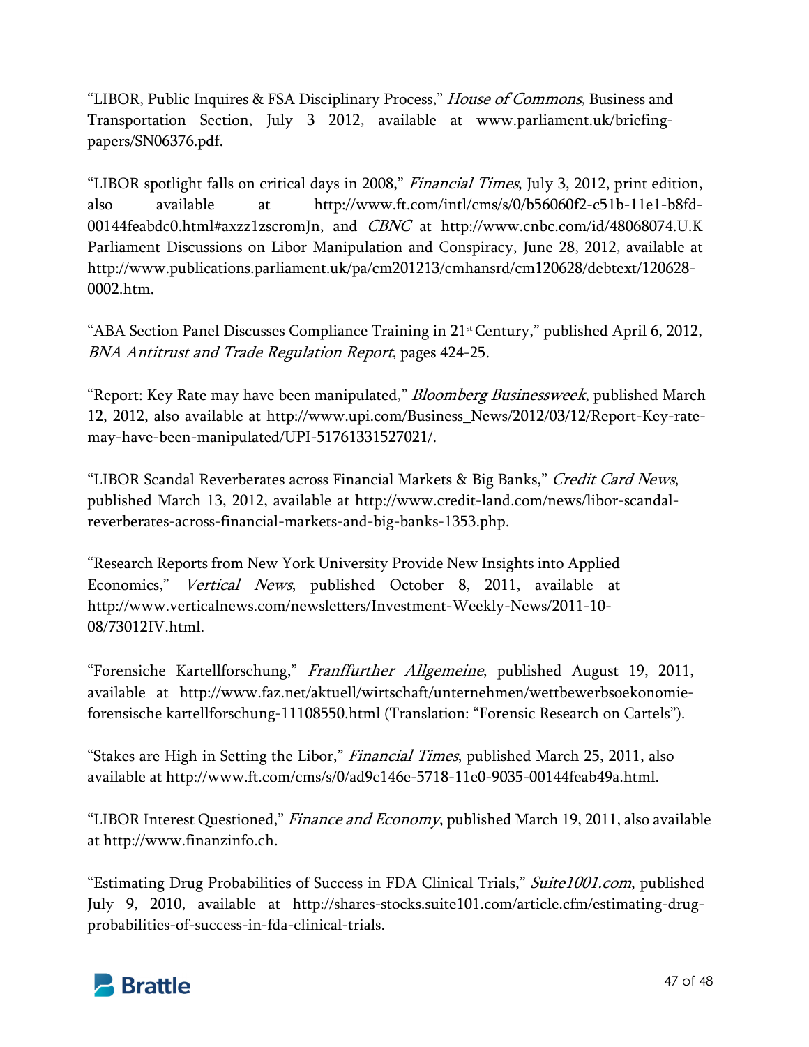"LIBOR, Public Inquires & FSA Disciplinary Process," *House of Commons*, Business and Transportation Section, July 3 2012, available at www.parliament.uk/briefing-papers/SN06376.pdf.

"LIBOR spotlight falls on critical days in 2008," *Financial Times*, July 3, 2012, print edition, also available at http://www.ft.com/intl/cms/s/0/b56060f2-c51b-11e1-b8fd-00144feabdc0.html#axzz1zscromJn, and *CBNC* at http://www.cnbc.com/id/48068074.U.K Parliament Discussions on Libor Manipulation and Conspiracy, June 28, 2012, available at http://www.publications.parliament.uk/pa/cm201213/cmhansrd/cm120628/debtext/120628-0002.htm.

"ABA Section Panel Discusses Compliance Training in 21st Century," published April 6, 2012, *BNA Antitrust and Trade Regulation Report*, pages 424-25.

"Report: Key Rate may have been manipulated," *Bloomberg Businessweek*, published March 12, 2012, also available at http://www.upi.com/Business_News/2012/03/12/Report-Key-rate-may-have-been-manipulated/UPI-51761331527021/.

"LIBOR Scandal Reverberates across Financial Markets & Big Banks," *Credit Card News*, published March 13, 2012, available at http://www.credit-land.com/news/libor-scandal-reverberates-across-financial-markets-and-big-banks-1353.php.

"Research Reports from New York University Provide New Insights into Applied Economics," *Vertical News*, published October 8, 2011, available at http://www.verticalnews.com/newsletters/Investment-Weekly-News/2011-10-08/73012IV.html.

"Forensiche Kartellforschung," *Franffurther Allgemeine*, published August 19, 2011, available at http://www.faz.net/aktuell/wirtschaft/unternehmen/wettbewerbsoekonomie-forensische kartellforschung-11108550.html (Translation: "Forensic Research on Cartels").

"Stakes are High in Setting the Libor," *Financial Times*, published March 25, 2011, also available at http://www.ft.com/cms/s/0/ad9c146e-5718-11e0-9035-00144feab49a.html.

"LIBOR Interest Questioned," *Finance and Economy*, published March 19, 2011, also available at http://www.finanzinfo.ch.

"Estimating Drug Probabilities of Success in FDA Clinical Trials," *Suite1001.com*, published July 9, 2010, available at http://shares-stocks.suite101.com/article.cfm/estimating-drug-probabilities-of-success-in-fda-clinical-trials.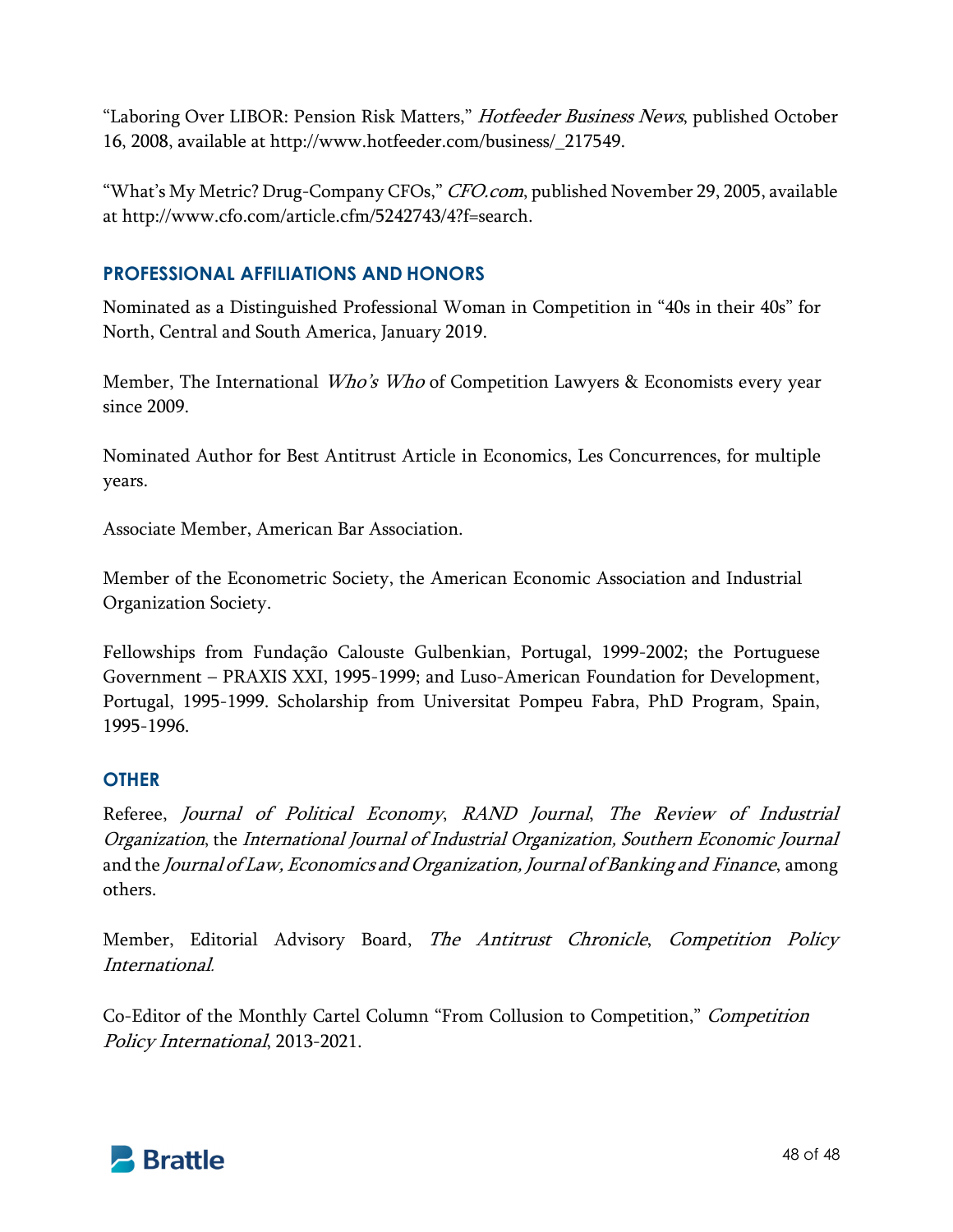"Laboring Over LIBOR: Pension Risk Matters," *Hotfeeder Business News*, published October 16, 2008, available at http://www.hotfeeder.com/business/_217549.

"What's My Metric? Drug-Company CFOs," *CFO.com*, published November 29, 2005, available at http://www.cfo.com/article.cfm/5242743/4?f=search.

## PROFESSIONAL AFFILIATIONS AND HONORS

Nominated as a Distinguished Professional Woman in Competition in "40s in their 40s" for North, Central and South America, January 2019.

Member, The International *Who's Who* of Competition Lawyers & Economists every year since 2009.

Nominated Author for Best Antitrust Article in Economics, Les Concurrences, for multiple years.

Associate Member, American Bar Association.

Member of the Econometric Society, the American Economic Association and Industrial Organization Society.

Fellowships from Fundação Calouste Gulbenkian, Portugal, 1999-2002; the Portuguese Government – PRAXIS XXI, 1995-1999; and Luso-American Foundation for Development, Portugal, 1995-1999. Scholarship from Universitat Pompeu Fabra, PhD Program, Spain, 1995-1996.

## OTHER

Referee, *Journal of Political Economy*, *RAND Journal*, *The Review of Industrial Organization*, the *International Journal of Industrial Organization, Southern Economic Journal* and the *Journal of Law, Economics and Organization, Journal of Banking and Finance*, among others.

Member, Editorial Advisory Board, *The Antitrust Chronicle*, *Competition Policy International*.

Co-Editor of the Monthly Cartel Column "From Collusion to Competition," *Competition Policy International*, 2013-2021.